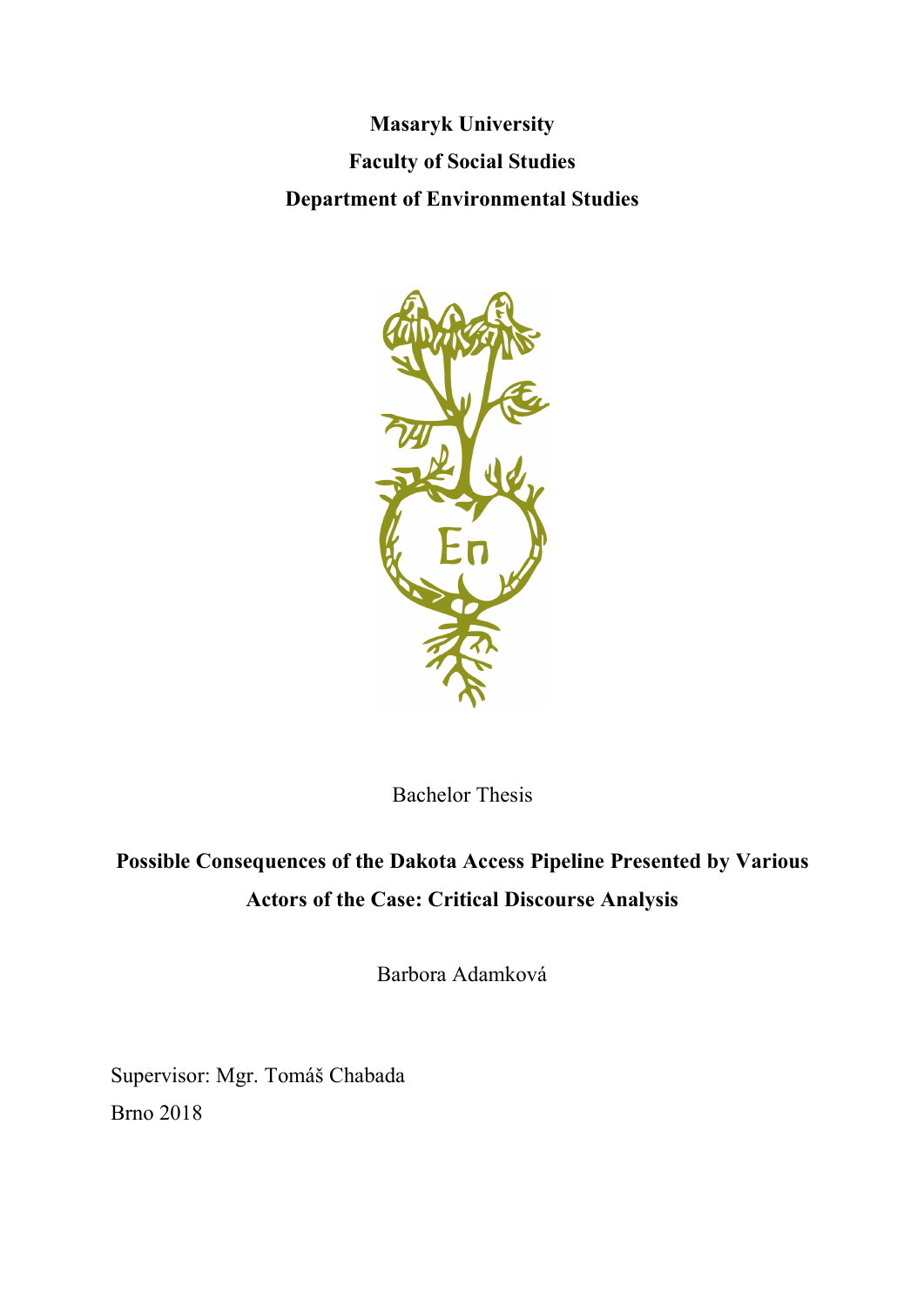**Masaryk University**

**Faculty of Social Studies**

**Department of Environmental Studies**

Bachelor Thesis

# Possible Consequences of the Dakota Access Pipeline Presented by Various Actors of the Case: Critical Discourse Analysis

Barbora Adamková

Supervisor: Mgr. Tomáš Chabada

Brno 2018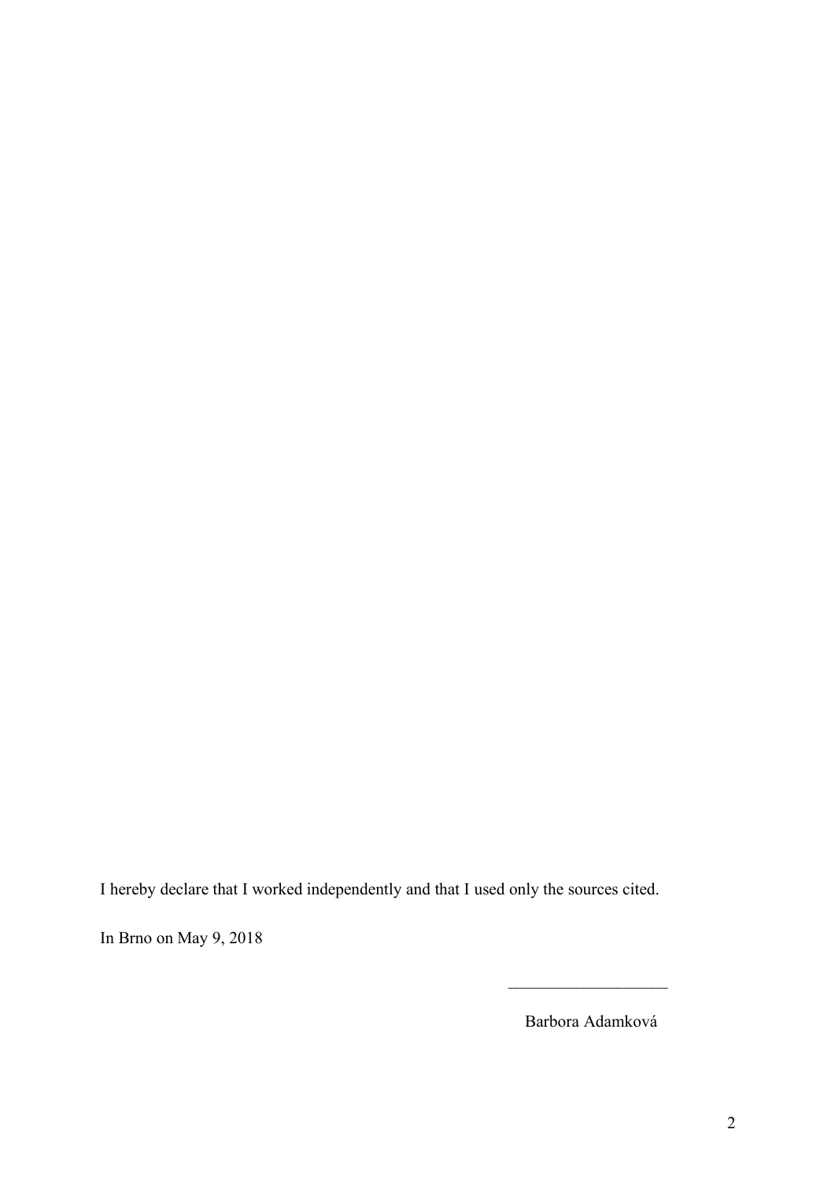I hereby declare that I worked independently and that I used only the sources cited.

In Brno on May 9, 2018

\_\_\_\_\_\_\_\_\_\_\_\_\_\_\_\_\_\_\_\_

Barbora Adamková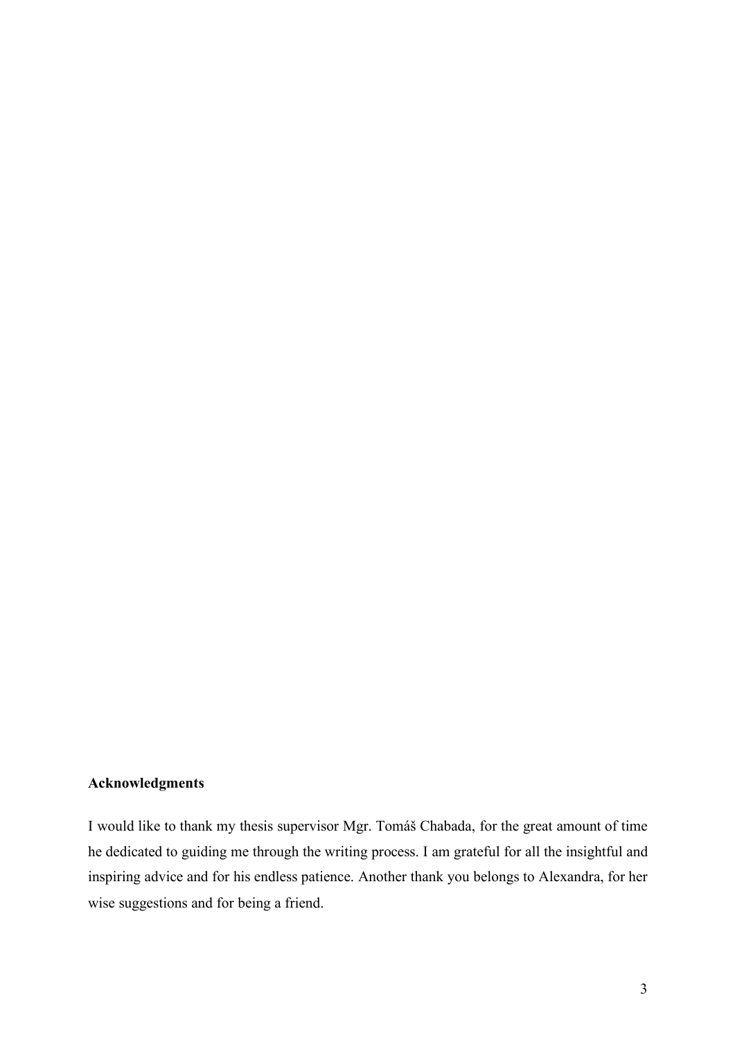**Acknowledgments**

I would like to thank my thesis supervisor Mgr. Tomáš Chabada, for the great amount of time he dedicated to guiding me through the writing process. I am grateful for all the insightful and inspiring advice and for his endless patience. Another thank you belongs to Alexandra, for her wise suggestions and for being a friend.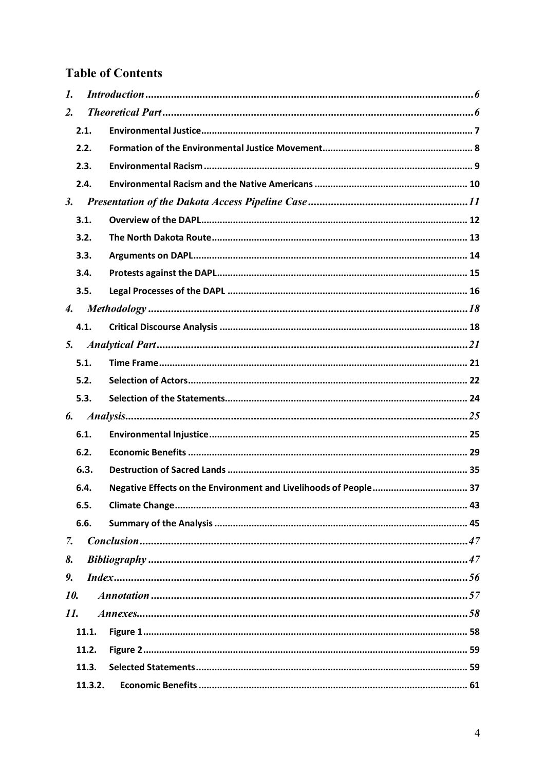## Table of Contents

1. *Introduction* .................................................................................................................. 6
2. *Theoretical Part* .............................................................................................................. 6
   - 2.1. **Environmental Justice** .................................................................................................... 7
   - 2.2. **Formation of the Environmental Justice Movement** ........................................................ 8
   - 2.3. **Environmental Racism** .................................................................................................. 9
   - 2.4. **Environmental Racism and the Native Americans** ......................................................... 10
3. *Presentation of the Dakota Access Pipeline Case* ...................................................... 11
   - 3.1. **Overview of the DAPL** .................................................................................................. 12
   - 3.2. **The North Dakota Route** .............................................................................................. 13
   - 3.3. **Arguments on DAPL** ..................................................................................................... 14
   - 3.4. **Protests against the DAPL** ............................................................................................ 15
   - 3.5. **Legal Processes of the DAPL** ........................................................................................ 16
4. *Methodology* ................................................................................................................ 18
   - 4.1. **Critical Discourse Analysis** ............................................................................................ 18
5. *Analytical Part* ............................................................................................................. 21
   - 5.1. **Time Frame** .................................................................................................................. 21
   - 5.2. **Selection of Actors** ....................................................................................................... 22
   - 5.3. **Selection of the Statements** .......................................................................................... 24
6. *Analysis* ........................................................................................................................ 25
   - 6.1. **Environmental Injustice** ................................................................................................ 25
   - 6.2. **Economic Benefits** ........................................................................................................ 29
   - 6.3. **Destruction of Sacred Lands** ......................................................................................... 35
   - 6.4. **Negative Effects on the Environment and Livelihoods of People** ................................... 37
   - 6.5. **Climate Change** ............................................................................................................ 43
   - 6.6. **Summary of the Analysis** .............................................................................................. 45
7. *Conclusion* ................................................................................................................... 47
8. *Bibliography* ................................................................................................................ 47
9. *Index* ............................................................................................................................ 56
10. *Annotation* ................................................................................................................. 57
11. *Annexes* ...................................................................................................................... 58
    - 11.1. **Figure 1** ....................................................................................................................... 58
    - 11.2. **Figure 2** ....................................................................................................................... 59
    - 11.3. **Selected Statements** ..................................................................................................... 59
    - 11.3.2. **Economic Benefits** ..................................................................................................... 61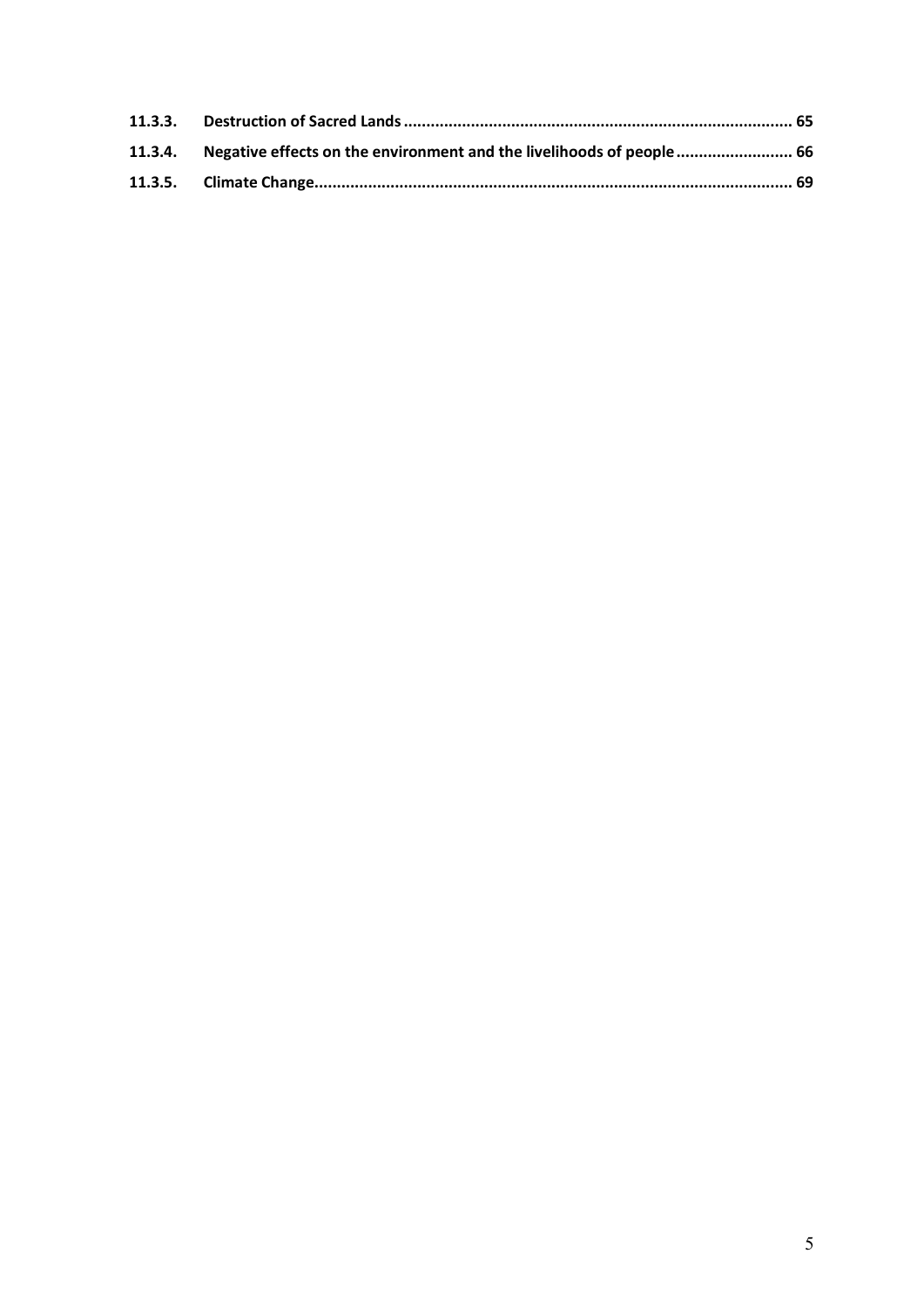**11.3.3. Destruction of Sacred Lands ..................................................................................... 65**

**11.3.4. Negative effects on the environment and the livelihoods of people ......................... 66**

**11.3.5. Climate Change.......................................................................................................... 69**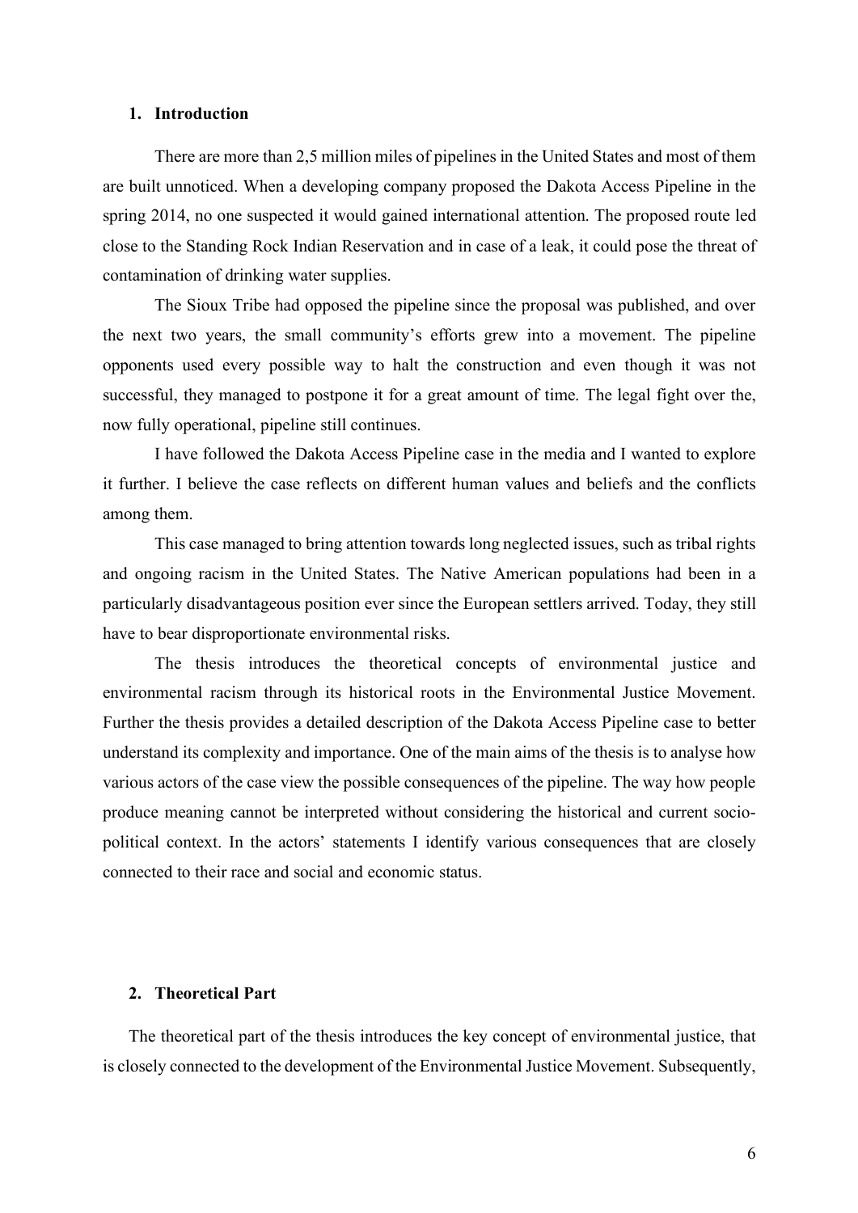## 1. Introduction

There are more than 2,5 million miles of pipelines in the United States and most of them are built unnoticed. When a developing company proposed the Dakota Access Pipeline in the spring 2014, no one suspected it would gained international attention. The proposed route led close to the Standing Rock Indian Reservation and in case of a leak, it could pose the threat of contamination of drinking water supplies.

The Sioux Tribe had opposed the pipeline since the proposal was published, and over the next two years, the small community's efforts grew into a movement. The pipeline opponents used every possible way to halt the construction and even though it was not successful, they managed to postpone it for a great amount of time. The legal fight over the, now fully operational, pipeline still continues.

I have followed the Dakota Access Pipeline case in the media and I wanted to explore it further. I believe the case reflects on different human values and beliefs and the conflicts among them.

This case managed to bring attention towards long neglected issues, such as tribal rights and ongoing racism in the United States. The Native American populations had been in a particularly disadvantageous position ever since the European settlers arrived. Today, they still have to bear disproportionate environmental risks.

The thesis introduces the theoretical concepts of environmental justice and environmental racism through its historical roots in the Environmental Justice Movement. Further the thesis provides a detailed description of the Dakota Access Pipeline case to better understand its complexity and importance. One of the main aims of the thesis is to analyse how various actors of the case view the possible consequences of the pipeline. The way how people produce meaning cannot be interpreted without considering the historical and current socio-political context. In the actors' statements I identify various consequences that are closely connected to their race and social and economic status.

## 2. Theoretical Part

The theoretical part of the thesis introduces the key concept of environmental justice, that is closely connected to the development of the Environmental Justice Movement. Subsequently,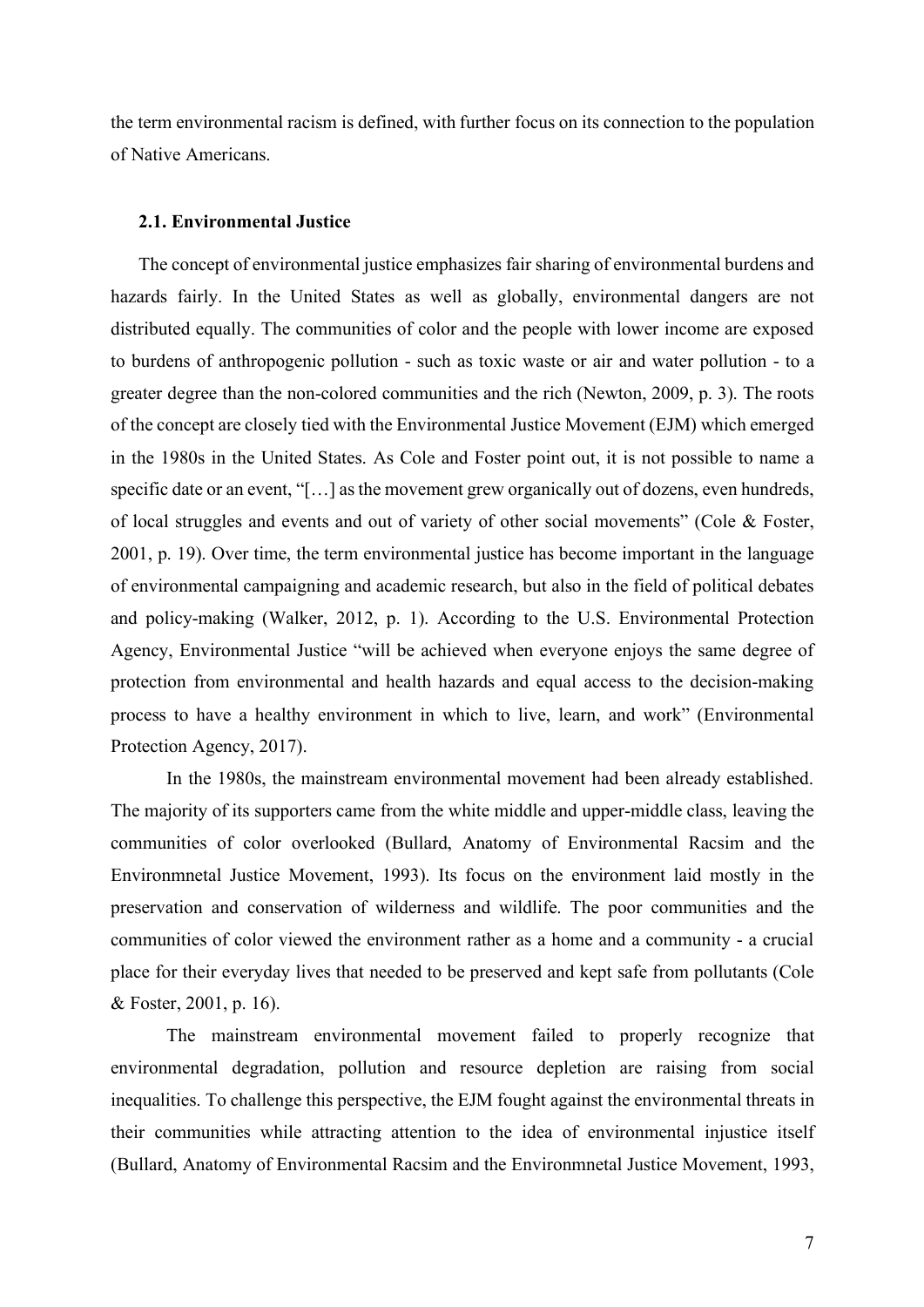the term environmental racism is defined, with further focus on its connection to the population of Native Americans.

### 2.1. Environmental Justice

The concept of environmental justice emphasizes fair sharing of environmental burdens and hazards fairly. In the United States as well as globally, environmental dangers are not distributed equally. The communities of color and the people with lower income are exposed to burdens of anthropogenic pollution - such as toxic waste or air and water pollution - to a greater degree than the non-colored communities and the rich (Newton, 2009, p. 3). The roots of the concept are closely tied with the Environmental Justice Movement (EJM) which emerged in the 1980s in the United States. As Cole and Foster point out, it is not possible to name a specific date or an event, "[…] as the movement grew organically out of dozens, even hundreds, of local struggles and events and out of variety of other social movements" (Cole & Foster, 2001, p. 19). Over time, the term environmental justice has become important in the language of environmental campaigning and academic research, but also in the field of political debates and policy-making (Walker, 2012, p. 1). According to the U.S. Environmental Protection Agency, Environmental Justice "will be achieved when everyone enjoys the same degree of protection from environmental and health hazards and equal access to the decision-making process to have a healthy environment in which to live, learn, and work" (Environmental Protection Agency, 2017).

In the 1980s, the mainstream environmental movement had been already established. The majority of its supporters came from the white middle and upper-middle class, leaving the communities of color overlooked (Bullard, Anatomy of Environmental Racsim and the Environmnetal Justice Movement, 1993). Its focus on the environment laid mostly in the preservation and conservation of wilderness and wildlife. The poor communities and the communities of color viewed the environment rather as a home and a community - a crucial place for their everyday lives that needed to be preserved and kept safe from pollutants (Cole & Foster, 2001, p. 16).

The mainstream environmental movement failed to properly recognize that environmental degradation, pollution and resource depletion are raising from social inequalities. To challenge this perspective, the EJM fought against the environmental threats in their communities while attracting attention to the idea of environmental injustice itself (Bullard, Anatomy of Environmental Racsim and the Environmnetal Justice Movement, 1993,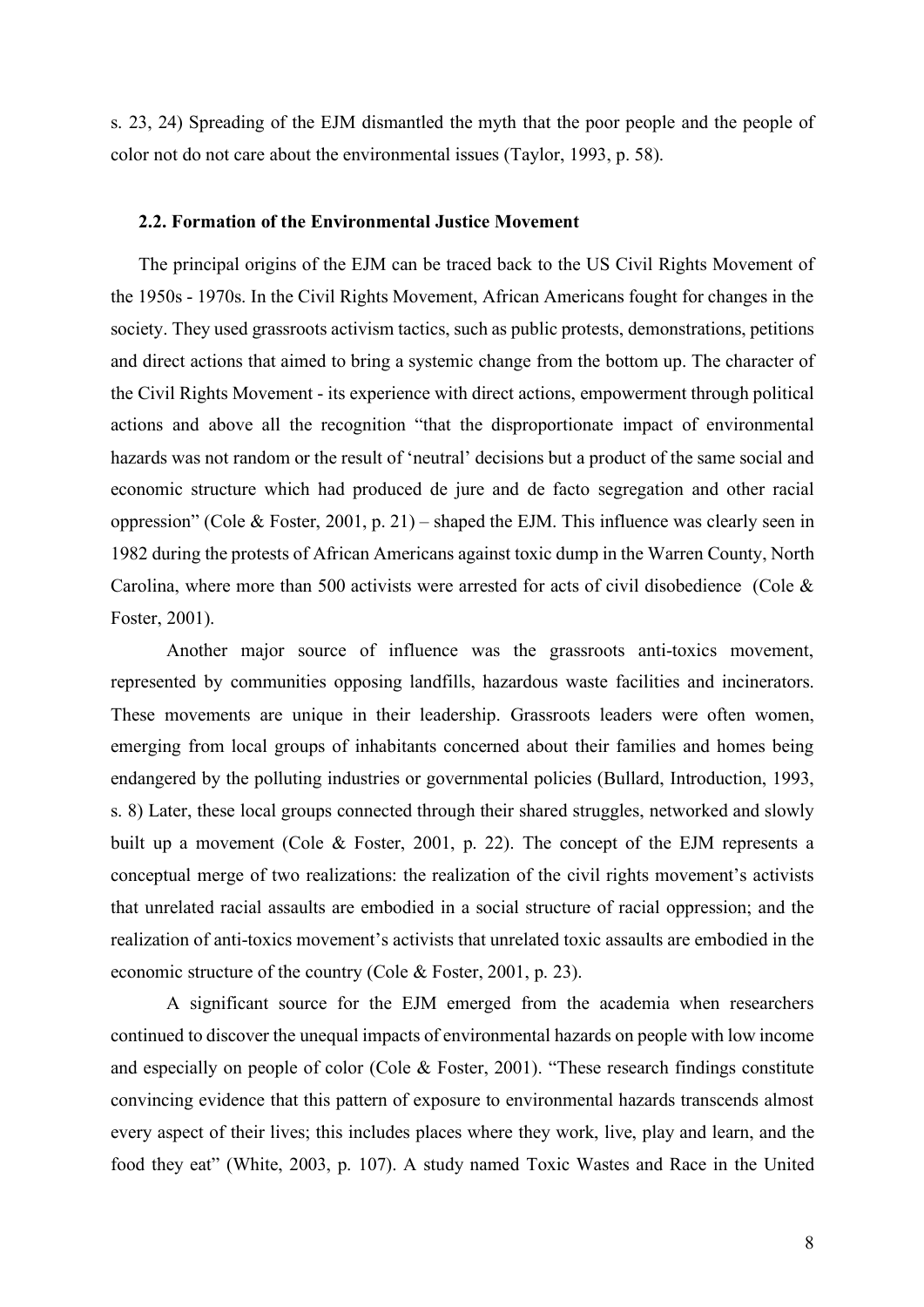s. 23, 24) Spreading of the EJM dismantled the myth that the poor people and the people of color not do not care about the environmental issues (Taylor, 1993, p. 58).

### 2.2. Formation of the Environmental Justice Movement

The principal origins of the EJM can be traced back to the US Civil Rights Movement of the 1950s - 1970s. In the Civil Rights Movement, African Americans fought for changes in the society. They used grassroots activism tactics, such as public protests, demonstrations, petitions and direct actions that aimed to bring a systemic change from the bottom up. The character of the Civil Rights Movement - its experience with direct actions, empowerment through political actions and above all the recognition "that the disproportionate impact of environmental hazards was not random or the result of 'neutral' decisions but a product of the same social and economic structure which had produced de jure and de facto segregation and other racial oppression" (Cole & Foster, 2001, p. 21) – shaped the EJM. This influence was clearly seen in 1982 during the protests of African Americans against toxic dump in the Warren County, North Carolina, where more than 500 activists were arrested for acts of civil disobedience (Cole & Foster, 2001).

Another major source of influence was the grassroots anti-toxics movement, represented by communities opposing landfills, hazardous waste facilities and incinerators. These movements are unique in their leadership. Grassroots leaders were often women, emerging from local groups of inhabitants concerned about their families and homes being endangered by the polluting industries or governmental policies (Bullard, Introduction, 1993, s. 8) Later, these local groups connected through their shared struggles, networked and slowly built up a movement (Cole & Foster, 2001, p. 22). The concept of the EJM represents a conceptual merge of two realizations: the realization of the civil rights movement's activists that unrelated racial assaults are embodied in a social structure of racial oppression; and the realization of anti-toxics movement's activists that unrelated toxic assaults are embodied in the economic structure of the country (Cole & Foster, 2001, p. 23).

A significant source for the EJM emerged from the academia when researchers continued to discover the unequal impacts of environmental hazards on people with low income and especially on people of color (Cole & Foster, 2001). "These research findings constitute convincing evidence that this pattern of exposure to environmental hazards transcends almost every aspect of their lives; this includes places where they work, live, play and learn, and the food they eat" (White, 2003, p. 107). A study named Toxic Wastes and Race in the United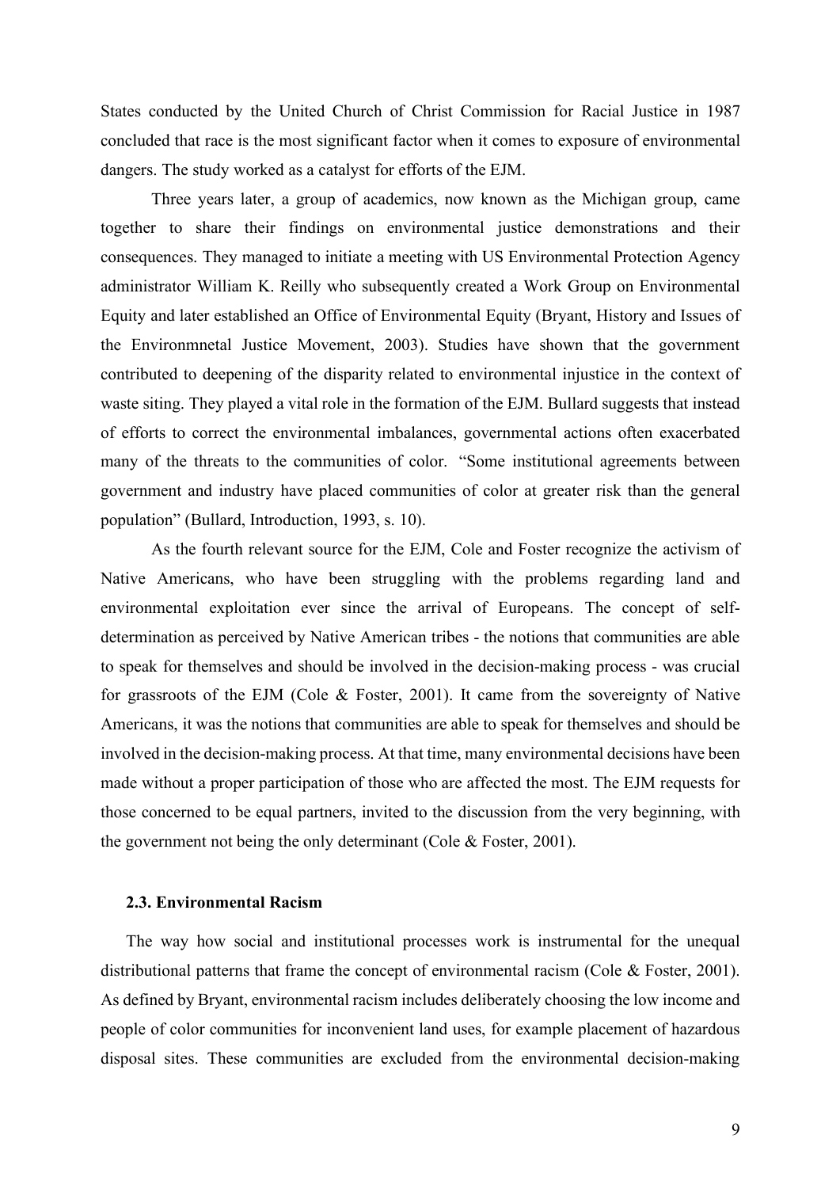States conducted by the United Church of Christ Commission for Racial Justice in 1987 concluded that race is the most significant factor when it comes to exposure of environmental dangers. The study worked as a catalyst for efforts of the EJM.

Three years later, a group of academics, now known as the Michigan group, came together to share their findings on environmental justice demonstrations and their consequences. They managed to initiate a meeting with US Environmental Protection Agency administrator William K. Reilly who subsequently created a Work Group on Environmental Equity and later established an Office of Environmental Equity (Bryant, History and Issues of the Environmnetal Justice Movement, 2003). Studies have shown that the government contributed to deepening of the disparity related to environmental injustice in the context of waste siting. They played a vital role in the formation of the EJM. Bullard suggests that instead of efforts to correct the environmental imbalances, governmental actions often exacerbated many of the threats to the communities of color. "Some institutional agreements between government and industry have placed communities of color at greater risk than the general population" (Bullard, Introduction, 1993, s. 10).

As the fourth relevant source for the EJM, Cole and Foster recognize the activism of Native Americans, who have been struggling with the problems regarding land and environmental exploitation ever since the arrival of Europeans. The concept of self-determination as perceived by Native American tribes - the notions that communities are able to speak for themselves and should be involved in the decision-making process - was crucial for grassroots of the EJM (Cole & Foster, 2001). It came from the sovereignty of Native Americans, it was the notions that communities are able to speak for themselves and should be involved in the decision-making process. At that time, many environmental decisions have been made without a proper participation of those who are affected the most. The EJM requests for those concerned to be equal partners, invited to the discussion from the very beginning, with the government not being the only determinant (Cole & Foster, 2001).

### 2.3. Environmental Racism

The way how social and institutional processes work is instrumental for the unequal distributional patterns that frame the concept of environmental racism (Cole & Foster, 2001). As defined by Bryant, environmental racism includes deliberately choosing the low income and people of color communities for inconvenient land uses, for example placement of hazardous disposal sites. These communities are excluded from the environmental decision-making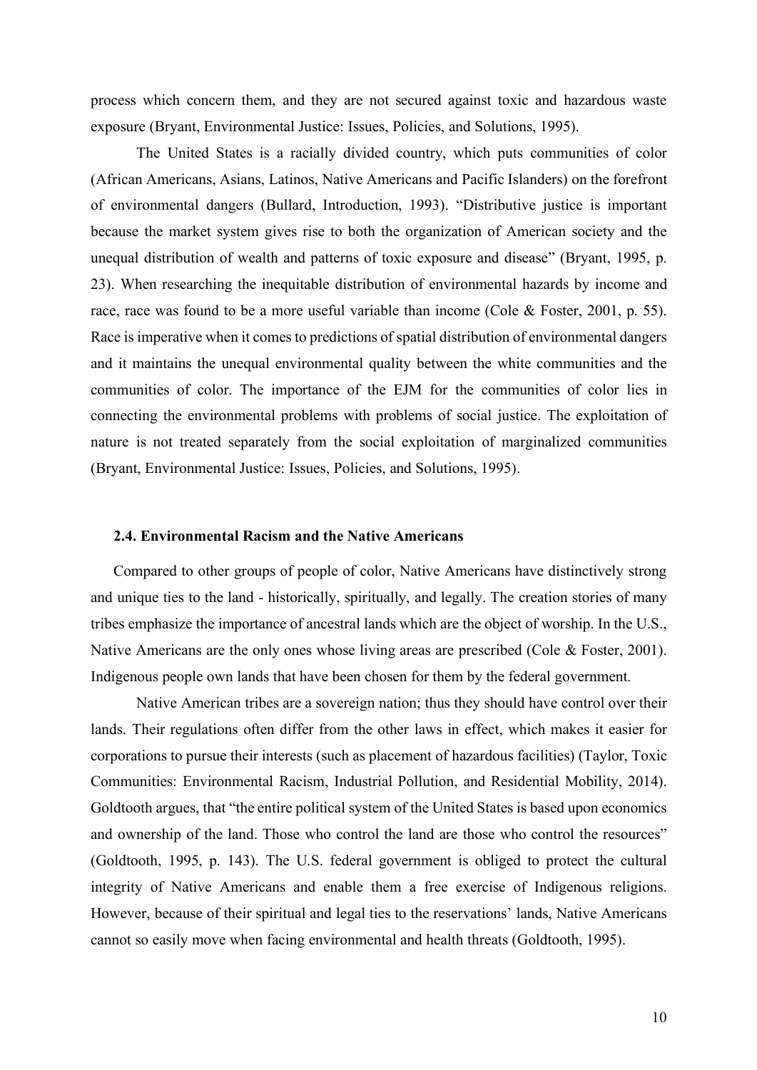process which concern them, and they are not secured against toxic and hazardous waste exposure (Bryant, Environmental Justice: Issues, Policies, and Solutions, 1995).

The United States is a racially divided country, which puts communities of color (African Americans, Asians, Latinos, Native Americans and Pacific Islanders) on the forefront of environmental dangers (Bullard, Introduction, 1993). "Distributive justice is important because the market system gives rise to both the organization of American society and the unequal distribution of wealth and patterns of toxic exposure and disease" (Bryant, 1995, p. 23). When researching the inequitable distribution of environmental hazards by income and race, race was found to be a more useful variable than income (Cole & Foster, 2001, p. 55). Race is imperative when it comes to predictions of spatial distribution of environmental dangers and it maintains the unequal environmental quality between the white communities and the communities of color. The importance of the EJM for the communities of color lies in connecting the environmental problems with problems of social justice. The exploitation of nature is not treated separately from the social exploitation of marginalized communities (Bryant, Environmental Justice: Issues, Policies, and Solutions, 1995).

### 2.4. Environmental Racism and the Native Americans

Compared to other groups of people of color, Native Americans have distinctively strong and unique ties to the land - historically, spiritually, and legally. The creation stories of many tribes emphasize the importance of ancestral lands which are the object of worship. In the U.S., Native Americans are the only ones whose living areas are prescribed (Cole & Foster, 2001). Indigenous people own lands that have been chosen for them by the federal government.

Native American tribes are a sovereign nation; thus they should have control over their lands. Their regulations often differ from the other laws in effect, which makes it easier for corporations to pursue their interests (such as placement of hazardous facilities) (Taylor, Toxic Communities: Environmental Racism, Industrial Pollution, and Residential Mobility, 2014). Goldtooth argues, that "the entire political system of the United States is based upon economics and ownership of the land. Those who control the land are those who control the resources" (Goldtooth, 1995, p. 143). The U.S. federal government is obliged to protect the cultural integrity of Native Americans and enable them a free exercise of Indigenous religions. However, because of their spiritual and legal ties to the reservations' lands, Native Americans cannot so easily move when facing environmental and health threats (Goldtooth, 1995).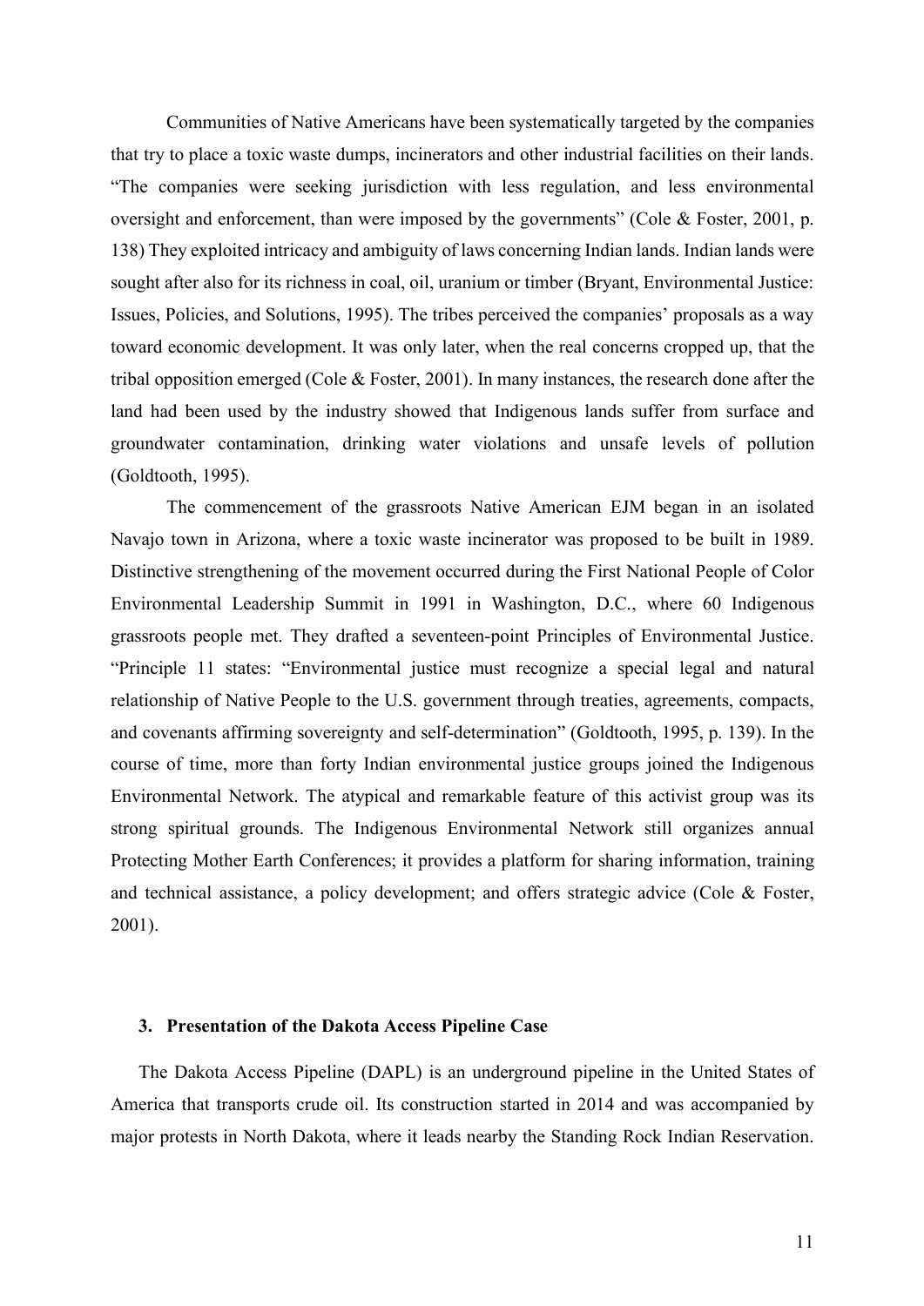Communities of Native Americans have been systematically targeted by the companies that try to place a toxic waste dumps, incinerators and other industrial facilities on their lands. “The companies were seeking jurisdiction with less regulation, and less environmental oversight and enforcement, than were imposed by the governments” (Cole & Foster, 2001, p. 138) They exploited intricacy and ambiguity of laws concerning Indian lands. Indian lands were sought after also for its richness in coal, oil, uranium or timber (Bryant, Environmental Justice: Issues, Policies, and Solutions, 1995). The tribes perceived the companies’ proposals as a way toward economic development. It was only later, when the real concerns cropped up, that the tribal opposition emerged (Cole & Foster, 2001). In many instances, the research done after the land had been used by the industry showed that Indigenous lands suffer from surface and groundwater contamination, drinking water violations and unsafe levels of pollution (Goldtooth, 1995).

The commencement of the grassroots Native American EJM began in an isolated Navajo town in Arizona, where a toxic waste incinerator was proposed to be built in 1989. Distinctive strengthening of the movement occurred during the First National People of Color Environmental Leadership Summit in 1991 in Washington, D.C., where 60 Indigenous grassroots people met. They drafted a seventeen-point Principles of Environmental Justice. “Principle 11 states: “Environmental justice must recognize a special legal and natural relationship of Native People to the U.S. government through treaties, agreements, compacts, and covenants affirming sovereignty and self-determination” (Goldtooth, 1995, p. 139). In the course of time, more than forty Indian environmental justice groups joined the Indigenous Environmental Network. The atypical and remarkable feature of this activist group was its strong spiritual grounds. The Indigenous Environmental Network still organizes annual Protecting Mother Earth Conferences; it provides a platform for sharing information, training and technical assistance, a policy development; and offers strategic advice (Cole & Foster, 2001).

## 3. Presentation of the Dakota Access Pipeline Case

The Dakota Access Pipeline (DAPL) is an underground pipeline in the United States of America that transports crude oil. Its construction started in 2014 and was accompanied by major protests in North Dakota, where it leads nearby the Standing Rock Indian Reservation.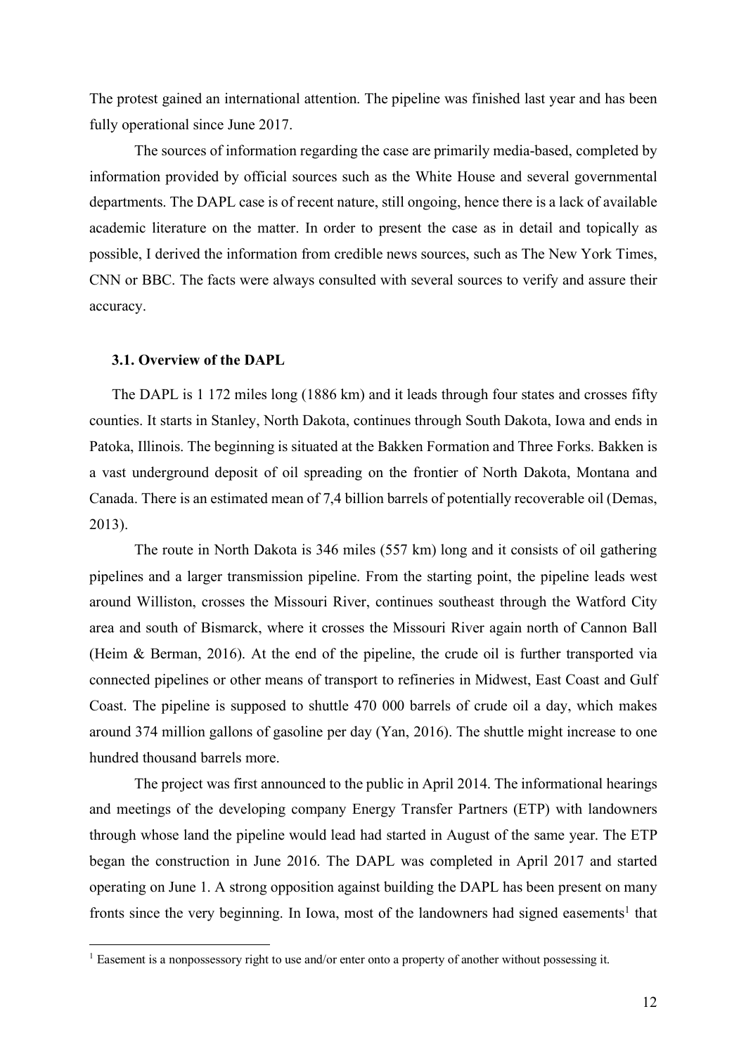The protest gained an international attention. The pipeline was finished last year and has been fully operational since June 2017.

The sources of information regarding the case are primarily media-based, completed by information provided by official sources such as the White House and several governmental departments. The DAPL case is of recent nature, still ongoing, hence there is a lack of available academic literature on the matter. In order to present the case as in detail and topically as possible, I derived the information from credible news sources, such as The New York Times, CNN or BBC. The facts were always consulted with several sources to verify and assure their accuracy.

### 3.1. Overview of the DAPL

The DAPL is 1 172 miles long (1886 km) and it leads through four states and crosses fifty counties. It starts in Stanley, North Dakota, continues through South Dakota, Iowa and ends in Patoka, Illinois. The beginning is situated at the Bakken Formation and Three Forks. Bakken is a vast underground deposit of oil spreading on the frontier of North Dakota, Montana and Canada. There is an estimated mean of 7,4 billion barrels of potentially recoverable oil (Demas, 2013).

The route in North Dakota is 346 miles (557 km) long and it consists of oil gathering pipelines and a larger transmission pipeline. From the starting point, the pipeline leads west around Williston, crosses the Missouri River, continues southeast through the Watford City area and south of Bismarck, where it crosses the Missouri River again north of Cannon Ball (Heim & Berman, 2016). At the end of the pipeline, the crude oil is further transported via connected pipelines or other means of transport to refineries in Midwest, East Coast and Gulf Coast. The pipeline is supposed to shuttle 470 000 barrels of crude oil a day, which makes around 374 million gallons of gasoline per day (Yan, 2016). The shuttle might increase to one hundred thousand barrels more.

The project was first announced to the public in April 2014. The informational hearings and meetings of the developing company Energy Transfer Partners (ETP) with landowners through whose land the pipeline would lead had started in August of the same year. The ETP began the construction in June 2016. The DAPL was completed in April 2017 and started operating on June 1. A strong opposition against building the DAPL has been present on many fronts since the very beginning. In Iowa, most of the landowners had signed easements[1] that

[1] Easement is a nonpossessory right to use and/or enter onto a property of another without possessing it.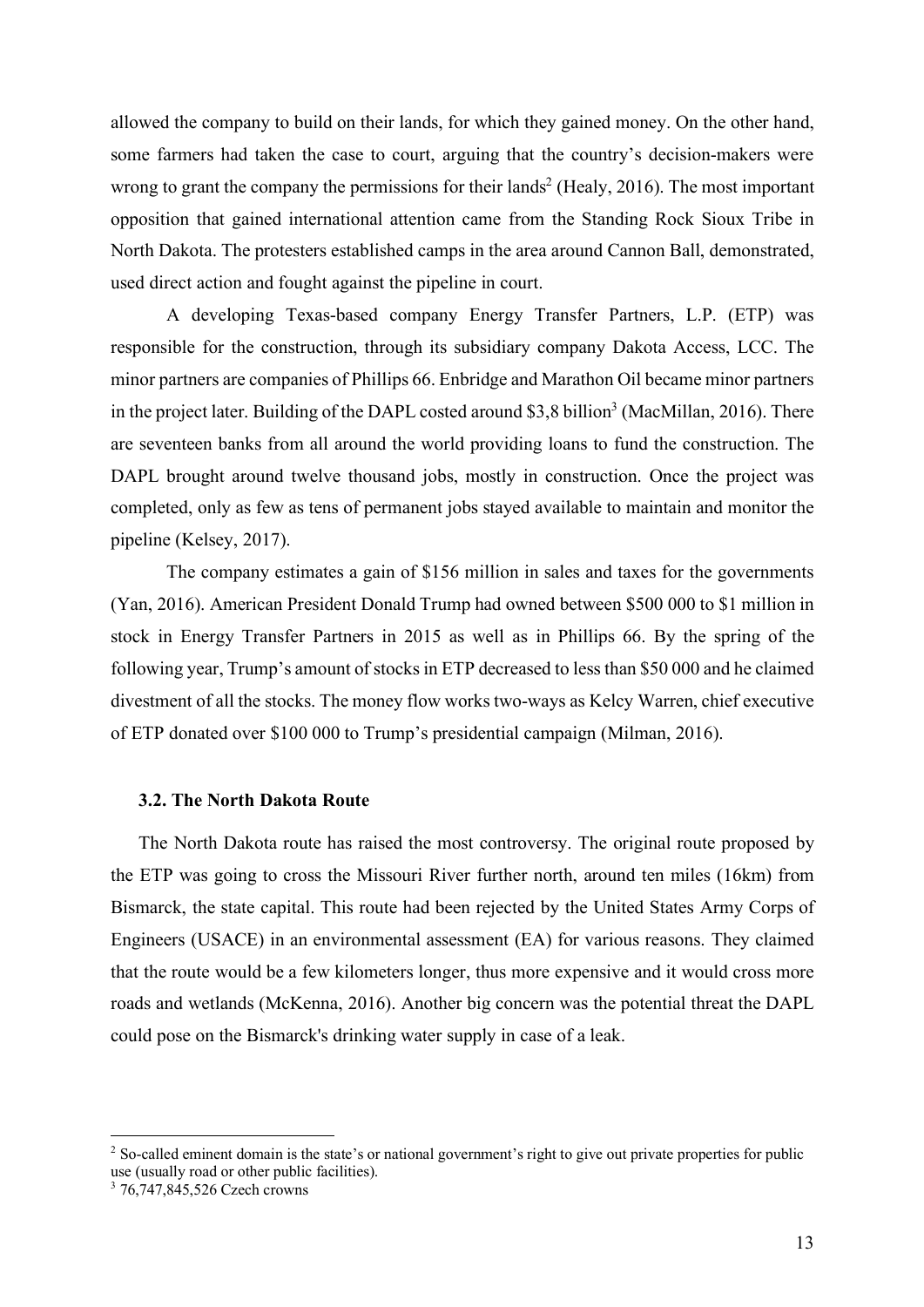allowed the company to build on their lands, for which they gained money. On the other hand, some farmers had taken the case to court, arguing that the country's decision-makers were wrong to grant the company the permissions for their lands[2] (Healy, 2016). The most important opposition that gained international attention came from the Standing Rock Sioux Tribe in North Dakota. The protesters established camps in the area around Cannon Ball, demonstrated, used direct action and fought against the pipeline in court.

A developing Texas-based company Energy Transfer Partners, L.P. (ETP) was responsible for the construction, through its subsidiary company Dakota Access, LCC. The minor partners are companies of Phillips 66. Enbridge and Marathon Oil became minor partners in the project later. Building of the DAPL costed around $3,8 billion[3] (MacMillan, 2016). There are seventeen banks from all around the world providing loans to fund the construction. The DAPL brought around twelve thousand jobs, mostly in construction. Once the project was completed, only as few as tens of permanent jobs stayed available to maintain and monitor the pipeline (Kelsey, 2017).

The company estimates a gain of $156 million in sales and taxes for the governments (Yan, 2016). American President Donald Trump had owned between $500 000 to $1 million in stock in Energy Transfer Partners in 2015 as well as in Phillips 66. By the spring of the following year, Trump's amount of stocks in ETP decreased to less than $50 000 and he claimed divestment of all the stocks. The money flow works two-ways as Kelcy Warren, chief executive of ETP donated over $100 000 to Trump's presidential campaign (Milman, 2016).

### 3.2. The North Dakota Route

The North Dakota route has raised the most controversy. The original route proposed by the ETP was going to cross the Missouri River further north, around ten miles (16km) from Bismarck, the state capital. This route had been rejected by the United States Army Corps of Engineers (USACE) in an environmental assessment (EA) for various reasons. They claimed that the route would be a few kilometers longer, thus more expensive and it would cross more roads and wetlands (McKenna, 2016). Another big concern was the potential threat the DAPL could pose on the Bismarck's drinking water supply in case of a leak.

---

[2] So-called eminent domain is the state's or national government's right to give out private properties for public use (usually road or other public facilities).

[3] 76,747,845,526 Czech crowns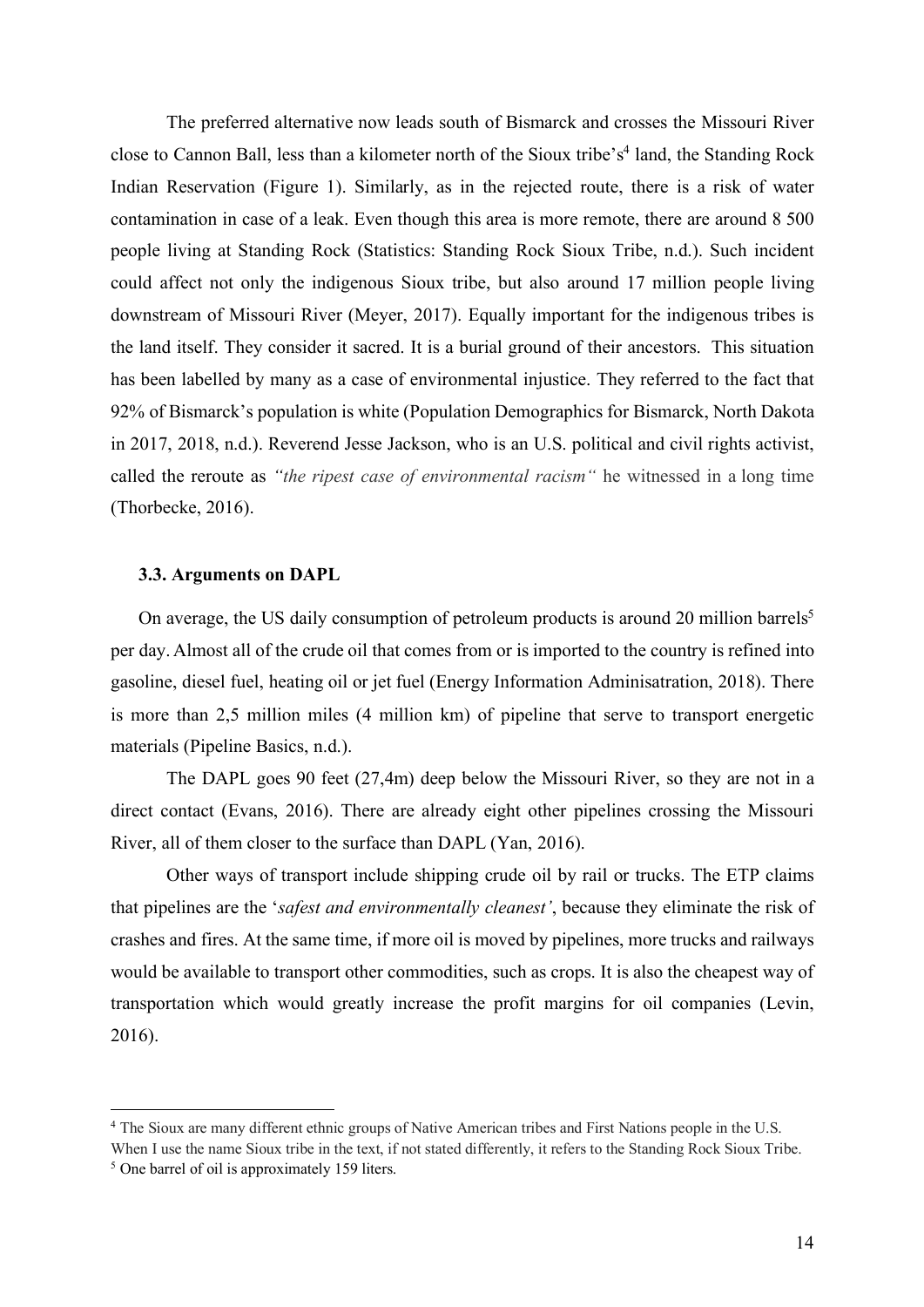The preferred alternative now leads south of Bismarck and crosses the Missouri River close to Cannon Ball, less than a kilometer north of the Sioux tribe's[4] land, the Standing Rock Indian Reservation (Figure 1). Similarly, as in the rejected route, there is a risk of water contamination in case of a leak. Even though this area is more remote, there are around 8 500 people living at Standing Rock (Statistics: Standing Rock Sioux Tribe, n.d.). Such incident could affect not only the indigenous Sioux tribe, but also around 17 million people living downstream of Missouri River (Meyer, 2017). Equally important for the indigenous tribes is the land itself. They consider it sacred. It is a burial ground of their ancestors. This situation has been labelled by many as a case of environmental injustice. They referred to the fact that 92% of Bismarck's population is white (Population Demographics for Bismarck, North Dakota in 2017, 2018, n.d.). Reverend Jesse Jackson, who is an U.S. political and civil rights activist, called the reroute as *"the ripest case of environmental racism"* he witnessed in a long time (Thorbecke, 2016).

### 3.3. Arguments on DAPL

On average, the US daily consumption of petroleum products is around 20 million barrels[5] per day. Almost all of the crude oil that comes from or is imported to the country is refined into gasoline, diesel fuel, heating oil or jet fuel (Energy Information Adminisatration, 2018). There is more than 2,5 million miles (4 million km) of pipeline that serve to transport energetic materials (Pipeline Basics, n.d.).

The DAPL goes 90 feet (27,4m) deep below the Missouri River, so they are not in a direct contact (Evans, 2016). There are already eight other pipelines crossing the Missouri River, all of them closer to the surface than DAPL (Yan, 2016).

Other ways of transport include shipping crude oil by rail or trucks. The ETP claims that pipelines are the '*safest and environmentally cleanest'*, because they eliminate the risk of crashes and fires. At the same time, if more oil is moved by pipelines, more trucks and railways would be available to transport other commodities, such as crops. It is also the cheapest way of transportation which would greatly increase the profit margins for oil companies (Levin, 2016).

---

[4] The Sioux are many different ethnic groups of Native American tribes and First Nations people in the U.S. When I use the name Sioux tribe in the text, if not stated differently, it refers to the Standing Rock Sioux Tribe.

[5] One barrel of oil is approximately 159 liters.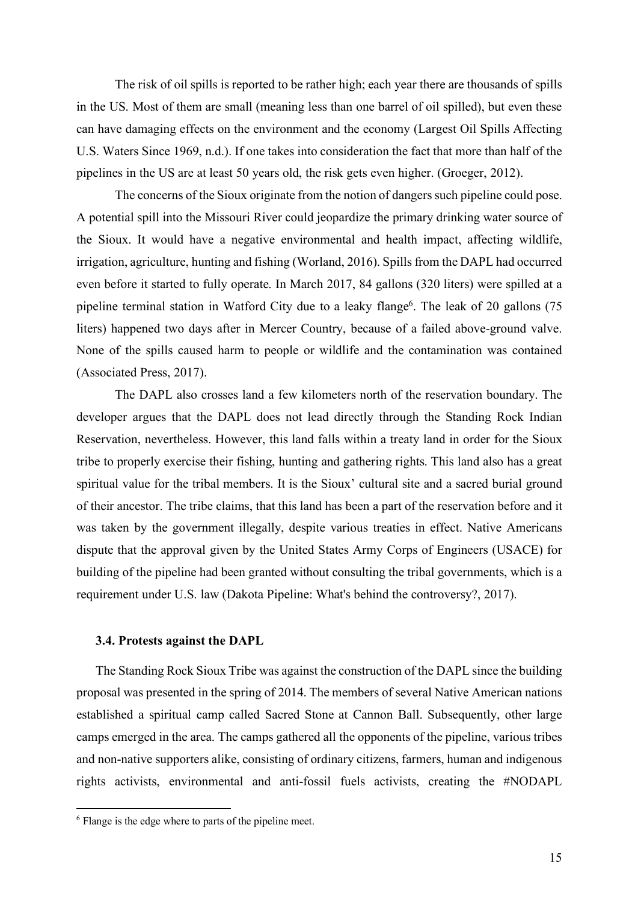The risk of oil spills is reported to be rather high; each year there are thousands of spills in the US. Most of them are small (meaning less than one barrel of oil spilled), but even these can have damaging effects on the environment and the economy (Largest Oil Spills Affecting U.S. Waters Since 1969, n.d.). If one takes into consideration the fact that more than half of the pipelines in the US are at least 50 years old, the risk gets even higher. (Groeger, 2012).

The concerns of the Sioux originate from the notion of dangers such pipeline could pose. A potential spill into the Missouri River could jeopardize the primary drinking water source of the Sioux. It would have a negative environmental and health impact, affecting wildlife, irrigation, agriculture, hunting and fishing (Worland, 2016). Spills from the DAPL had occurred even before it started to fully operate. In March 2017, 84 gallons (320 liters) were spilled at a pipeline terminal station in Watford City due to a leaky flange[6]. The leak of 20 gallons (75 liters) happened two days after in Mercer Country, because of a failed above-ground valve. None of the spills caused harm to people or wildlife and the contamination was contained (Associated Press, 2017).

The DAPL also crosses land a few kilometers north of the reservation boundary. The developer argues that the DAPL does not lead directly through the Standing Rock Indian Reservation, nevertheless. However, this land falls within a treaty land in order for the Sioux tribe to properly exercise their fishing, hunting and gathering rights. This land also has a great spiritual value for the tribal members. It is the Sioux' cultural site and a sacred burial ground of their ancestor. The tribe claims, that this land has been a part of the reservation before and it was taken by the government illegally, despite various treaties in effect. Native Americans dispute that the approval given by the United States Army Corps of Engineers (USACE) for building of the pipeline had been granted without consulting the tribal governments, which is a requirement under U.S. law (Dakota Pipeline: What's behind the controversy?, 2017).

### 3.4. Protests against the DAPL

The Standing Rock Sioux Tribe was against the construction of the DAPL since the building proposal was presented in the spring of 2014. The members of several Native American nations established a spiritual camp called Sacred Stone at Cannon Ball. Subsequently, other large camps emerged in the area. The camps gathered all the opponents of the pipeline, various tribes and non-native supporters alike, consisting of ordinary citizens, farmers, human and indigenous rights activists, environmental and anti-fossil fuels activists, creating the #NODAPL

---

[6] Flange is the edge where to parts of the pipeline meet.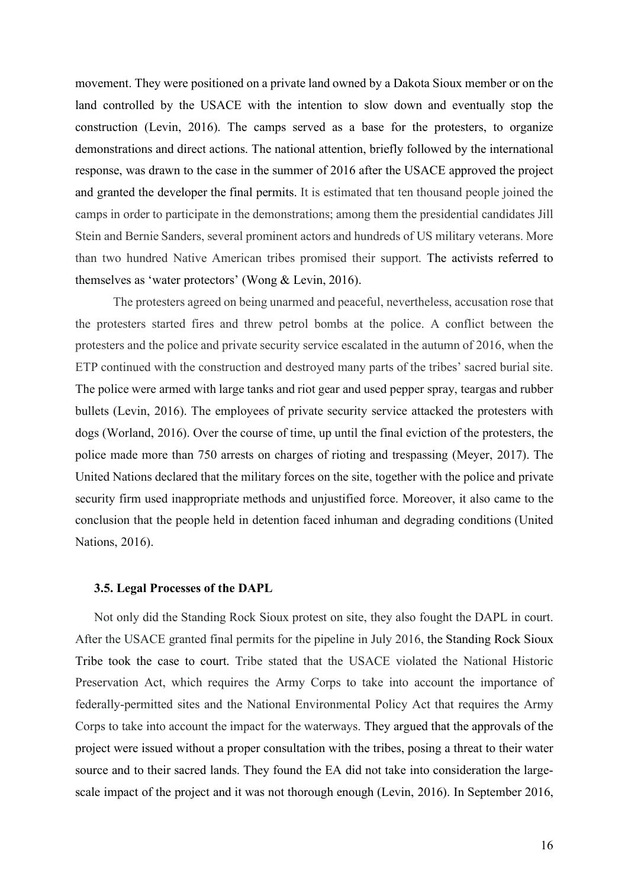movement. They were positioned on a private land owned by a Dakota Sioux member or on the land controlled by the USACE with the intention to slow down and eventually stop the construction (Levin, 2016). The camps served as a base for the protesters, to organize demonstrations and direct actions. The national attention, briefly followed by the international response, was drawn to the case in the summer of 2016 after the USACE approved the project and granted the developer the final permits. It is estimated that ten thousand people joined the camps in order to participate in the demonstrations; among them the presidential candidates Jill Stein and Bernie Sanders, several prominent actors and hundreds of US military veterans. More than two hundred Native American tribes promised their support. The activists referred to themselves as 'water protectors' (Wong & Levin, 2016).

The protesters agreed on being unarmed and peaceful, nevertheless, accusation rose that the protesters started fires and threw petrol bombs at the police. A conflict between the protesters and the police and private security service escalated in the autumn of 2016, when the ETP continued with the construction and destroyed many parts of the tribes' sacred burial site. The police were armed with large tanks and riot gear and used pepper spray, teargas and rubber bullets (Levin, 2016). The employees of private security service attacked the protesters with dogs (Worland, 2016). Over the course of time, up until the final eviction of the protesters, the police made more than 750 arrests on charges of rioting and trespassing (Meyer, 2017). The United Nations declared that the military forces on the site, together with the police and private security firm used inappropriate methods and unjustified force. Moreover, it also came to the conclusion that the people held in detention faced inhuman and degrading conditions (United Nations, 2016).

### 3.5. Legal Processes of the DAPL

Not only did the Standing Rock Sioux protest on site, they also fought the DAPL in court. After the USACE granted final permits for the pipeline in July 2016, the Standing Rock Sioux Tribe took the case to court. Tribe stated that the USACE violated the National Historic Preservation Act, which requires the Army Corps to take into account the importance of federally-permitted sites and the National Environmental Policy Act that requires the Army Corps to take into account the impact for the waterways. They argued that the approvals of the project were issued without a proper consultation with the tribes, posing a threat to their water source and to their sacred lands. They found the EA did not take into consideration the large-scale impact of the project and it was not thorough enough (Levin, 2016). In September 2016,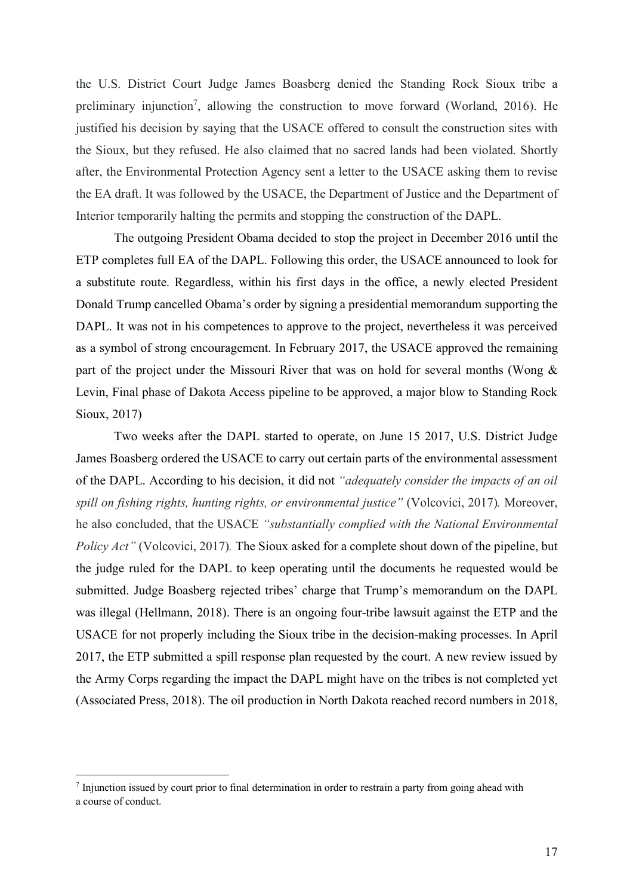the U.S. District Court Judge James Boasberg denied the Standing Rock Sioux tribe a preliminary injunction[7], allowing the construction to move forward (Worland, 2016). He justified his decision by saying that the USACE offered to consult the construction sites with the Sioux, but they refused. He also claimed that no sacred lands had been violated. Shortly after, the Environmental Protection Agency sent a letter to the USACE asking them to revise the EA draft. It was followed by the USACE, the Department of Justice and the Department of Interior temporarily halting the permits and stopping the construction of the DAPL.

The outgoing President Obama decided to stop the project in December 2016 until the ETP completes full EA of the DAPL. Following this order, the USACE announced to look for a substitute route. Regardless, within his first days in the office, a newly elected President Donald Trump cancelled Obama's order by signing a presidential memorandum supporting the DAPL. It was not in his competences to approve to the project, nevertheless it was perceived as a symbol of strong encouragement. In February 2017, the USACE approved the remaining part of the project under the Missouri River that was on hold for several months (Wong & Levin, Final phase of Dakota Access pipeline to be approved, a major blow to Standing Rock Sioux, 2017)

Two weeks after the DAPL started to operate, on June 15 2017, U.S. District Judge James Boasberg ordered the USACE to carry out certain parts of the environmental assessment of the DAPL. According to his decision, it did not *"adequately consider the impacts of an oil spill on fishing rights, hunting rights, or environmental justice"* (Volcovici, 2017). Moreover, he also concluded, that the USACE *"substantially complied with the National Environmental Policy Act"* (Volcovici, 2017). The Sioux asked for a complete shout down of the pipeline, but the judge ruled for the DAPL to keep operating until the documents he requested would be submitted. Judge Boasberg rejected tribes' charge that Trump's memorandum on the DAPL was illegal (Hellmann, 2018). There is an ongoing four-tribe lawsuit against the ETP and the USACE for not properly including the Sioux tribe in the decision-making processes. In April 2017, the ETP submitted a spill response plan requested by the court. A new review issued by the Army Corps regarding the impact the DAPL might have on the tribes is not completed yet (Associated Press, 2018). The oil production in North Dakota reached record numbers in 2018,

[7] Injunction issued by court prior to final determination in order to restrain a party from going ahead with a course of conduct.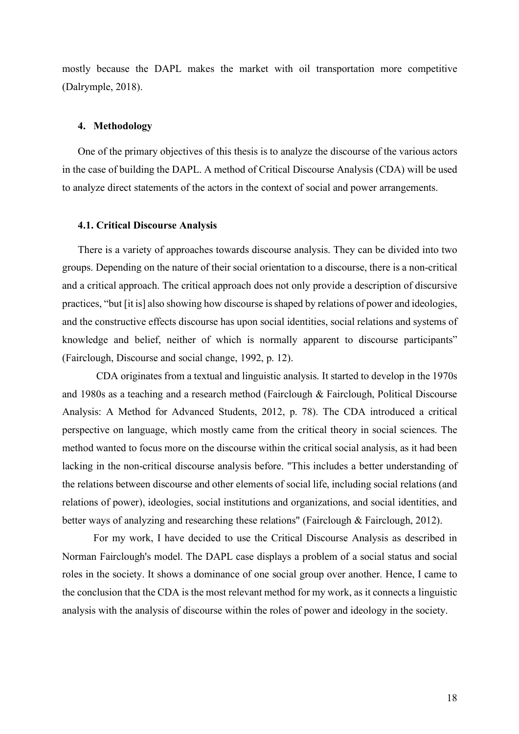mostly because the DAPL makes the market with oil transportation more competitive (Dalrymple, 2018).

## 4. Methodology

One of the primary objectives of this thesis is to analyze the discourse of the various actors in the case of building the DAPL. A method of Critical Discourse Analysis (CDA) will be used to analyze direct statements of the actors in the context of social and power arrangements.

### 4.1. Critical Discourse Analysis

There is a variety of approaches towards discourse analysis. They can be divided into two groups. Depending on the nature of their social orientation to a discourse, there is a non-critical and a critical approach. The critical approach does not only provide a description of discursive practices, "but [it is] also showing how discourse is shaped by relations of power and ideologies, and the constructive effects discourse has upon social identities, social relations and systems of knowledge and belief, neither of which is normally apparent to discourse participants" (Fairclough, Discourse and social change, 1992, p. 12).

CDA originates from a textual and linguistic analysis. It started to develop in the 1970s and 1980s as a teaching and a research method (Fairclough & Fairclough, Political Discourse Analysis: A Method for Advanced Students, 2012, p. 78). The CDA introduced a critical perspective on language, which mostly came from the critical theory in social sciences. The method wanted to focus more on the discourse within the critical social analysis, as it had been lacking in the non-critical discourse analysis before. "This includes a better understanding of the relations between discourse and other elements of social life, including social relations (and relations of power), ideologies, social institutions and organizations, and social identities, and better ways of analyzing and researching these relations" (Fairclough & Fairclough, 2012).

For my work, I have decided to use the Critical Discourse Analysis as described in Norman Fairclough's model. The DAPL case displays a problem of a social status and social roles in the society. It shows a dominance of one social group over another. Hence, I came to the conclusion that the CDA is the most relevant method for my work, as it connects a linguistic analysis with the analysis of discourse within the roles of power and ideology in the society.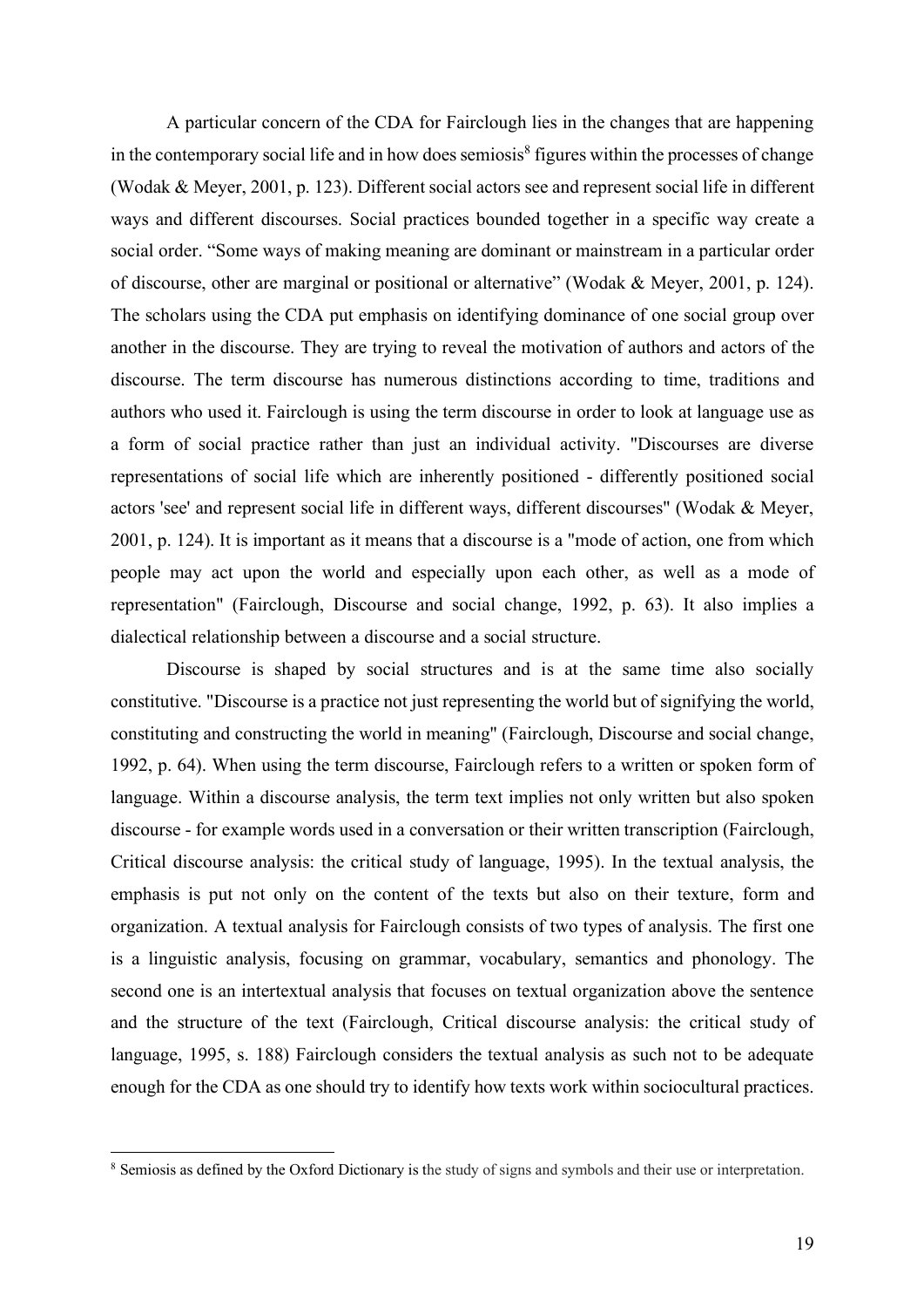A particular concern of the CDA for Fairclough lies in the changes that are happening in the contemporary social life and in how does semiosis[8] figures within the processes of change (Wodak & Meyer, 2001, p. 123). Different social actors see and represent social life in different ways and different discourses. Social practices bounded together in a specific way create a social order. "Some ways of making meaning are dominant or mainstream in a particular order of discourse, other are marginal or positional or alternative" (Wodak & Meyer, 2001, p. 124). The scholars using the CDA put emphasis on identifying dominance of one social group over another in the discourse. They are trying to reveal the motivation of authors and actors of the discourse. The term discourse has numerous distinctions according to time, traditions and authors who used it. Fairclough is using the term discourse in order to look at language use as a form of social practice rather than just an individual activity. "Discourses are diverse representations of social life which are inherently positioned - differently positioned social actors 'see' and represent social life in different ways, different discourses" (Wodak & Meyer, 2001, p. 124). It is important as it means that a discourse is a "mode of action, one from which people may act upon the world and especially upon each other, as well as a mode of representation" (Fairclough, Discourse and social change, 1992, p. 63). It also implies a dialectical relationship between a discourse and a social structure.

Discourse is shaped by social structures and is at the same time also socially constitutive. "Discourse is a practice not just representing the world but of signifying the world, constituting and constructing the world in meaning" (Fairclough, Discourse and social change, 1992, p. 64). When using the term discourse, Fairclough refers to a written or spoken form of language. Within a discourse analysis, the term text implies not only written but also spoken discourse - for example words used in a conversation or their written transcription (Fairclough, Critical discourse analysis: the critical study of language, 1995). In the textual analysis, the emphasis is put not only on the content of the texts but also on their texture, form and organization. A textual analysis for Fairclough consists of two types of analysis. The first one is a linguistic analysis, focusing on grammar, vocabulary, semantics and phonology. The second one is an intertextual analysis that focuses on textual organization above the sentence and the structure of the text (Fairclough, Critical discourse analysis: the critical study of language, 1995, s. 188) Fairclough considers the textual analysis as such not to be adequate enough for the CDA as one should try to identify how texts work within sociocultural practices.

[8] Semiosis as defined by the Oxford Dictionary is the study of signs and symbols and their use or interpretation.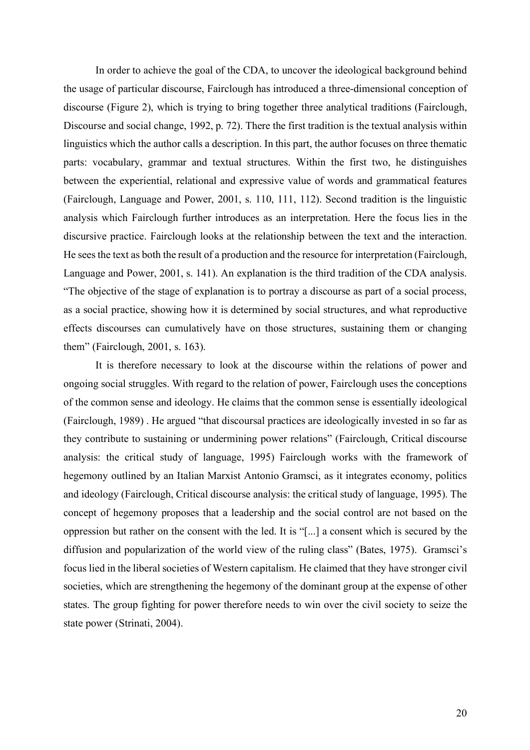In order to achieve the goal of the CDA, to uncover the ideological background behind the usage of particular discourse, Fairclough has introduced a three-dimensional conception of discourse (Figure 2), which is trying to bring together three analytical traditions (Fairclough, Discourse and social change, 1992, p. 72). There the first tradition is the textual analysis within linguistics which the author calls a description. In this part, the author focuses on three thematic parts: vocabulary, grammar and textual structures. Within the first two, he distinguishes between the experiential, relational and expressive value of words and grammatical features (Fairclough, Language and Power, 2001, s. 110, 111, 112). Second tradition is the linguistic analysis which Fairclough further introduces as an interpretation. Here the focus lies in the discursive practice. Fairclough looks at the relationship between the text and the interaction. He sees the text as both the result of a production and the resource for interpretation (Fairclough, Language and Power, 2001, s. 141). An explanation is the third tradition of the CDA analysis. "The objective of the stage of explanation is to portray a discourse as part of a social process, as a social practice, showing how it is determined by social structures, and what reproductive effects discourses can cumulatively have on those structures, sustaining them or changing them" (Fairclough, 2001, s. 163).

It is therefore necessary to look at the discourse within the relations of power and ongoing social struggles. With regard to the relation of power, Fairclough uses the conceptions of the common sense and ideology. He claims that the common sense is essentially ideological (Fairclough, 1989) . He argued "that discoursal practices are ideologically invested in so far as they contribute to sustaining or undermining power relations" (Fairclough, Critical discourse analysis: the critical study of language, 1995) Fairclough works with the framework of hegemony outlined by an Italian Marxist Antonio Gramsci, as it integrates economy, politics and ideology (Fairclough, Critical discourse analysis: the critical study of language, 1995). The concept of hegemony proposes that a leadership and the social control are not based on the oppression but rather on the consent with the led. It is "[...] a consent which is secured by the diffusion and popularization of the world view of the ruling class" (Bates, 1975). Gramsci's focus lied in the liberal societies of Western capitalism. He claimed that they have stronger civil societies, which are strengthening the hegemony of the dominant group at the expense of other states. The group fighting for power therefore needs to win over the civil society to seize the state power (Strinati, 2004).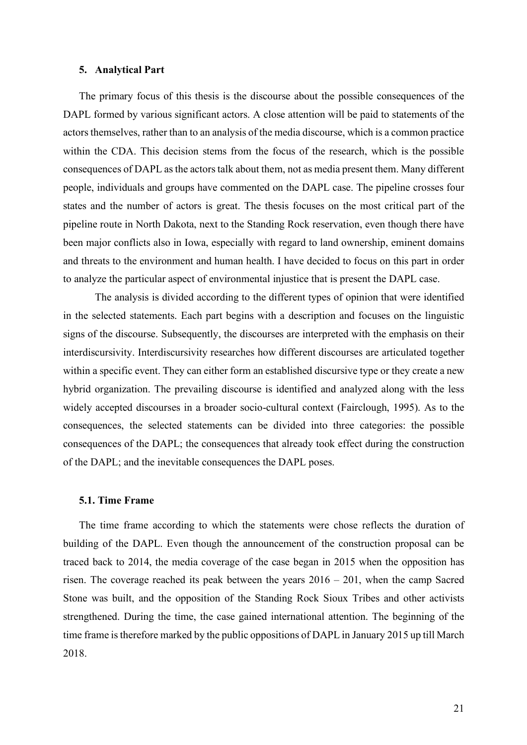## 5. Analytical Part

The primary focus of this thesis is the discourse about the possible consequences of the DAPL formed by various significant actors. A close attention will be paid to statements of the actors themselves, rather than to an analysis of the media discourse, which is a common practice within the CDA. This decision stems from the focus of the research, which is the possible consequences of DAPL as the actors talk about them, not as media present them. Many different people, individuals and groups have commented on the DAPL case. The pipeline crosses four states and the number of actors is great. The thesis focuses on the most critical part of the pipeline route in North Dakota, next to the Standing Rock reservation, even though there have been major conflicts also in Iowa, especially with regard to land ownership, eminent domains and threats to the environment and human health. I have decided to focus on this part in order to analyze the particular aspect of environmental injustice that is present the DAPL case.

The analysis is divided according to the different types of opinion that were identified in the selected statements. Each part begins with a description and focuses on the linguistic signs of the discourse. Subsequently, the discourses are interpreted with the emphasis on their interdiscursivity. Interdiscursivity researches how different discourses are articulated together within a specific event. They can either form an established discursive type or they create a new hybrid organization. The prevailing discourse is identified and analyzed along with the less widely accepted discourses in a broader socio-cultural context (Fairclough, 1995). As to the consequences, the selected statements can be divided into three categories: the possible consequences of the DAPL; the consequences that already took effect during the construction of the DAPL; and the inevitable consequences the DAPL poses.

### 5.1. Time Frame

The time frame according to which the statements were chose reflects the duration of building of the DAPL. Even though the announcement of the construction proposal can be traced back to 2014, the media coverage of the case began in 2015 when the opposition has risen. The coverage reached its peak between the years 2016 – 201, when the camp Sacred Stone was built, and the opposition of the Standing Rock Sioux Tribes and other activists strengthened. During the time, the case gained international attention. The beginning of the time frame is therefore marked by the public oppositions of DAPL in January 2015 up till March 2018.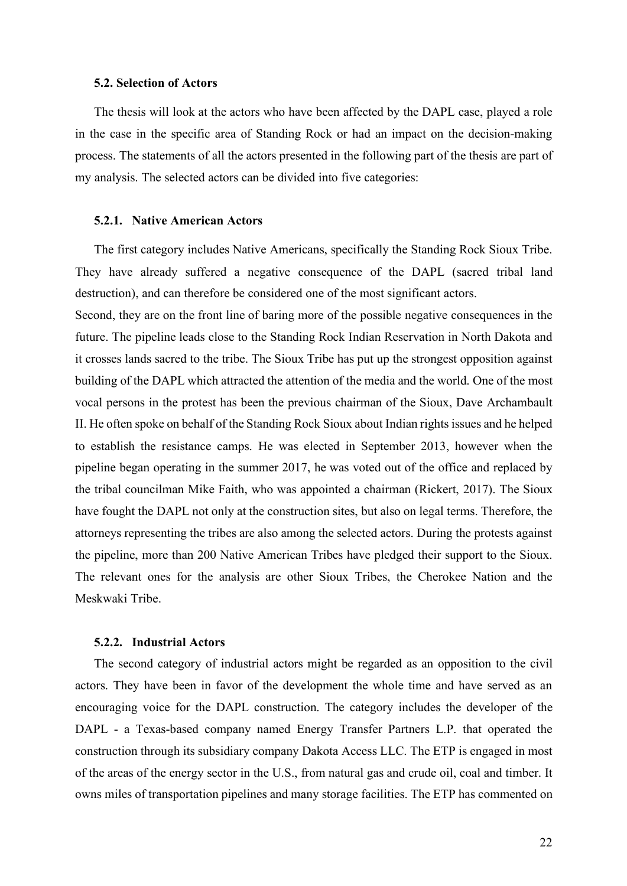### 5.2. Selection of Actors

The thesis will look at the actors who have been affected by the DAPL case, played a role in the case in the specific area of Standing Rock or had an impact on the decision-making process. The statements of all the actors presented in the following part of the thesis are part of my analysis. The selected actors can be divided into five categories:

#### 5.2.1. Native American Actors

The first category includes Native Americans, specifically the Standing Rock Sioux Tribe. They have already suffered a negative consequence of the DAPL (sacred tribal land destruction), and can therefore be considered one of the most significant actors.

Second, they are on the front line of baring more of the possible negative consequences in the future. The pipeline leads close to the Standing Rock Indian Reservation in North Dakota and it crosses lands sacred to the tribe. The Sioux Tribe has put up the strongest opposition against building of the DAPL which attracted the attention of the media and the world. One of the most vocal persons in the protest has been the previous chairman of the Sioux, Dave Archambault II. He often spoke on behalf of the Standing Rock Sioux about Indian rights issues and he helped to establish the resistance camps. He was elected in September 2013, however when the pipeline began operating in the summer 2017, he was voted out of the office and replaced by the tribal councilman Mike Faith, who was appointed a chairman (Rickert, 2017). The Sioux have fought the DAPL not only at the construction sites, but also on legal terms. Therefore, the attorneys representing the tribes are also among the selected actors. During the protests against the pipeline, more than 200 Native American Tribes have pledged their support to the Sioux. The relevant ones for the analysis are other Sioux Tribes, the Cherokee Nation and the Meskwaki Tribe.

#### 5.2.2. Industrial Actors

The second category of industrial actors might be regarded as an opposition to the civil actors. They have been in favor of the development the whole time and have served as an encouraging voice for the DAPL construction. The category includes the developer of the DAPL - a Texas-based company named Energy Transfer Partners L.P. that operated the construction through its subsidiary company Dakota Access LLC. The ETP is engaged in most of the areas of the energy sector in the U.S., from natural gas and crude oil, coal and timber. It owns miles of transportation pipelines and many storage facilities. The ETP has commented on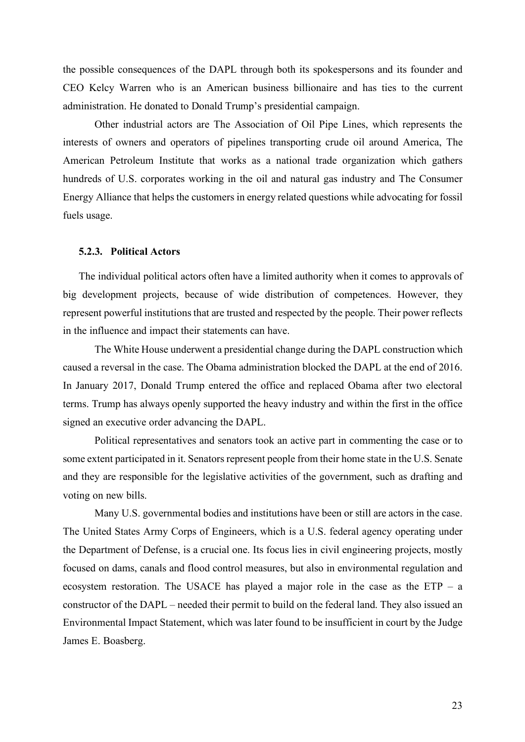the possible consequences of the DAPL through both its spokespersons and its founder and CEO Kelcy Warren who is an American business billionaire and has ties to the current administration. He donated to Donald Trump's presidential campaign.

Other industrial actors are The Association of Oil Pipe Lines, which represents the interests of owners and operators of pipelines transporting crude oil around America, The American Petroleum Institute that works as a national trade organization which gathers hundreds of U.S. corporates working in the oil and natural gas industry and The Consumer Energy Alliance that helps the customers in energy related questions while advocating for fossil fuels usage.

### 5.2.3. Political Actors

The individual political actors often have a limited authority when it comes to approvals of big development projects, because of wide distribution of competences. However, they represent powerful institutions that are trusted and respected by the people. Their power reflects in the influence and impact their statements can have.

The White House underwent a presidential change during the DAPL construction which caused a reversal in the case. The Obama administration blocked the DAPL at the end of 2016. In January 2017, Donald Trump entered the office and replaced Obama after two electoral terms. Trump has always openly supported the heavy industry and within the first in the office signed an executive order advancing the DAPL.

Political representatives and senators took an active part in commenting the case or to some extent participated in it. Senators represent people from their home state in the U.S. Senate and they are responsible for the legislative activities of the government, such as drafting and voting on new bills.

Many U.S. governmental bodies and institutions have been or still are actors in the case. The United States Army Corps of Engineers, which is a U.S. federal agency operating under the Department of Defense, is a crucial one. Its focus lies in civil engineering projects, mostly focused on dams, canals and flood control measures, but also in environmental regulation and ecosystem restoration. The USACE has played a major role in the case as the ETP – a constructor of the DAPL – needed their permit to build on the federal land. They also issued an Environmental Impact Statement, which was later found to be insufficient in court by the Judge James E. Boasberg.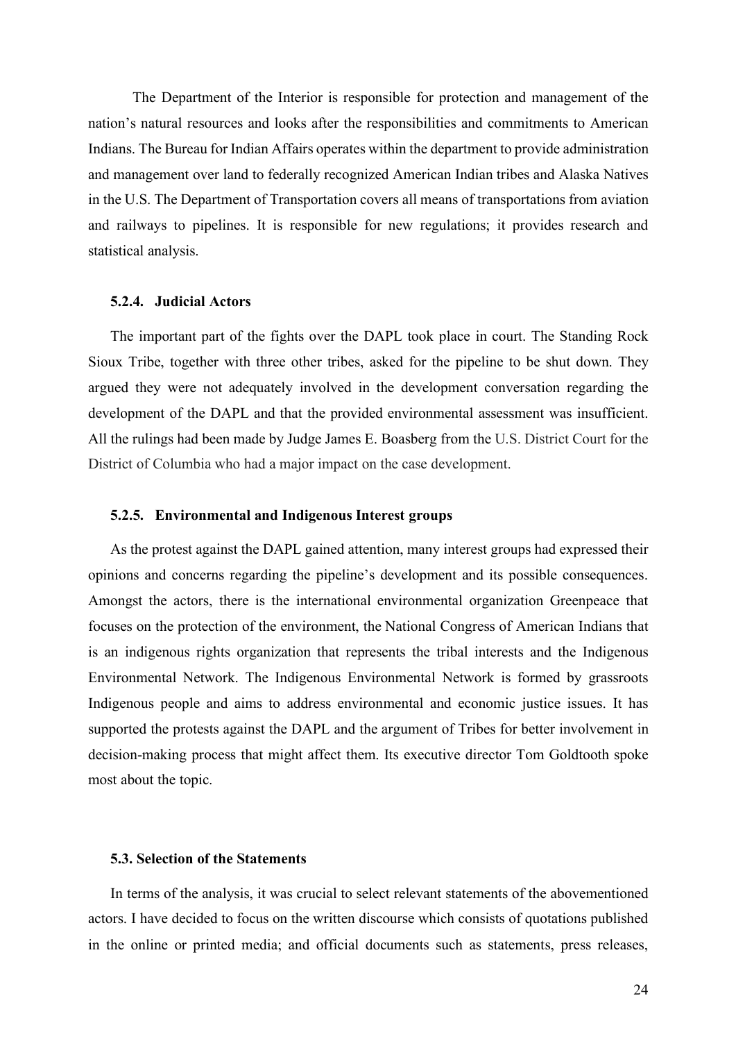The Department of the Interior is responsible for protection and management of the nation's natural resources and looks after the responsibilities and commitments to American Indians. The Bureau for Indian Affairs operates within the department to provide administration and management over land to federally recognized American Indian tribes and Alaska Natives in the U.S. The Department of Transportation covers all means of transportations from aviation and railways to pipelines. It is responsible for new regulations; it provides research and statistical analysis.

### 5.2.4. Judicial Actors

The important part of the fights over the DAPL took place in court. The Standing Rock Sioux Tribe, together with three other tribes, asked for the pipeline to be shut down. They argued they were not adequately involved in the development conversation regarding the development of the DAPL and that the provided environmental assessment was insufficient. All the rulings had been made by Judge James E. Boasberg from the U.S. District Court for the District of Columbia who had a major impact on the case development.

### 5.2.5. Environmental and Indigenous Interest groups

As the protest against the DAPL gained attention, many interest groups had expressed their opinions and concerns regarding the pipeline's development and its possible consequences. Amongst the actors, there is the international environmental organization Greenpeace that focuses on the protection of the environment, the National Congress of American Indians that is an indigenous rights organization that represents the tribal interests and the Indigenous Environmental Network. The Indigenous Environmental Network is formed by grassroots Indigenous people and aims to address environmental and economic justice issues. It has supported the protests against the DAPL and the argument of Tribes for better involvement in decision-making process that might affect them. Its executive director Tom Goldtooth spoke most about the topic.

## 5.3. Selection of the Statements

In terms of the analysis, it was crucial to select relevant statements of the abovementioned actors. I have decided to focus on the written discourse which consists of quotations published in the online or printed media; and official documents such as statements, press releases,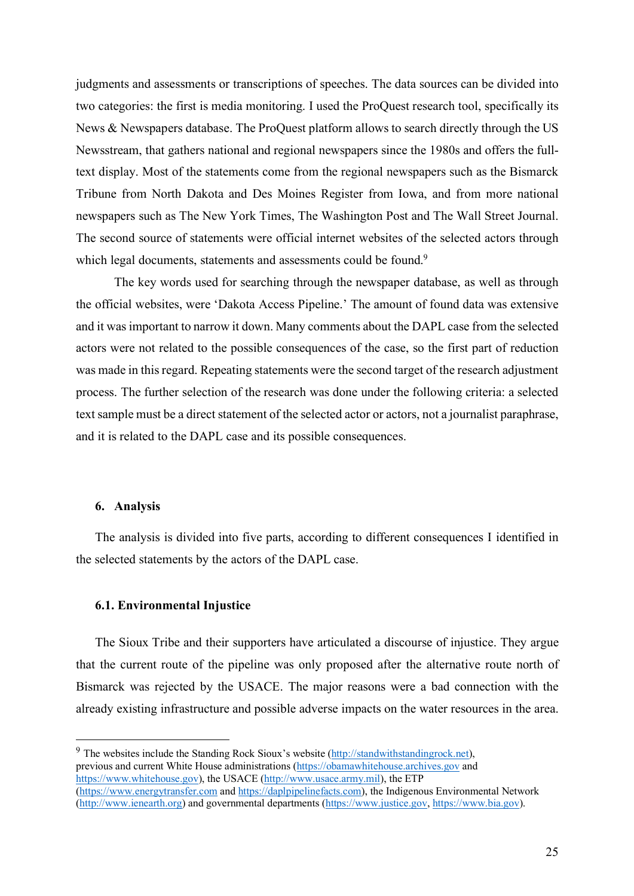judgments and assessments or transcriptions of speeches. The data sources can be divided into two categories: the first is media monitoring. I used the ProQuest research tool, specifically its News & Newspapers database. The ProQuest platform allows to search directly through the US Newsstream, that gathers national and regional newspapers since the 1980s and offers the full-text display. Most of the statements come from the regional newspapers such as the Bismarck Tribune from North Dakota and Des Moines Register from Iowa, and from more national newspapers such as The New York Times, The Washington Post and The Wall Street Journal. The second source of statements were official internet websites of the selected actors through which legal documents, statements and assessments could be found.[9]

The key words used for searching through the newspaper database, as well as through the official websites, were 'Dakota Access Pipeline.' The amount of found data was extensive and it was important to narrow it down. Many comments about the DAPL case from the selected actors were not related to the possible consequences of the case, so the first part of reduction was made in this regard. Repeating statements were the second target of the research adjustment process. The further selection of the research was done under the following criteria: a selected text sample must be a direct statement of the selected actor or actors, not a journalist paraphrase, and it is related to the DAPL case and its possible consequences.

## 6. Analysis

The analysis is divided into five parts, according to different consequences I identified in the selected statements by the actors of the DAPL case.

### 6.1. Environmental Injustice

The Sioux Tribe and their supporters have articulated a discourse of injustice. They argue that the current route of the pipeline was only proposed after the alternative route north of Bismarck was rejected by the USACE. The major reasons were a bad connection with the already existing infrastructure and possible adverse impacts on the water resources in the area.

---

[9] The websites include the Standing Rock Sioux's website (http://standwithstandingrock.net), previous and current White House administrations (https://obamawhitehouse.archives.gov and https://www.whitehouse.gov), the USACE (http://www.usace.army.mil), the ETP (https://www.energytransfer.com and https://daplpipelinefacts.com), the Indigenous Environmental Network (http://www.ienearth.org) and governmental departments (https://www.justice.gov, https://www.bia.gov).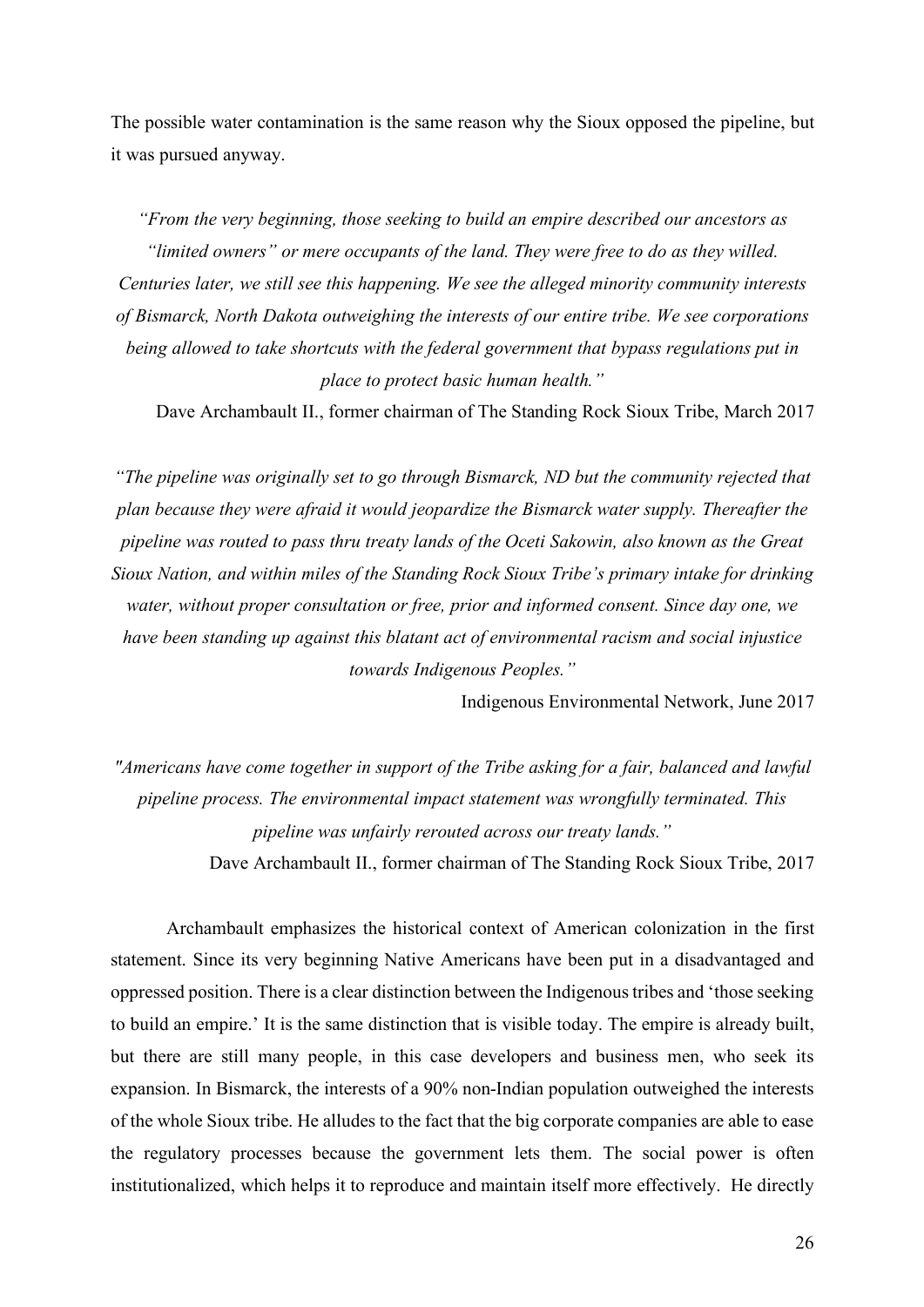The possible water contamination is the same reason why the Sioux opposed the pipeline, but it was pursued anyway.

*"From the very beginning, those seeking to build an empire described our ancestors as "limited owners" or mere occupants of the land. They were free to do as they willed. Centuries later, we still see this happening. We see the alleged minority community interests of Bismarck, North Dakota outweighing the interests of our entire tribe. We see corporations being allowed to take shortcuts with the federal government that bypass regulations put in place to protect basic human health."*

Dave Archambault II., former chairman of The Standing Rock Sioux Tribe, March 2017

*"The pipeline was originally set to go through Bismarck, ND but the community rejected that plan because they were afraid it would jeopardize the Bismarck water supply. Thereafter the pipeline was routed to pass thru treaty lands of the Oceti Sakowin, also known as the Great Sioux Nation, and within miles of the Standing Rock Sioux Tribe's primary intake for drinking water, without proper consultation or free, prior and informed consent. Since day one, we have been standing up against this blatant act of environmental racism and social injustice towards Indigenous Peoples."*

Indigenous Environmental Network, June 2017

*"Americans have come together in support of the Tribe asking for a fair, balanced and lawful pipeline process. The environmental impact statement was wrongfully terminated. This pipeline was unfairly rerouted across our treaty lands."*

Dave Archambault II., former chairman of The Standing Rock Sioux Tribe, 2017

Archambault emphasizes the historical context of American colonization in the first statement. Since its very beginning Native Americans have been put in a disadvantaged and oppressed position. There is a clear distinction between the Indigenous tribes and 'those seeking to build an empire.' It is the same distinction that is visible today. The empire is already built, but there are still many people, in this case developers and business men, who seek its expansion. In Bismarck, the interests of a 90% non-Indian population outweighed the interests of the whole Sioux tribe. He alludes to the fact that the big corporate companies are able to ease the regulatory processes because the government lets them. The social power is often institutionalized, which helps it to reproduce and maintain itself more effectively. He directly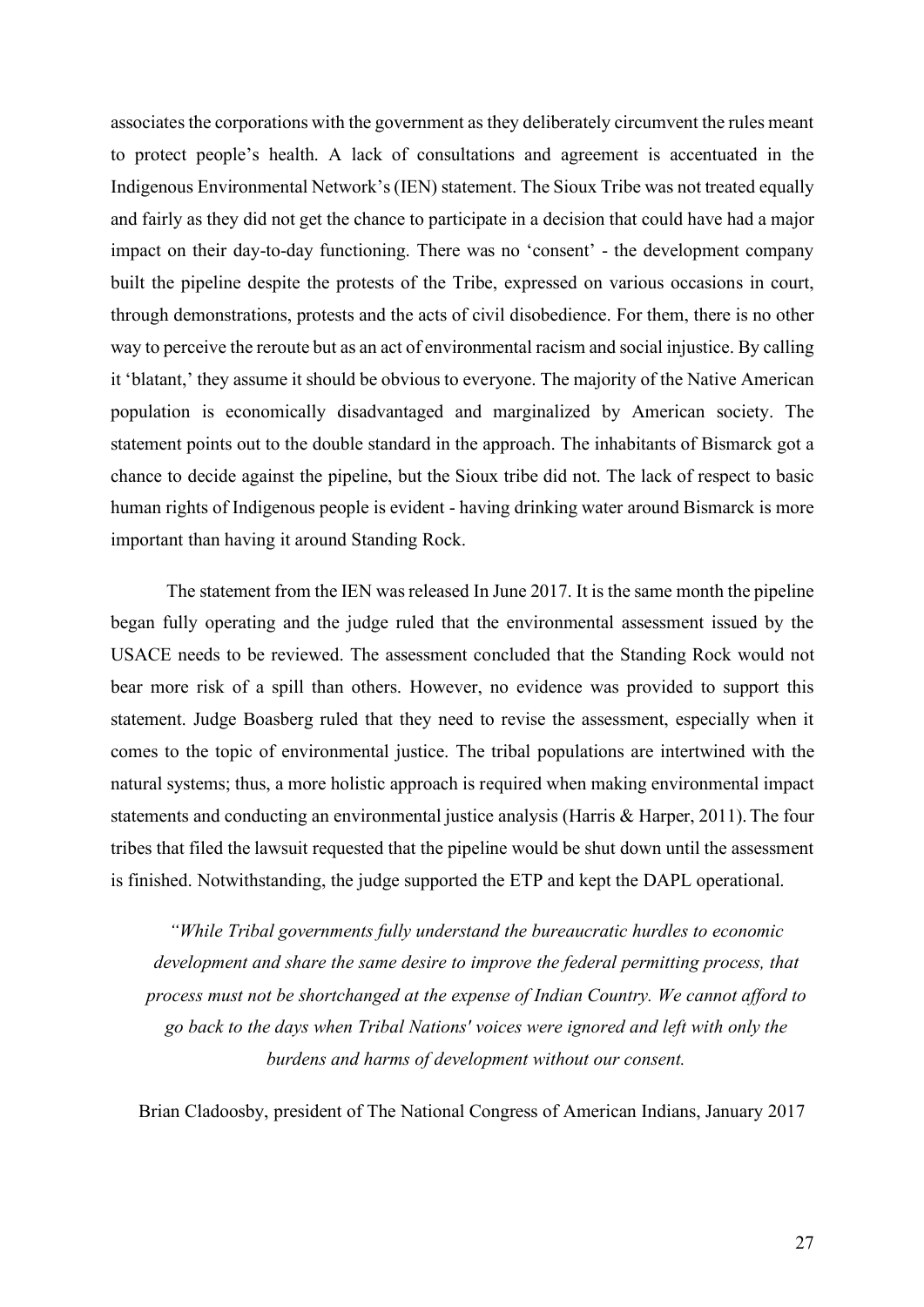associates the corporations with the government as they deliberately circumvent the rules meant to protect people's health. A lack of consultations and agreement is accentuated in the Indigenous Environmental Network's (IEN) statement. The Sioux Tribe was not treated equally and fairly as they did not get the chance to participate in a decision that could have had a major impact on their day-to-day functioning. There was no 'consent' - the development company built the pipeline despite the protests of the Tribe, expressed on various occasions in court, through demonstrations, protests and the acts of civil disobedience. For them, there is no other way to perceive the reroute but as an act of environmental racism and social injustice. By calling it 'blatant,' they assume it should be obvious to everyone. The majority of the Native American population is economically disadvantaged and marginalized by American society. The statement points out to the double standard in the approach. The inhabitants of Bismarck got a chance to decide against the pipeline, but the Sioux tribe did not. The lack of respect to basic human rights of Indigenous people is evident - having drinking water around Bismarck is more important than having it around Standing Rock.

The statement from the IEN was released In June 2017. It is the same month the pipeline began fully operating and the judge ruled that the environmental assessment issued by the USACE needs to be reviewed. The assessment concluded that the Standing Rock would not bear more risk of a spill than others. However, no evidence was provided to support this statement. Judge Boasberg ruled that they need to revise the assessment, especially when it comes to the topic of environmental justice. The tribal populations are intertwined with the natural systems; thus, a more holistic approach is required when making environmental impact statements and conducting an environmental justice analysis (Harris & Harper, 2011). The four tribes that filed the lawsuit requested that the pipeline would be shut down until the assessment is finished. Notwithstanding, the judge supported the ETP and kept the DAPL operational.

*"While Tribal governments fully understand the bureaucratic hurdles to economic development and share the same desire to improve the federal permitting process, that process must not be shortchanged at the expense of Indian Country. We cannot afford to go back to the days when Tribal Nations' voices were ignored and left with only the burdens and harms of development without our consent.*

Brian Cladoosby, president of The National Congress of American Indians, January 2017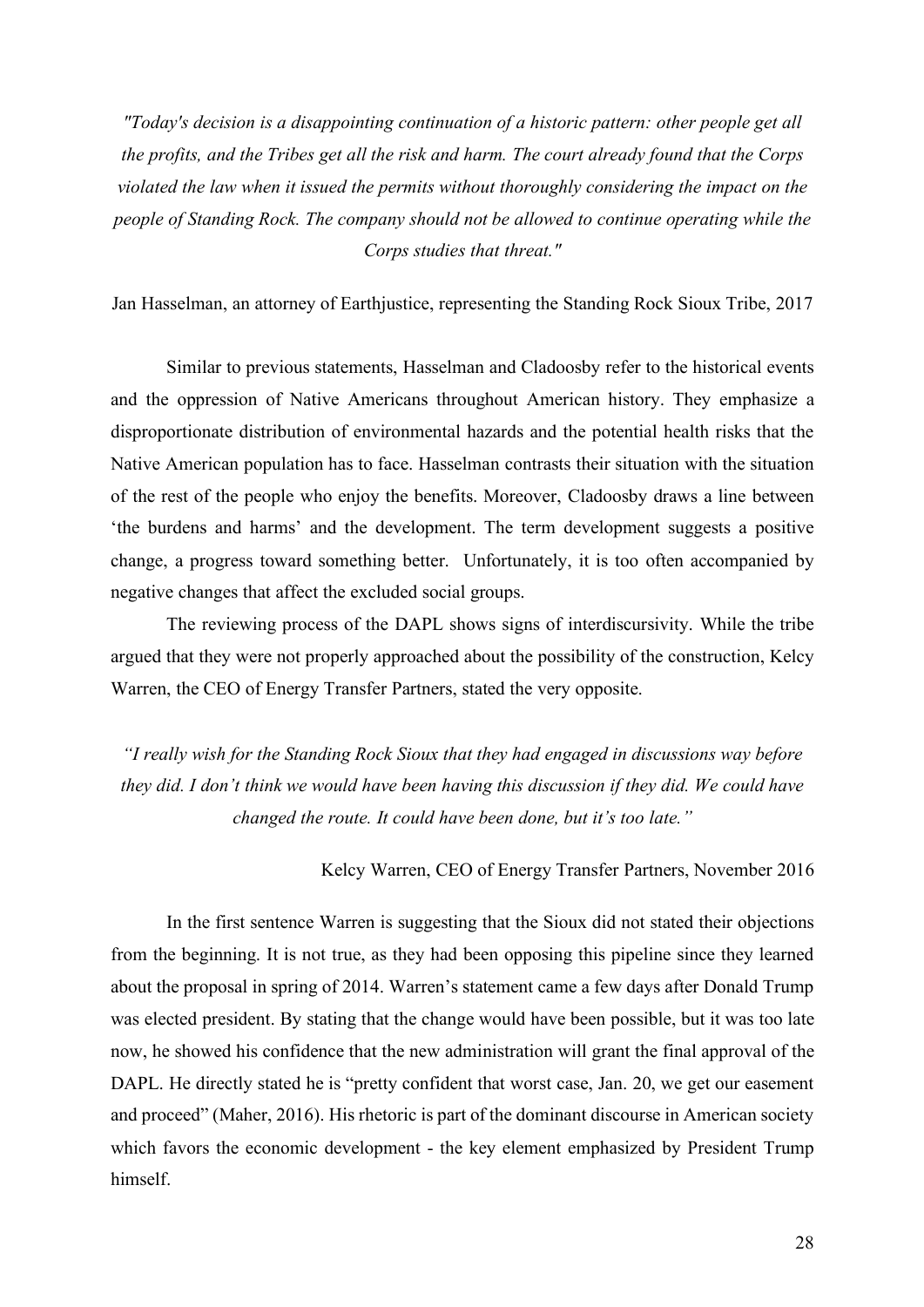*"Today's decision is a disappointing continuation of a historic pattern: other people get all the profits, and the Tribes get all the risk and harm. The court already found that the Corps violated the law when it issued the permits without thoroughly considering the impact on the people of Standing Rock. The company should not be allowed to continue operating while the Corps studies that threat."*

Jan Hasselman, an attorney of Earthjustice, representing the Standing Rock Sioux Tribe, 2017

Similar to previous statements, Hasselman and Cladoosby refer to the historical events and the oppression of Native Americans throughout American history. They emphasize a disproportionate distribution of environmental hazards and the potential health risks that the Native American population has to face. Hasselman contrasts their situation with the situation of the rest of the people who enjoy the benefits. Moreover, Cladoosby draws a line between 'the burdens and harms' and the development. The term development suggests a positive change, a progress toward something better. Unfortunately, it is too often accompanied by negative changes that affect the excluded social groups.

The reviewing process of the DAPL shows signs of interdiscursivity. While the tribe argued that they were not properly approached about the possibility of the construction, Kelcy Warren, the CEO of Energy Transfer Partners, stated the very opposite.

*"I really wish for the Standing Rock Sioux that they had engaged in discussions way before they did. I don't think we would have been having this discussion if they did. We could have changed the route. It could have been done, but it's too late."*

Kelcy Warren, CEO of Energy Transfer Partners, November 2016

In the first sentence Warren is suggesting that the Sioux did not stated their objections from the beginning. It is not true, as they had been opposing this pipeline since they learned about the proposal in spring of 2014. Warren's statement came a few days after Donald Trump was elected president. By stating that the change would have been possible, but it was too late now, he showed his confidence that the new administration will grant the final approval of the DAPL. He directly stated he is "pretty confident that worst case, Jan. 20, we get our easement and proceed" (Maher, 2016). His rhetoric is part of the dominant discourse in American society which favors the economic development - the key element emphasized by President Trump himself.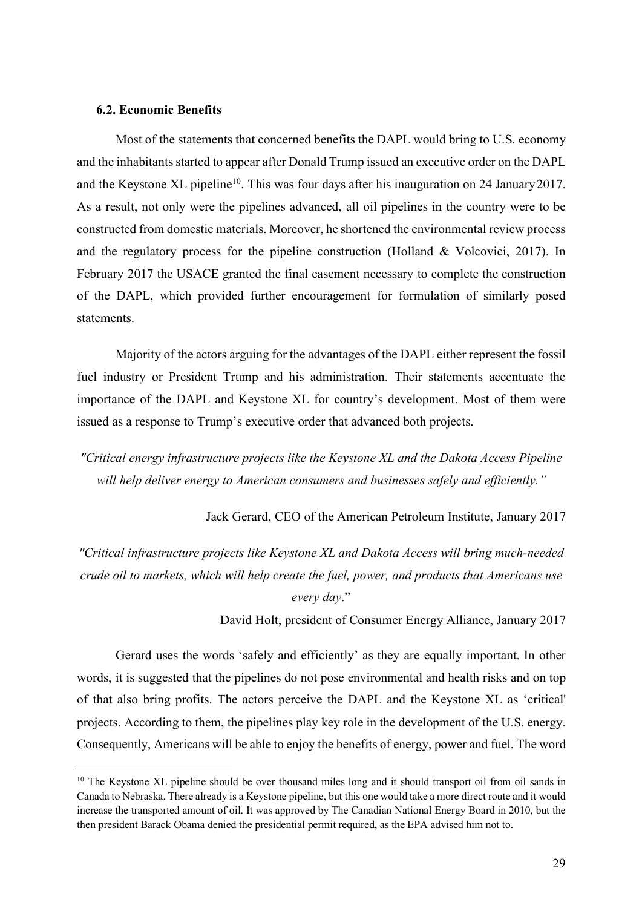### 6.2. Economic Benefits

Most of the statements that concerned benefits the DAPL would bring to U.S. economy and the inhabitants started to appear after Donald Trump issued an executive order on the DAPL and the Keystone XL pipeline[10]. This was four days after his inauguration on 24 January 2017. As a result, not only were the pipelines advanced, all oil pipelines in the country were to be constructed from domestic materials. Moreover, he shortened the environmental review process and the regulatory process for the pipeline construction (Holland & Volcovici, 2017). In February 2017 the USACE granted the final easement necessary to complete the construction of the DAPL, which provided further encouragement for formulation of similarly posed statements.

Majority of the actors arguing for the advantages of the DAPL either represent the fossil fuel industry or President Trump and his administration. Their statements accentuate the importance of the DAPL and Keystone XL for country's development. Most of them were issued as a response to Trump's executive order that advanced both projects.

*"Critical energy infrastructure projects like the Keystone XL and the Dakota Access Pipeline will help deliver energy to American consumers and businesses safely and efficiently."*

Jack Gerard, CEO of the American Petroleum Institute, January 2017

*"Critical infrastructure projects like Keystone XL and Dakota Access will bring much-needed crude oil to markets, which will help create the fuel, power, and products that Americans use every day*."

David Holt, president of Consumer Energy Alliance, January 2017

Gerard uses the words 'safely and efficiently' as they are equally important. In other words, it is suggested that the pipelines do not pose environmental and health risks and on top of that also bring profits. The actors perceive the DAPL and the Keystone XL as 'critical' projects. According to them, the pipelines play key role in the development of the U.S. energy. Consequently, Americans will be able to enjoy the benefits of energy, power and fuel. The word

[10] The Keystone XL pipeline should be over thousand miles long and it should transport oil from oil sands in Canada to Nebraska. There already is a Keystone pipeline, but this one would take a more direct route and it would increase the transported amount of oil. It was approved by The Canadian National Energy Board in 2010, but the then president Barack Obama denied the presidential permit required, as the EPA advised him not to.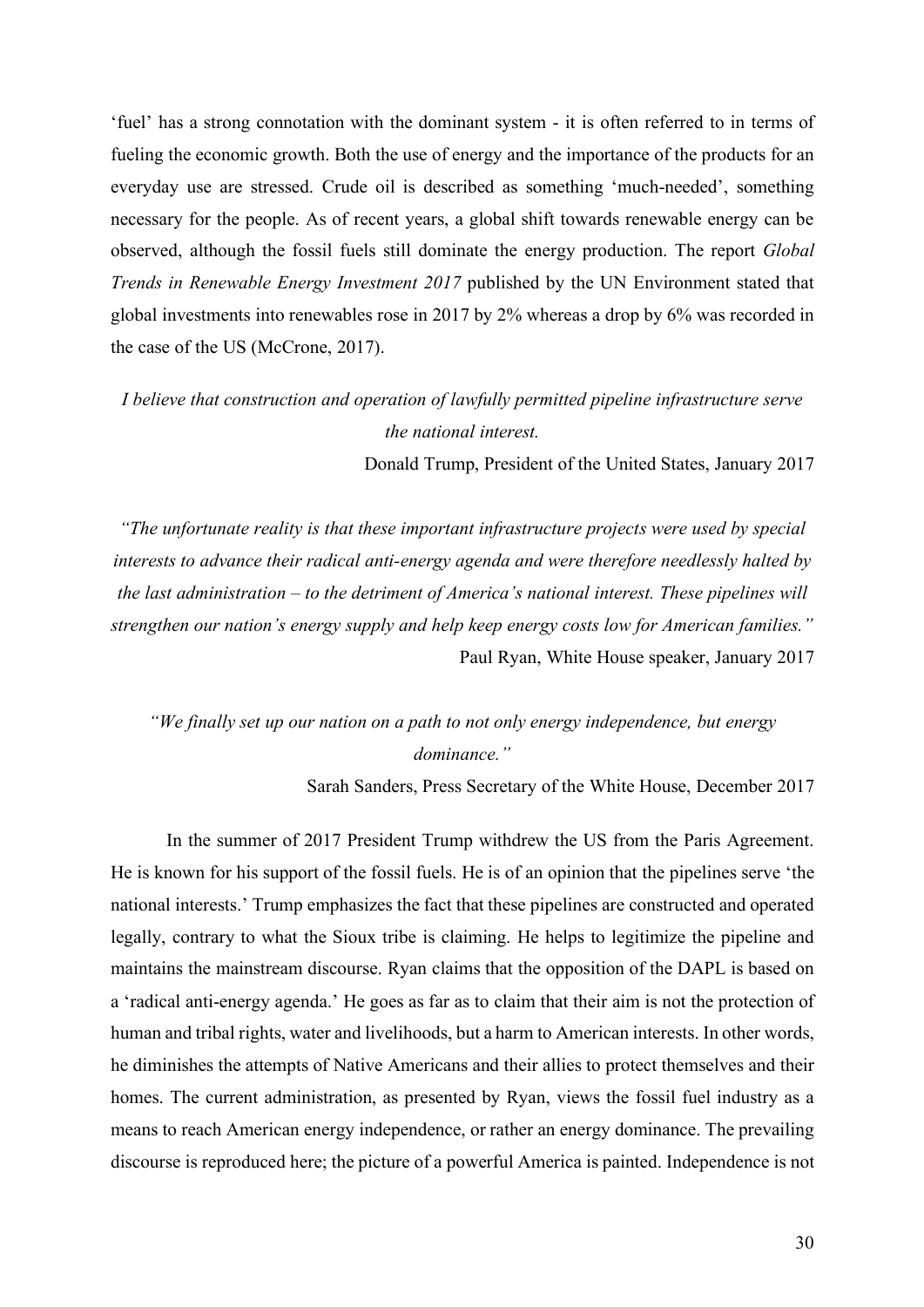‘fuel’ has a strong connotation with the dominant system - it is often referred to in terms of fueling the economic growth. Both the use of energy and the importance of the products for an everyday use are stressed. Crude oil is described as something ‘much-needed’, something necessary for the people. As of recent years, a global shift towards renewable energy can be observed, although the fossil fuels still dominate the energy production. The report *Global Trends in Renewable Energy Investment 2017* published by the UN Environment stated that global investments into renewables rose in 2017 by 2% whereas a drop by 6% was recorded in the case of the US (McCrone, 2017).

*I believe that construction and operation of lawfully permitted pipeline infrastructure serve the national interest.*

Donald Trump, President of the United States, January 2017

*“The unfortunate reality is that these important infrastructure projects were used by special interests to advance their radical anti-energy agenda and were therefore needlessly halted by the last administration – to the detriment of America’s national interest. These pipelines will strengthen our nation’s energy supply and help keep energy costs low for American families.”*

Paul Ryan, White House speaker, January 2017

*“We finally set up our nation on a path to not only energy independence, but energy dominance.”*

Sarah Sanders, Press Secretary of the White House, December 2017

In the summer of 2017 President Trump withdrew the US from the Paris Agreement. He is known for his support of the fossil fuels. He is of an opinion that the pipelines serve ‘the national interests.’ Trump emphasizes the fact that these pipelines are constructed and operated legally, contrary to what the Sioux tribe is claiming. He helps to legitimize the pipeline and maintains the mainstream discourse. Ryan claims that the opposition of the DAPL is based on a ‘radical anti-energy agenda.’ He goes as far as to claim that their aim is not the protection of human and tribal rights, water and livelihoods, but a harm to American interests. In other words, he diminishes the attempts of Native Americans and their allies to protect themselves and their homes. The current administration, as presented by Ryan, views the fossil fuel industry as a means to reach American energy independence, or rather an energy dominance. The prevailing discourse is reproduced here; the picture of a powerful America is painted. Independence is not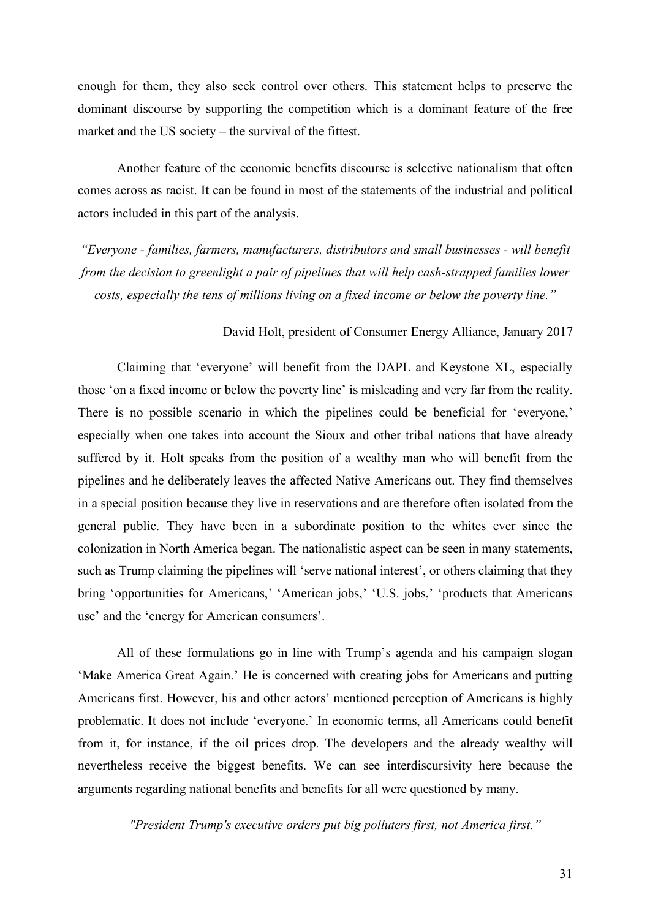enough for them, they also seek control over others. This statement helps to preserve the dominant discourse by supporting the competition which is a dominant feature of the free market and the US society – the survival of the fittest.

Another feature of the economic benefits discourse is selective nationalism that often comes across as racist. It can be found in most of the statements of the industrial and political actors included in this part of the analysis.

*"Everyone - families, farmers, manufacturers, distributors and small businesses - will benefit from the decision to greenlight a pair of pipelines that will help cash-strapped families lower costs, especially the tens of millions living on a fixed income or below the poverty line."*

David Holt, president of Consumer Energy Alliance, January 2017

Claiming that 'everyone' will benefit from the DAPL and Keystone XL, especially those 'on a fixed income or below the poverty line' is misleading and very far from the reality. There is no possible scenario in which the pipelines could be beneficial for 'everyone,' especially when one takes into account the Sioux and other tribal nations that have already suffered by it. Holt speaks from the position of a wealthy man who will benefit from the pipelines and he deliberately leaves the affected Native Americans out. They find themselves in a special position because they live in reservations and are therefore often isolated from the general public. They have been in a subordinate position to the whites ever since the colonization in North America began. The nationalistic aspect can be seen in many statements, such as Trump claiming the pipelines will 'serve national interest', or others claiming that they bring 'opportunities for Americans,' 'American jobs,' 'U.S. jobs,' 'products that Americans use' and the 'energy for American consumers'.

All of these formulations go in line with Trump's agenda and his campaign slogan 'Make America Great Again.' He is concerned with creating jobs for Americans and putting Americans first. However, his and other actors' mentioned perception of Americans is highly problematic. It does not include 'everyone.' In economic terms, all Americans could benefit from it, for instance, if the oil prices drop. The developers and the already wealthy will nevertheless receive the biggest benefits. We can see interdiscursivity here because the arguments regarding national benefits and benefits for all were questioned by many.

*"President Trump's executive orders put big polluters first, not America first."*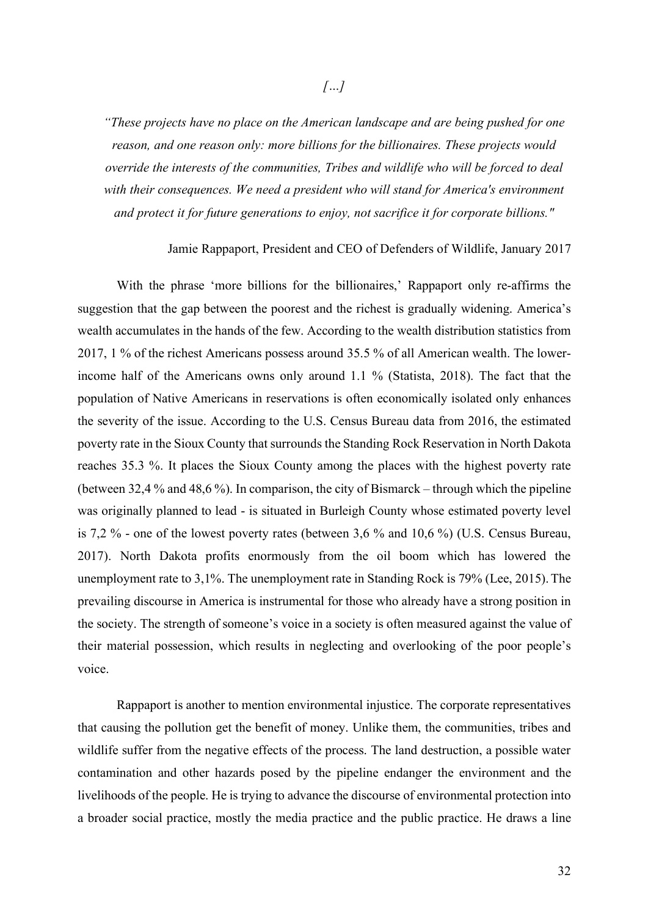*[...]*

*"These projects have no place on the American landscape and are being pushed for one reason, and one reason only: more billions for the billionaires. These projects would override the interests of the communities, Tribes and wildlife who will be forced to deal with their consequences. We need a president who will stand for America's environment and protect it for future generations to enjoy, not sacrifice it for corporate billions."*

Jamie Rappaport, President and CEO of Defenders of Wildlife, January 2017

With the phrase 'more billions for the billionaires,' Rappaport only re-affirms the suggestion that the gap between the poorest and the richest is gradually widening. America's wealth accumulates in the hands of the few. According to the wealth distribution statistics from 2017, 1 % of the richest Americans possess around 35.5 % of all American wealth. The lower-income half of the Americans owns only around 1.1 % (Statista, 2018). The fact that the population of Native Americans in reservations is often economically isolated only enhances the severity of the issue. According to the U.S. Census Bureau data from 2016, the estimated poverty rate in the Sioux County that surrounds the Standing Rock Reservation in North Dakota reaches 35.3 %. It places the Sioux County among the places with the highest poverty rate (between 32,4 % and 48,6 %). In comparison, the city of Bismarck – through which the pipeline was originally planned to lead - is situated in Burleigh County whose estimated poverty level is 7,2 % - one of the lowest poverty rates (between 3,6 % and 10,6 %) (U.S. Census Bureau, 2017). North Dakota profits enormously from the oil boom which has lowered the unemployment rate to 3,1%. The unemployment rate in Standing Rock is 79% (Lee, 2015). The prevailing discourse in America is instrumental for those who already have a strong position in the society. The strength of someone's voice in a society is often measured against the value of their material possession, which results in neglecting and overlooking of the poor people's voice.

Rappaport is another to mention environmental injustice. The corporate representatives that causing the pollution get the benefit of money. Unlike them, the communities, tribes and wildlife suffer from the negative effects of the process. The land destruction, a possible water contamination and other hazards posed by the pipeline endanger the environment and the livelihoods of the people. He is trying to advance the discourse of environmental protection into a broader social practice, mostly the media practice and the public practice. He draws a line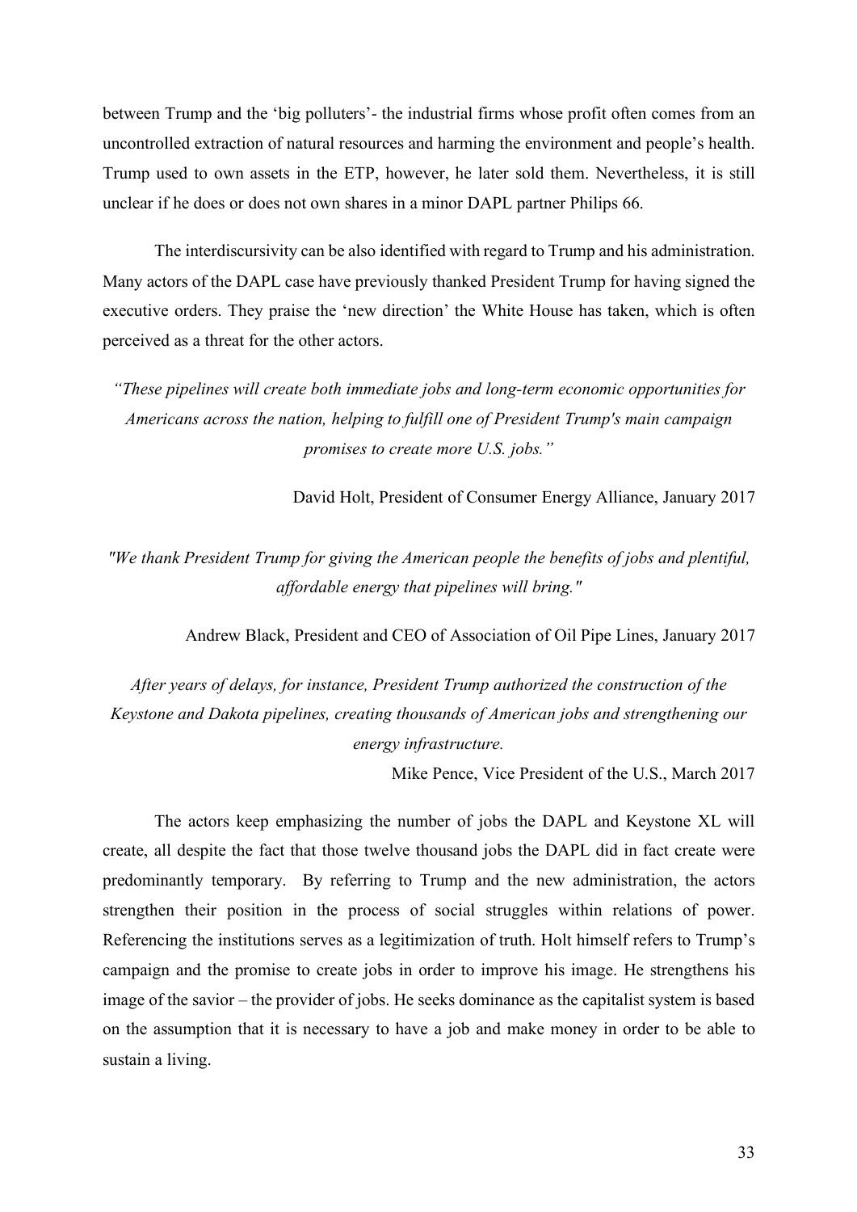between Trump and the 'big polluters'- the industrial firms whose profit often comes from an uncontrolled extraction of natural resources and harming the environment and people's health. Trump used to own assets in the ETP, however, he later sold them. Nevertheless, it is still unclear if he does or does not own shares in a minor DAPL partner Philips 66.

The interdiscursivity can be also identified with regard to Trump and his administration. Many actors of the DAPL case have previously thanked President Trump for having signed the executive orders. They praise the 'new direction' the White House has taken, which is often perceived as a threat for the other actors.

*"These pipelines will create both immediate jobs and long-term economic opportunities for Americans across the nation, helping to fulfill one of President Trump's main campaign promises to create more U.S. jobs."*

David Holt, President of Consumer Energy Alliance, January 2017

*"We thank President Trump for giving the American people the benefits of jobs and plentiful, affordable energy that pipelines will bring."*

Andrew Black, President and CEO of Association of Oil Pipe Lines, January 2017

*After years of delays, for instance, President Trump authorized the construction of the Keystone and Dakota pipelines, creating thousands of American jobs and strengthening our energy infrastructure.*

Mike Pence, Vice President of the U.S., March 2017

The actors keep emphasizing the number of jobs the DAPL and Keystone XL will create, all despite the fact that those twelve thousand jobs the DAPL did in fact create were predominantly temporary. By referring to Trump and the new administration, the actors strengthen their position in the process of social struggles within relations of power. Referencing the institutions serves as a legitimization of truth. Holt himself refers to Trump's campaign and the promise to create jobs in order to improve his image. He strengthens his image of the savior – the provider of jobs. He seeks dominance as the capitalist system is based on the assumption that it is necessary to have a job and make money in order to be able to sustain a living.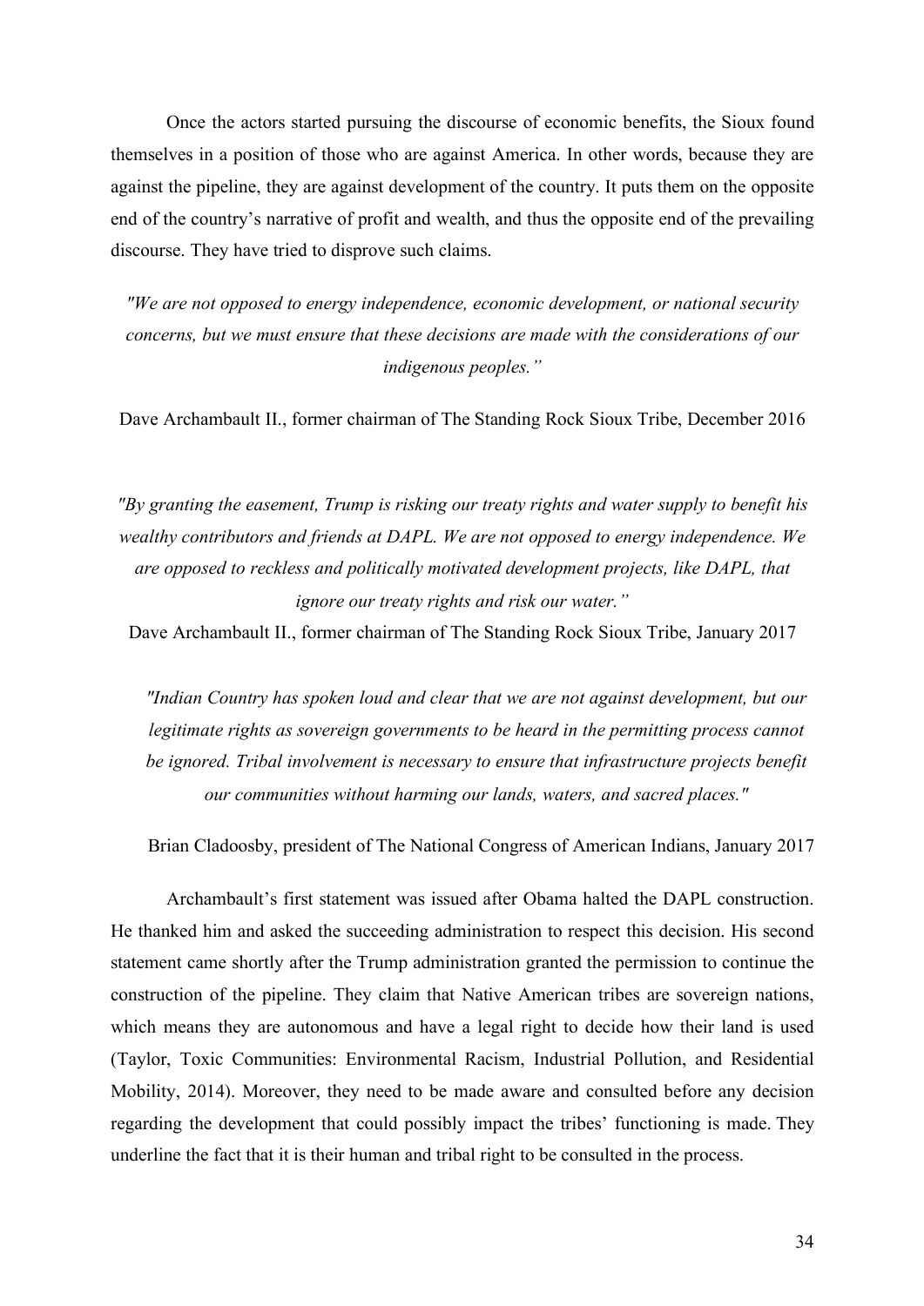Once the actors started pursuing the discourse of economic benefits, the Sioux found themselves in a position of those who are against America. In other words, because they are against the pipeline, they are against development of the country. It puts them on the opposite end of the country's narrative of profit and wealth, and thus the opposite end of the prevailing discourse. They have tried to disprove such claims.

*"We are not opposed to energy independence, economic development, or national security concerns, but we must ensure that these decisions are made with the considerations of our indigenous peoples."*

Dave Archambault II., former chairman of The Standing Rock Sioux Tribe, December 2016

*"By granting the easement, Trump is risking our treaty rights and water supply to benefit his wealthy contributors and friends at DAPL. We are not opposed to energy independence. We are opposed to reckless and politically motivated development projects, like DAPL, that ignore our treaty rights and risk our water."*

Dave Archambault II., former chairman of The Standing Rock Sioux Tribe, January 2017

*"Indian Country has spoken loud and clear that we are not against development, but our legitimate rights as sovereign governments to be heard in the permitting process cannot be ignored. Tribal involvement is necessary to ensure that infrastructure projects benefit our communities without harming our lands, waters, and sacred places."*

Brian Cladoosby, president of The National Congress of American Indians, January 2017

Archambault's first statement was issued after Obama halted the DAPL construction. He thanked him and asked the succeeding administration to respect this decision. His second statement came shortly after the Trump administration granted the permission to continue the construction of the pipeline. They claim that Native American tribes are sovereign nations, which means they are autonomous and have a legal right to decide how their land is used (Taylor, Toxic Communities: Environmental Racism, Industrial Pollution, and Residential Mobility, 2014). Moreover, they need to be made aware and consulted before any decision regarding the development that could possibly impact the tribes' functioning is made. They underline the fact that it is their human and tribal right to be consulted in the process.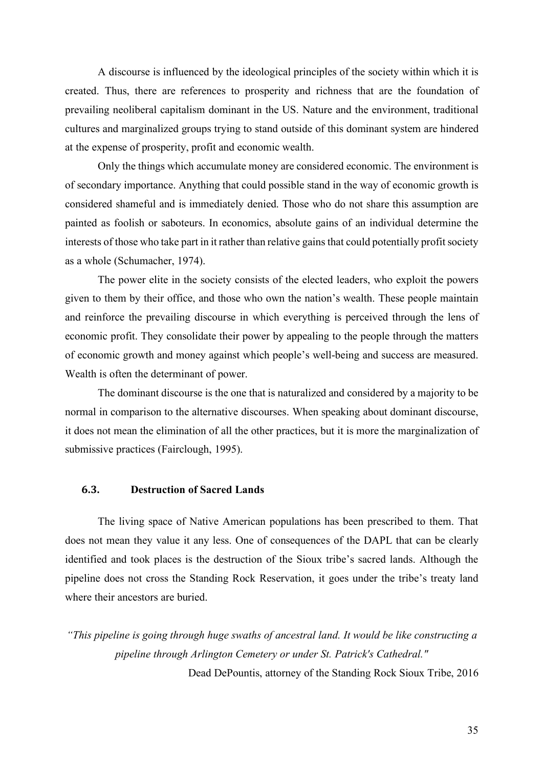A discourse is influenced by the ideological principles of the society within which it is created. Thus, there are references to prosperity and richness that are the foundation of prevailing neoliberal capitalism dominant in the US. Nature and the environment, traditional cultures and marginalized groups trying to stand outside of this dominant system are hindered at the expense of prosperity, profit and economic wealth.

Only the things which accumulate money are considered economic. The environment is of secondary importance. Anything that could possible stand in the way of economic growth is considered shameful and is immediately denied. Those who do not share this assumption are painted as foolish or saboteurs. In economics, absolute gains of an individual determine the interests of those who take part in it rather than relative gains that could potentially profit society as a whole (Schumacher, 1974).

The power elite in the society consists of the elected leaders, who exploit the powers given to them by their office, and those who own the nation's wealth. These people maintain and reinforce the prevailing discourse in which everything is perceived through the lens of economic profit. They consolidate their power by appealing to the people through the matters of economic growth and money against which people's well-being and success are measured. Wealth is often the determinant of power.

The dominant discourse is the one that is naturalized and considered by a majority to be normal in comparison to the alternative discourses. When speaking about dominant discourse, it does not mean the elimination of all the other practices, but it is more the marginalization of submissive practices (Fairclough, 1995).

### 6.3. Destruction of Sacred Lands

The living space of Native American populations has been prescribed to them. That does not mean they value it any less. One of consequences of the DAPL that can be clearly identified and took places is the destruction of the Sioux tribe's sacred lands. Although the pipeline does not cross the Standing Rock Reservation, it goes under the tribe's treaty land where their ancestors are buried.

> *"This pipeline is going through huge swaths of ancestral land. It would be like constructing a pipeline through Arlington Cemetery or under St. Patrick's Cathedral."*
>
> Dead DePountis, attorney of the Standing Rock Sioux Tribe, 2016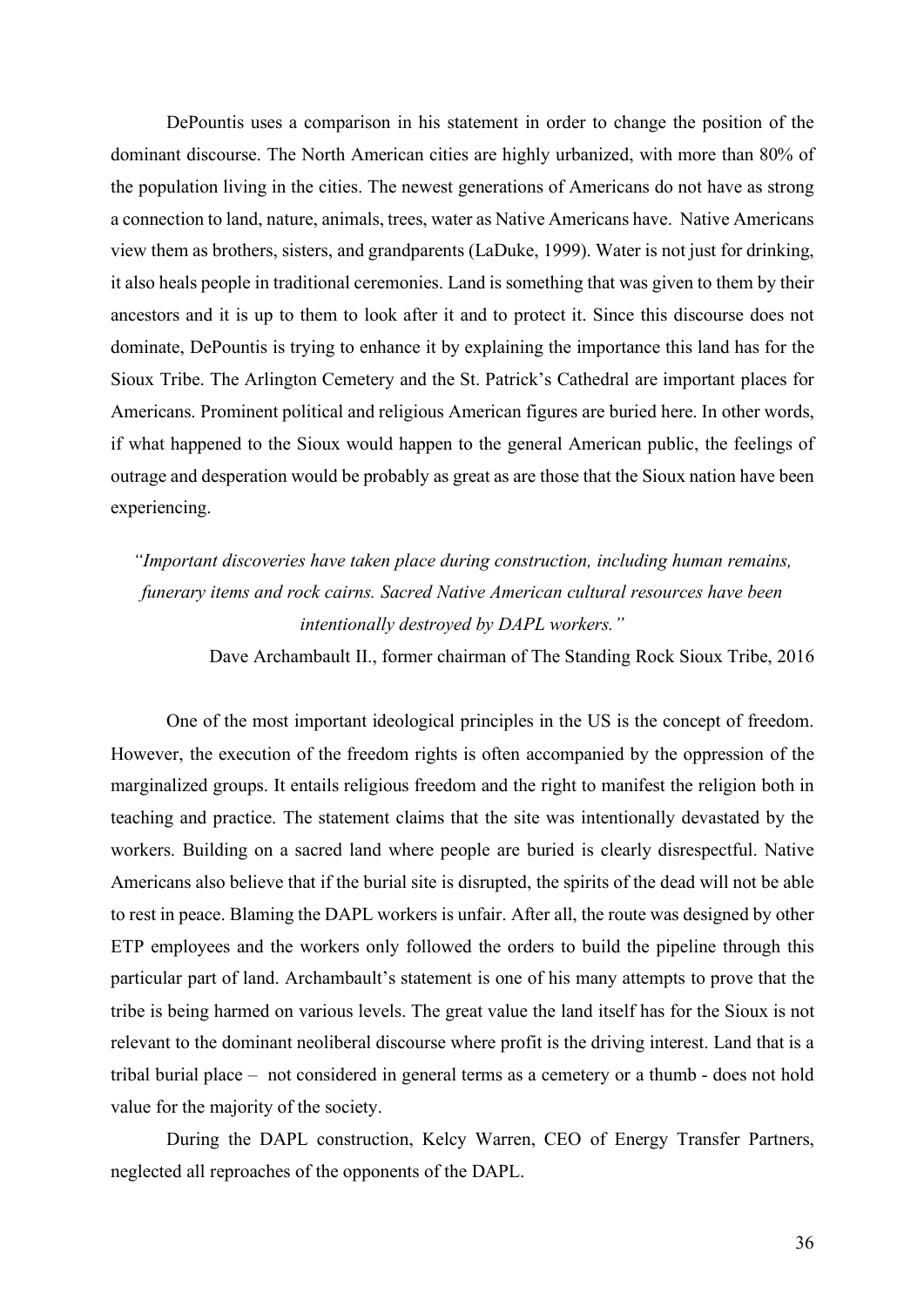DePountis uses a comparison in his statement in order to change the position of the dominant discourse. The North American cities are highly urbanized, with more than 80% of the population living in the cities. The newest generations of Americans do not have as strong a connection to land, nature, animals, trees, water as Native Americans have. Native Americans view them as brothers, sisters, and grandparents (LaDuke, 1999). Water is not just for drinking, it also heals people in traditional ceremonies. Land is something that was given to them by their ancestors and it is up to them to look after it and to protect it. Since this discourse does not dominate, DePountis is trying to enhance it by explaining the importance this land has for the Sioux Tribe. The Arlington Cemetery and the St. Patrick's Cathedral are important places for Americans. Prominent political and religious American figures are buried here. In other words, if what happened to the Sioux would happen to the general American public, the feelings of outrage and desperation would be probably as great as are those that the Sioux nation have been experiencing.

*"Important discoveries have taken place during construction, including human remains, funerary items and rock cairns. Sacred Native American cultural resources have been intentionally destroyed by DAPL workers."*

Dave Archambault II., former chairman of The Standing Rock Sioux Tribe, 2016

One of the most important ideological principles in the US is the concept of freedom. However, the execution of the freedom rights is often accompanied by the oppression of the marginalized groups. It entails religious freedom and the right to manifest the religion both in teaching and practice. The statement claims that the site was intentionally devastated by the workers. Building on a sacred land where people are buried is clearly disrespectful. Native Americans also believe that if the burial site is disrupted, the spirits of the dead will not be able to rest in peace. Blaming the DAPL workers is unfair. After all, the route was designed by other ETP employees and the workers only followed the orders to build the pipeline through this particular part of land. Archambault's statement is one of his many attempts to prove that the tribe is being harmed on various levels. The great value the land itself has for the Sioux is not relevant to the dominant neoliberal discourse where profit is the driving interest. Land that is a tribal burial place – not considered in general terms as a cemetery or a thumb - does not hold value for the majority of the society.

During the DAPL construction, Kelcy Warren, CEO of Energy Transfer Partners, neglected all reproaches of the opponents of the DAPL.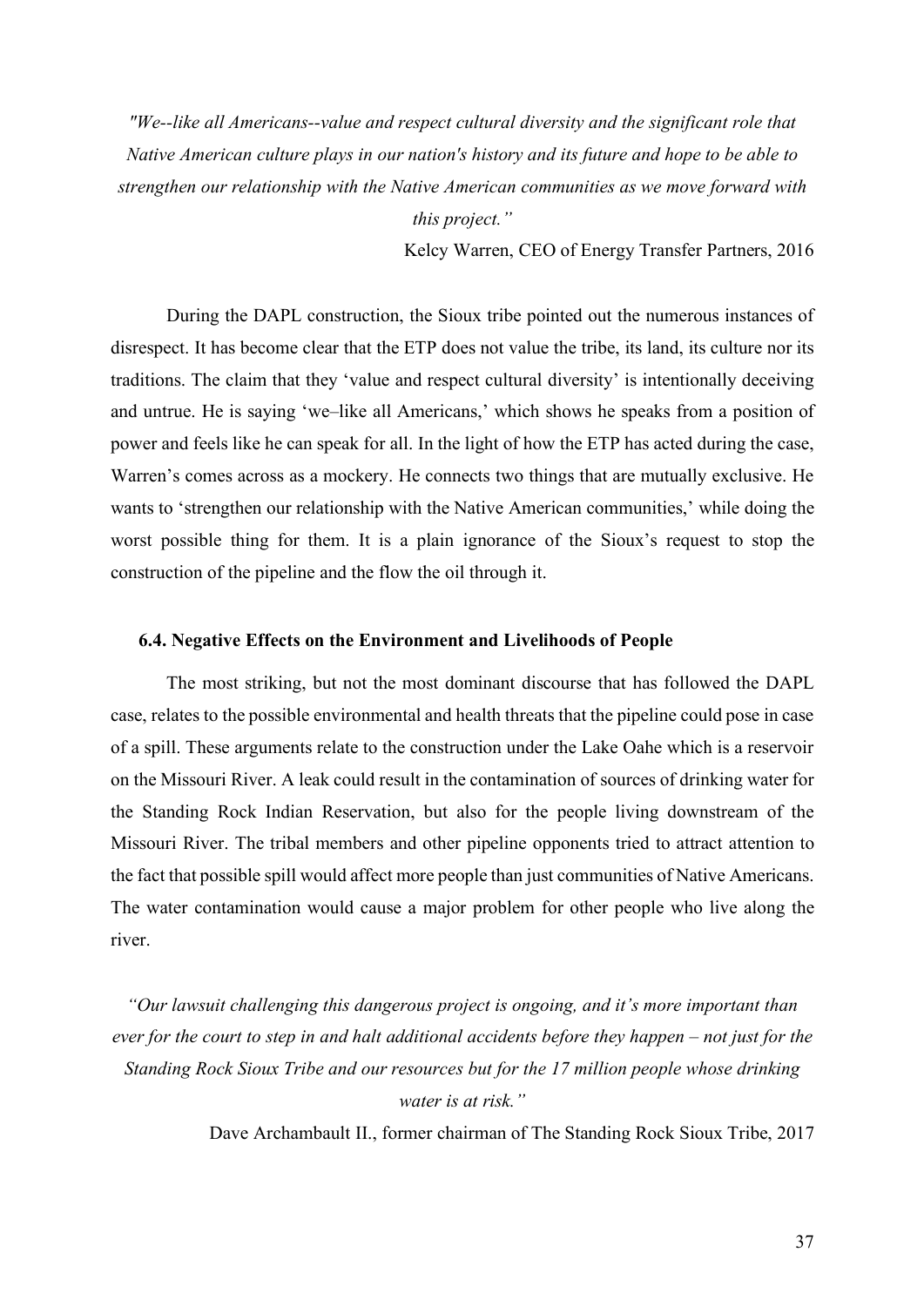*"We--like all Americans--value and respect cultural diversity and the significant role that Native American culture plays in our nation's history and its future and hope to be able to strengthen our relationship with the Native American communities as we move forward with this project."*

Kelcy Warren, CEO of Energy Transfer Partners, 2016

During the DAPL construction, the Sioux tribe pointed out the numerous instances of disrespect. It has become clear that the ETP does not value the tribe, its land, its culture nor its traditions. The claim that they 'value and respect cultural diversity' is intentionally deceiving and untrue. He is saying 'we–like all Americans,' which shows he speaks from a position of power and feels like he can speak for all. In the light of how the ETP has acted during the case, Warren's comes across as a mockery. He connects two things that are mutually exclusive. He wants to 'strengthen our relationship with the Native American communities,' while doing the worst possible thing for them. It is a plain ignorance of the Sioux's request to stop the construction of the pipeline and the flow the oil through it.

### 6.4. Negative Effects on the Environment and Livelihoods of People

The most striking, but not the most dominant discourse that has followed the DAPL case, relates to the possible environmental and health threats that the pipeline could pose in case of a spill. These arguments relate to the construction under the Lake Oahe which is a reservoir on the Missouri River. A leak could result in the contamination of sources of drinking water for the Standing Rock Indian Reservation, but also for the people living downstream of the Missouri River. The tribal members and other pipeline opponents tried to attract attention to the fact that possible spill would affect more people than just communities of Native Americans. The water contamination would cause a major problem for other people who live along the river.

*"Our lawsuit challenging this dangerous project is ongoing, and it's more important than ever for the court to step in and halt additional accidents before they happen – not just for the Standing Rock Sioux Tribe and our resources but for the 17 million people whose drinking water is at risk."*

Dave Archambault II., former chairman of The Standing Rock Sioux Tribe, 2017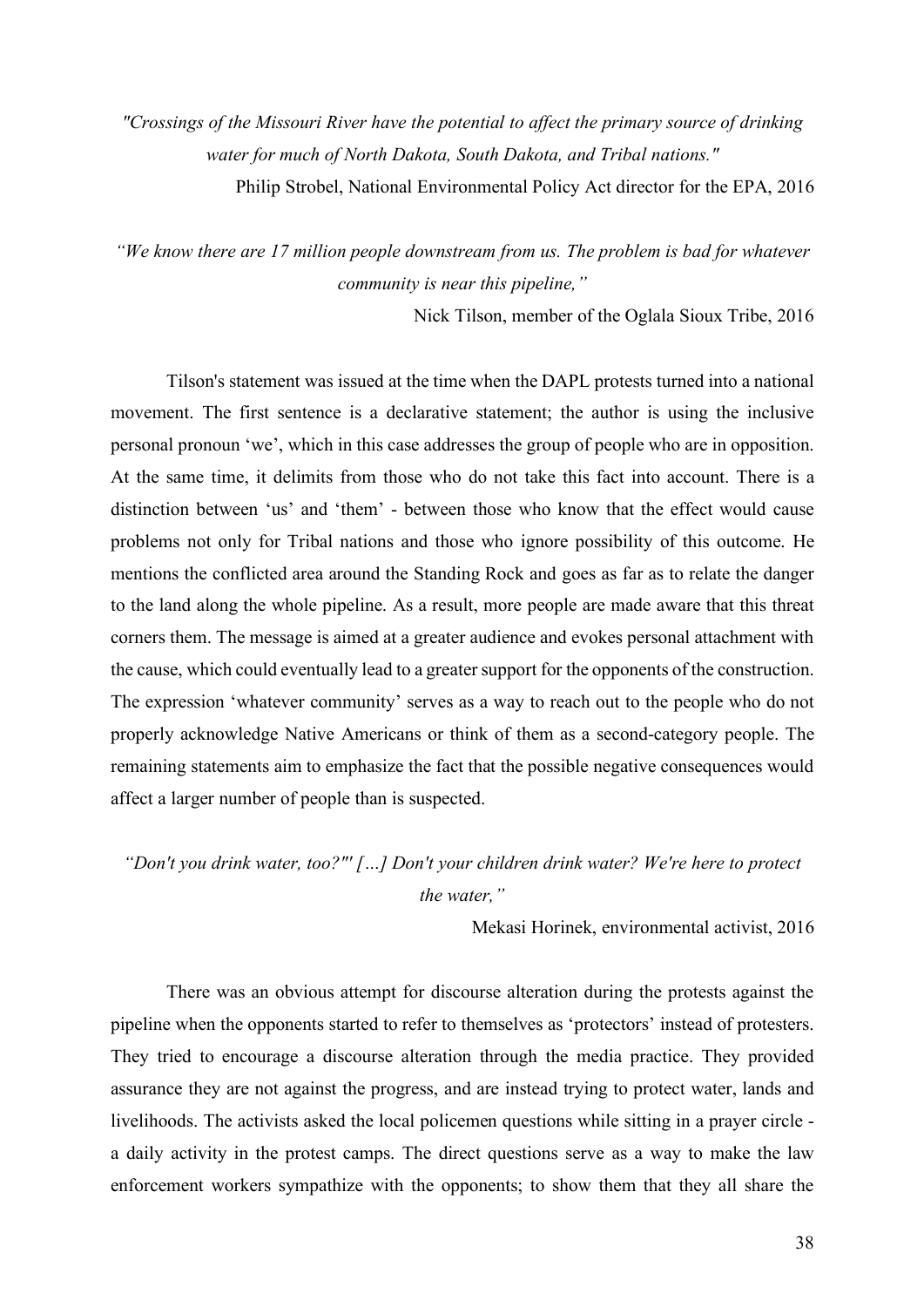*"Crossings of the Missouri River have the potential to affect the primary source of drinking water for much of North Dakota, South Dakota, and Tribal nations."*

Philip Strobel, National Environmental Policy Act director for the EPA, 2016

*"We know there are 17 million people downstream from us. The problem is bad for whatever community is near this pipeline,"*

Nick Tilson, member of the Oglala Sioux Tribe, 2016

Tilson's statement was issued at the time when the DAPL protests turned into a national movement. The first sentence is a declarative statement; the author is using the inclusive personal pronoun 'we', which in this case addresses the group of people who are in opposition. At the same time, it delimits from those who do not take this fact into account. There is a distinction between 'us' and 'them' - between those who know that the effect would cause problems not only for Tribal nations and those who ignore possibility of this outcome. He mentions the conflicted area around the Standing Rock and goes as far as to relate the danger to the land along the whole pipeline. As a result, more people are made aware that this threat corners them. The message is aimed at a greater audience and evokes personal attachment with the cause, which could eventually lead to a greater support for the opponents of the construction. The expression 'whatever community' serves as a way to reach out to the people who do not properly acknowledge Native Americans or think of them as a second-category people. The remaining statements aim to emphasize the fact that the possible negative consequences would affect a larger number of people than is suspected.

*"Don't you drink water, too?"' […] Don't your children drink water? We're here to protect the water,"*

Mekasi Horinek, environmental activist, 2016

There was an obvious attempt for discourse alteration during the protests against the pipeline when the opponents started to refer to themselves as 'protectors' instead of protesters. They tried to encourage a discourse alteration through the media practice. They provided assurance they are not against the progress, and are instead trying to protect water, lands and livelihoods. The activists asked the local policemen questions while sitting in a prayer circle - a daily activity in the protest camps. The direct questions serve as a way to make the law enforcement workers sympathize with the opponents; to show them that they all share the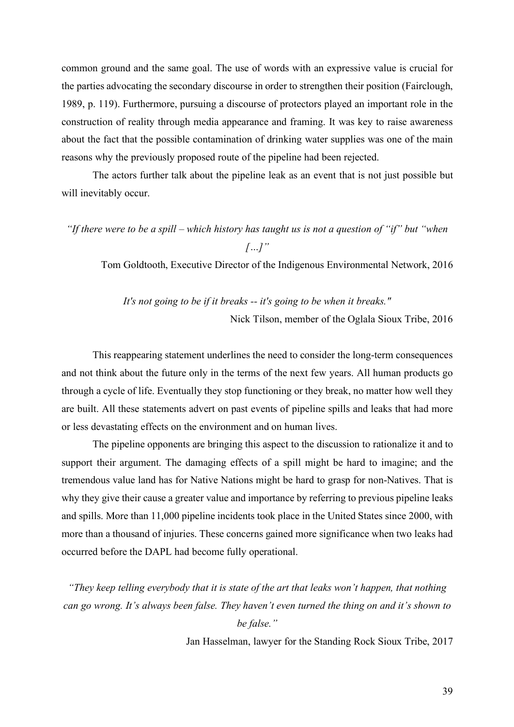common ground and the same goal. The use of words with an expressive value is crucial for the parties advocating the secondary discourse in order to strengthen their position (Fairclough, 1989, p. 119). Furthermore, pursuing a discourse of protectors played an important role in the construction of reality through media appearance and framing. It was key to raise awareness about the fact that the possible contamination of drinking water supplies was one of the main reasons why the previously proposed route of the pipeline had been rejected.

The actors further talk about the pipeline leak as an event that is not just possible but will inevitably occur.

*"If there were to be a spill – which history has taught us is not a question of "if" but "when […]"*

Tom Goldtooth, Executive Director of the Indigenous Environmental Network, 2016

*It's not going to be if it breaks -- it's going to be when it breaks."*

Nick Tilson, member of the Oglala Sioux Tribe, 2016

This reappearing statement underlines the need to consider the long-term consequences and not think about the future only in the terms of the next few years. All human products go through a cycle of life. Eventually they stop functioning or they break, no matter how well they are built. All these statements advert on past events of pipeline spills and leaks that had more or less devastating effects on the environment and on human lives.

The pipeline opponents are bringing this aspect to the discussion to rationalize it and to support their argument. The damaging effects of a spill might be hard to imagine; and the tremendous value land has for Native Nations might be hard to grasp for non-Natives. That is why they give their cause a greater value and importance by referring to previous pipeline leaks and spills. More than 11,000 pipeline incidents took place in the United States since 2000, with more than a thousand of injuries. These concerns gained more significance when two leaks had occurred before the DAPL had become fully operational.

*"They keep telling everybody that it is state of the art that leaks won't happen, that nothing can go wrong. It's always been false. They haven't even turned the thing on and it's shown to be false."*

Jan Hasselman, lawyer for the Standing Rock Sioux Tribe, 2017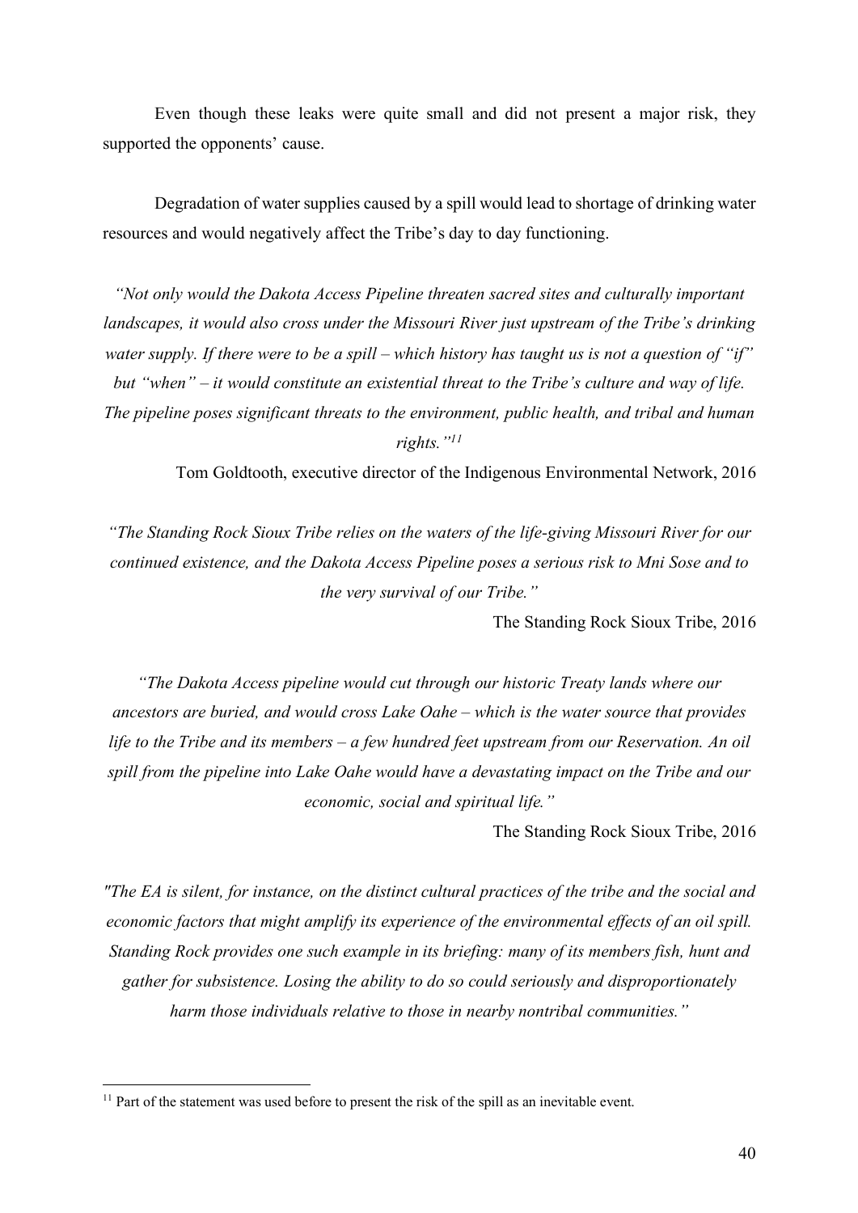Even though these leaks were quite small and did not present a major risk, they supported the opponents' cause.

Degradation of water supplies caused by a spill would lead to shortage of drinking water resources and would negatively affect the Tribe's day to day functioning.

*"Not only would the Dakota Access Pipeline threaten sacred sites and culturally important landscapes, it would also cross under the Missouri River just upstream of the Tribe's drinking water supply. If there were to be a spill – which history has taught us is not a question of "if" but "when" – it would constitute an existential threat to the Tribe's culture and way of life. The pipeline poses significant threats to the environment, public health, and tribal and human rights."*[11]

Tom Goldtooth, executive director of the Indigenous Environmental Network, 2016

*"The Standing Rock Sioux Tribe relies on the waters of the life-giving Missouri River for our continued existence, and the Dakota Access Pipeline poses a serious risk to Mni Sose and to the very survival of our Tribe."*

The Standing Rock Sioux Tribe, 2016

*"The Dakota Access pipeline would cut through our historic Treaty lands where our ancestors are buried, and would cross Lake Oahe – which is the water source that provides life to the Tribe and its members – a few hundred feet upstream from our Reservation. An oil spill from the pipeline into Lake Oahe would have a devastating impact on the Tribe and our economic, social and spiritual life."*

The Standing Rock Sioux Tribe, 2016

*"The EA is silent, for instance, on the distinct cultural practices of the tribe and the social and economic factors that might amplify its experience of the environmental effects of an oil spill. Standing Rock provides one such example in its briefing: many of its members fish, hunt and gather for subsistence. Losing the ability to do so could seriously and disproportionately harm those individuals relative to those in nearby nontribal communities."*

---

[11] Part of the statement was used before to present the risk of the spill as an inevitable event.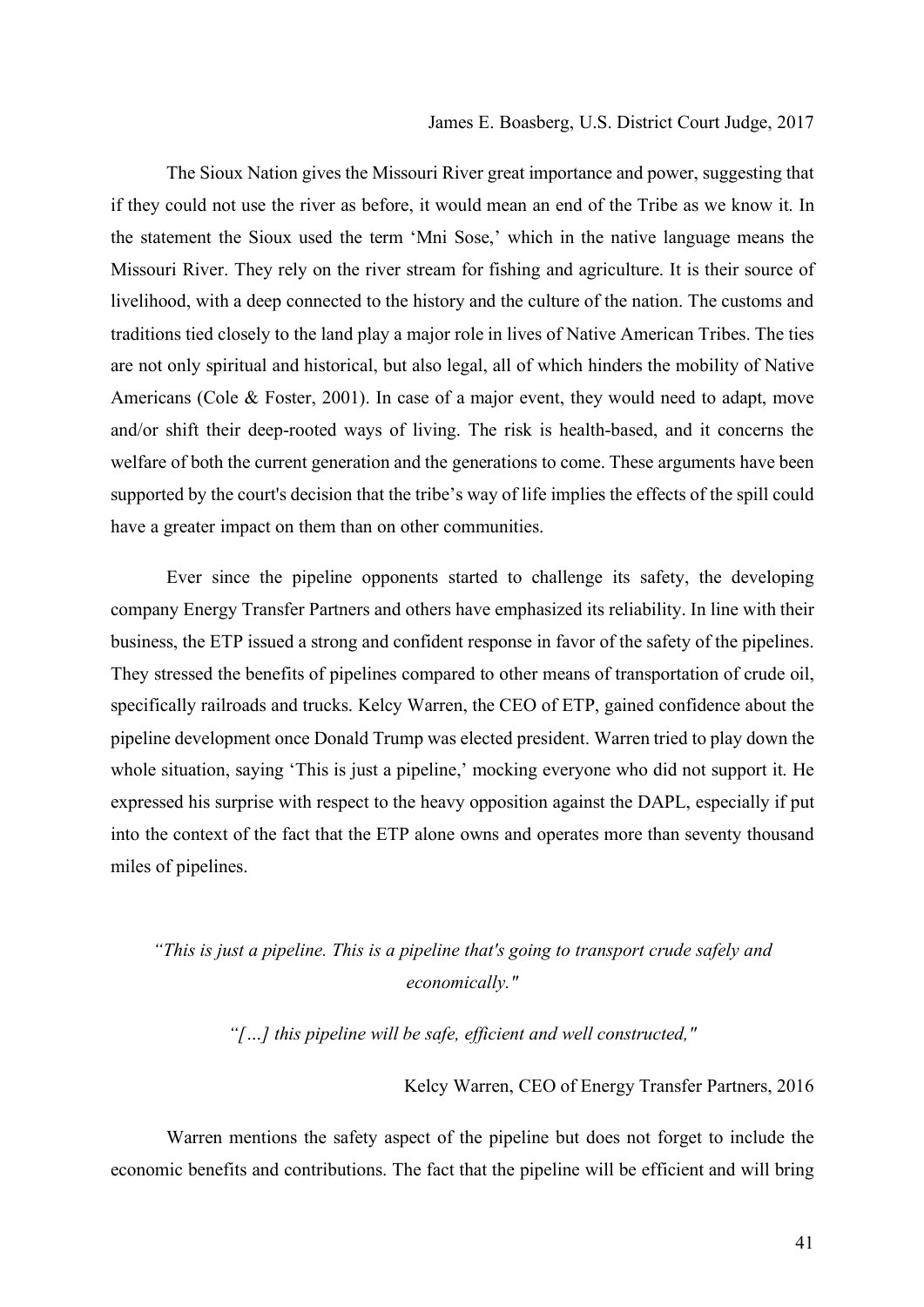James E. Boasberg, U.S. District Court Judge, 2017

The Sioux Nation gives the Missouri River great importance and power, suggesting that if they could not use the river as before, it would mean an end of the Tribe as we know it. In the statement the Sioux used the term 'Mni Sose,' which in the native language means the Missouri River. They rely on the river stream for fishing and agriculture. It is their source of livelihood, with a deep connected to the history and the culture of the nation. The customs and traditions tied closely to the land play a major role in lives of Native American Tribes. The ties are not only spiritual and historical, but also legal, all of which hinders the mobility of Native Americans (Cole & Foster, 2001). In case of a major event, they would need to adapt, move and/or shift their deep-rooted ways of living. The risk is health-based, and it concerns the welfare of both the current generation and the generations to come. These arguments have been supported by the court's decision that the tribe's way of life implies the effects of the spill could have a greater impact on them than on other communities.

Ever since the pipeline opponents started to challenge its safety, the developing company Energy Transfer Partners and others have emphasized its reliability. In line with their business, the ETP issued a strong and confident response in favor of the safety of the pipelines. They stressed the benefits of pipelines compared to other means of transportation of crude oil, specifically railroads and trucks. Kelcy Warren, the CEO of ETP, gained confidence about the pipeline development once Donald Trump was elected president. Warren tried to play down the whole situation, saying 'This is just a pipeline,' mocking everyone who did not support it. He expressed his surprise with respect to the heavy opposition against the DAPL, especially if put into the context of the fact that the ETP alone owns and operates more than seventy thousand miles of pipelines.

*"This is just a pipeline. This is a pipeline that's going to transport crude safely and economically."*

*"[…] this pipeline will be safe, efficient and well constructed,"*

Kelcy Warren, CEO of Energy Transfer Partners, 2016

Warren mentions the safety aspect of the pipeline but does not forget to include the economic benefits and contributions. The fact that the pipeline will be efficient and will bring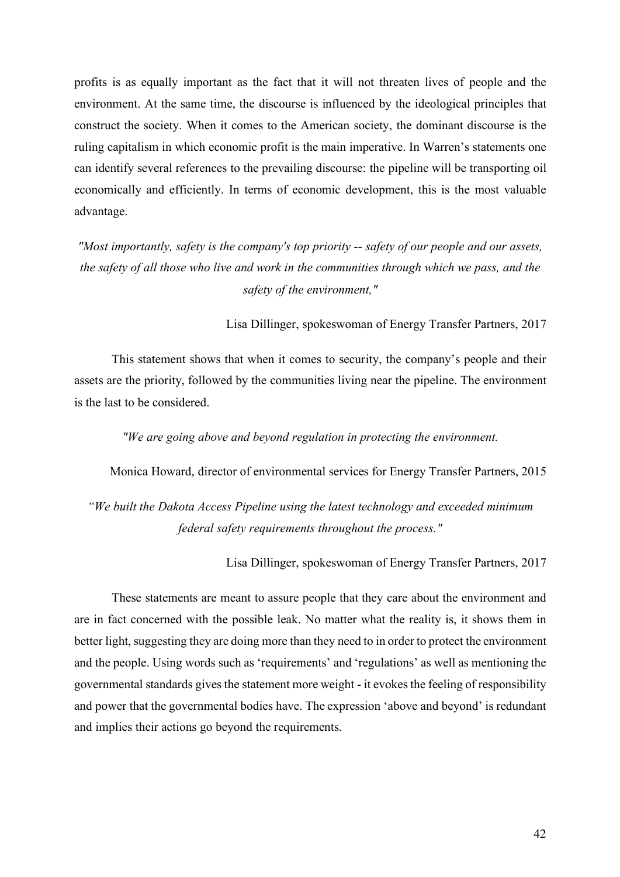profits is as equally important as the fact that it will not threaten lives of people and the environment. At the same time, the discourse is influenced by the ideological principles that construct the society. When it comes to the American society, the dominant discourse is the ruling capitalism in which economic profit is the main imperative. In Warren's statements one can identify several references to the prevailing discourse: the pipeline will be transporting oil economically and efficiently. In terms of economic development, this is the most valuable advantage.

*"Most importantly, safety is the company's top priority -- safety of our people and our assets, the safety of all those who live and work in the communities through which we pass, and the safety of the environment,"*

Lisa Dillinger, spokeswoman of Energy Transfer Partners, 2017

This statement shows that when it comes to security, the company's people and their assets are the priority, followed by the communities living near the pipeline. The environment is the last to be considered.

*"We are going above and beyond regulation in protecting the environment.*

Monica Howard, director of environmental services for Energy Transfer Partners, 2015

*"We built the Dakota Access Pipeline using the latest technology and exceeded minimum federal safety requirements throughout the process."*

Lisa Dillinger, spokeswoman of Energy Transfer Partners, 2017

These statements are meant to assure people that they care about the environment and are in fact concerned with the possible leak. No matter what the reality is, it shows them in better light, suggesting they are doing more than they need to in order to protect the environment and the people. Using words such as 'requirements' and 'regulations' as well as mentioning the governmental standards gives the statement more weight - it evokes the feeling of responsibility and power that the governmental bodies have. The expression 'above and beyond' is redundant and implies their actions go beyond the requirements.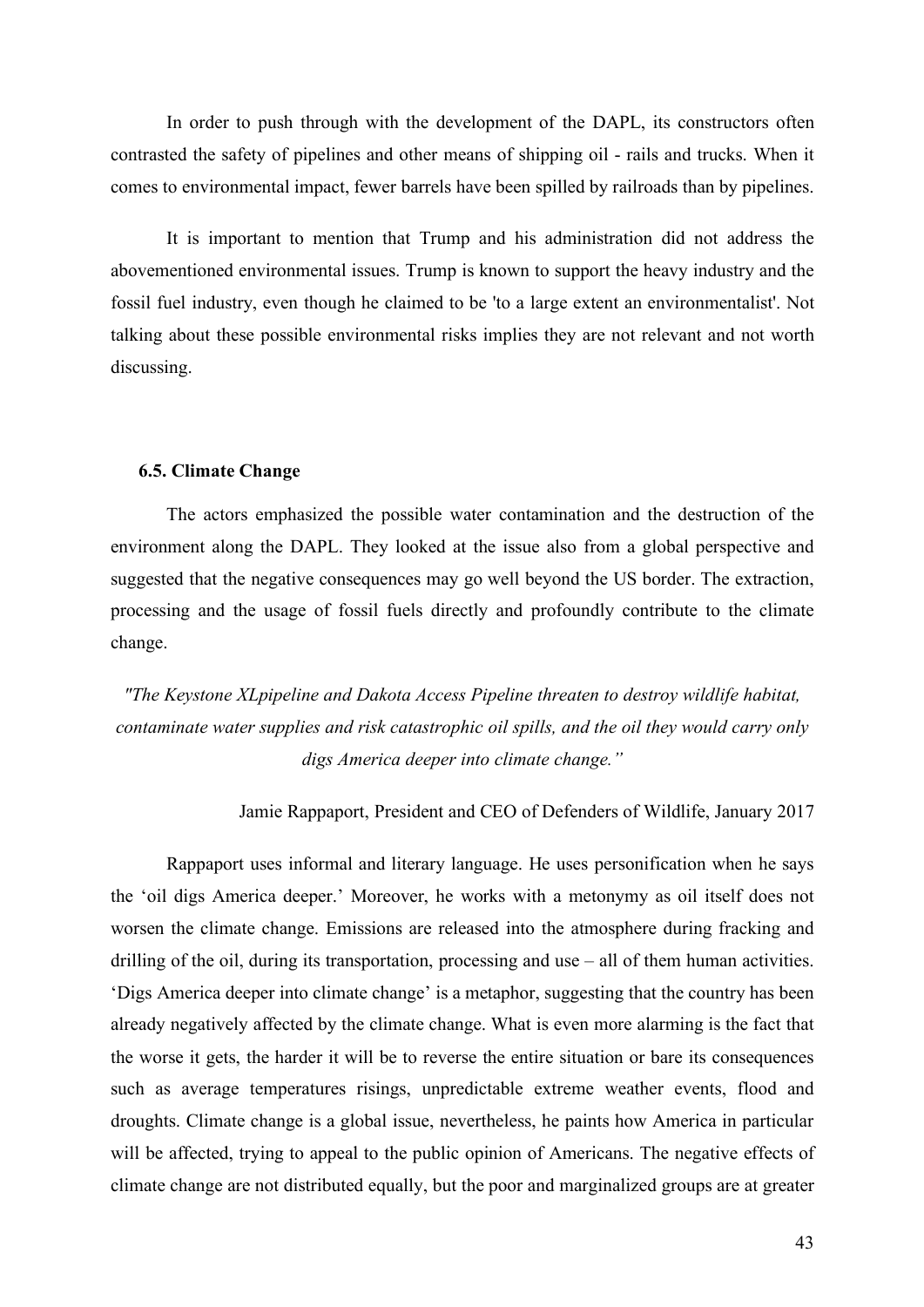In order to push through with the development of the DAPL, its constructors often contrasted the safety of pipelines and other means of shipping oil - rails and trucks. When it comes to environmental impact, fewer barrels have been spilled by railroads than by pipelines.

It is important to mention that Trump and his administration did not address the abovementioned environmental issues. Trump is known to support the heavy industry and the fossil fuel industry, even though he claimed to be 'to a large extent an environmentalist'. Not talking about these possible environmental risks implies they are not relevant and not worth discussing.

### 6.5. Climate Change

The actors emphasized the possible water contamination and the destruction of the environment along the DAPL. They looked at the issue also from a global perspective and suggested that the negative consequences may go well beyond the US border. The extraction, processing and the usage of fossil fuels directly and profoundly contribute to the climate change.

*"The Keystone XLpipeline and Dakota Access Pipeline threaten to destroy wildlife habitat, contaminate water supplies and risk catastrophic oil spills, and the oil they would carry only digs America deeper into climate change."*

Jamie Rappaport, President and CEO of Defenders of Wildlife, January 2017

Rappaport uses informal and literary language. He uses personification when he says the 'oil digs America deeper.' Moreover, he works with a metonymy as oil itself does not worsen the climate change. Emissions are released into the atmosphere during fracking and drilling of the oil, during its transportation, processing and use – all of them human activities. 'Digs America deeper into climate change' is a metaphor, suggesting that the country has been already negatively affected by the climate change. What is even more alarming is the fact that the worse it gets, the harder it will be to reverse the entire situation or bare its consequences such as average temperatures risings, unpredictable extreme weather events, flood and droughts. Climate change is a global issue, nevertheless, he paints how America in particular will be affected, trying to appeal to the public opinion of Americans. The negative effects of climate change are not distributed equally, but the poor and marginalized groups are at greater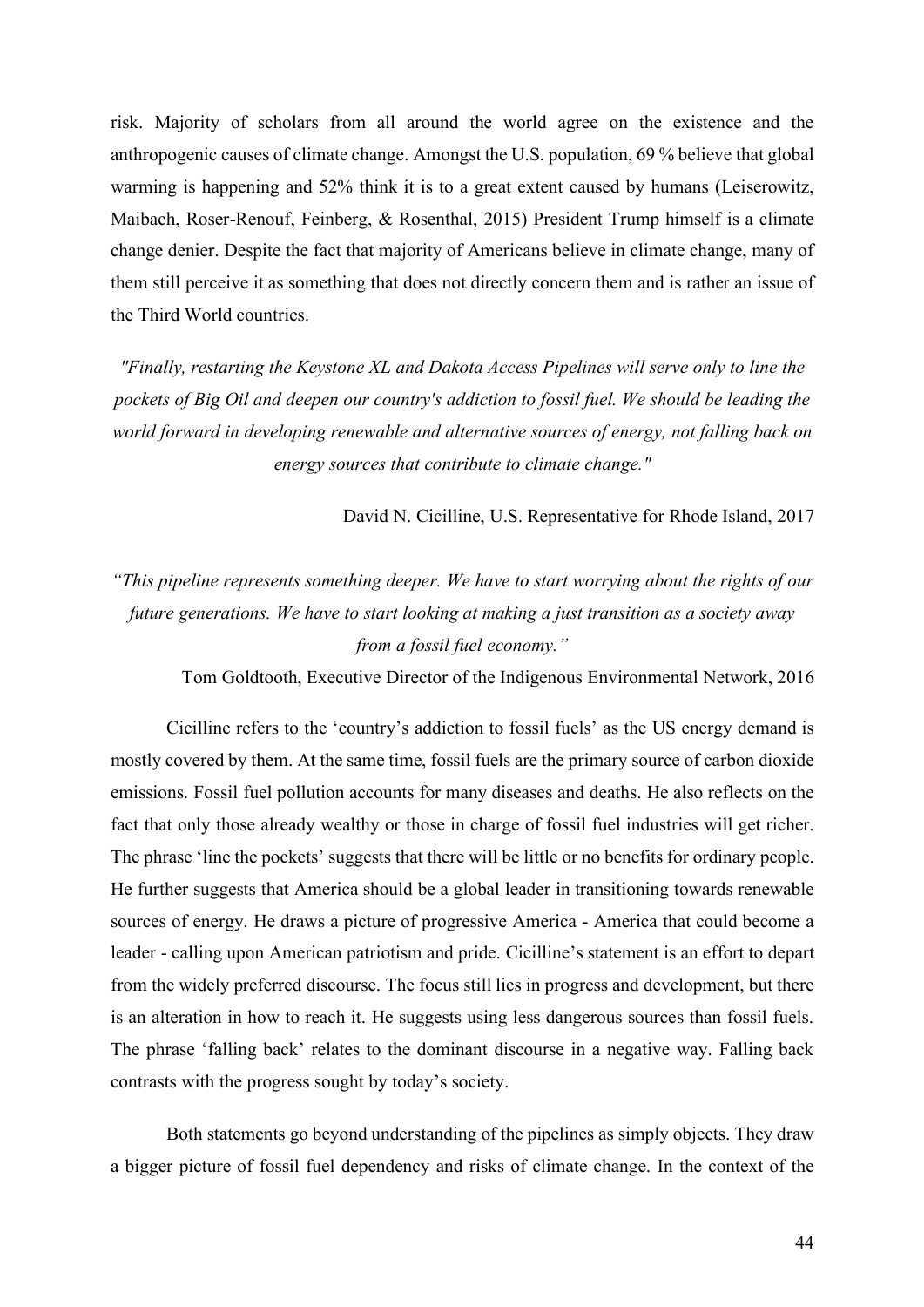risk. Majority of scholars from all around the world agree on the existence and the anthropogenic causes of climate change. Amongst the U.S. population, 69 % believe that global warming is happening and 52% think it is to a great extent caused by humans (Leiserowitz, Maibach, Roser-Renouf, Feinberg, & Rosenthal, 2015) President Trump himself is a climate change denier. Despite the fact that majority of Americans believe in climate change, many of them still perceive it as something that does not directly concern them and is rather an issue of the Third World countries.

*"Finally, restarting the Keystone XL and Dakota Access Pipelines will serve only to line the pockets of Big Oil and deepen our country's addiction to fossil fuel. We should be leading the world forward in developing renewable and alternative sources of energy, not falling back on energy sources that contribute to climate change."*

David N. Cicilline, U.S. Representative for Rhode Island, 2017

*"This pipeline represents something deeper. We have to start worrying about the rights of our future generations. We have to start looking at making a just transition as a society away from a fossil fuel economy."*

Tom Goldtooth, Executive Director of the Indigenous Environmental Network, 2016

Cicilline refers to the 'country's addiction to fossil fuels' as the US energy demand is mostly covered by them. At the same time, fossil fuels are the primary source of carbon dioxide emissions. Fossil fuel pollution accounts for many diseases and deaths. He also reflects on the fact that only those already wealthy or those in charge of fossil fuel industries will get richer. The phrase 'line the pockets' suggests that there will be little or no benefits for ordinary people. He further suggests that America should be a global leader in transitioning towards renewable sources of energy. He draws a picture of progressive America - America that could become a leader - calling upon American patriotism and pride. Cicilline's statement is an effort to depart from the widely preferred discourse. The focus still lies in progress and development, but there is an alteration in how to reach it. He suggests using less dangerous sources than fossil fuels. The phrase 'falling back' relates to the dominant discourse in a negative way. Falling back contrasts with the progress sought by today's society.

Both statements go beyond understanding of the pipelines as simply objects. They draw a bigger picture of fossil fuel dependency and risks of climate change. In the context of the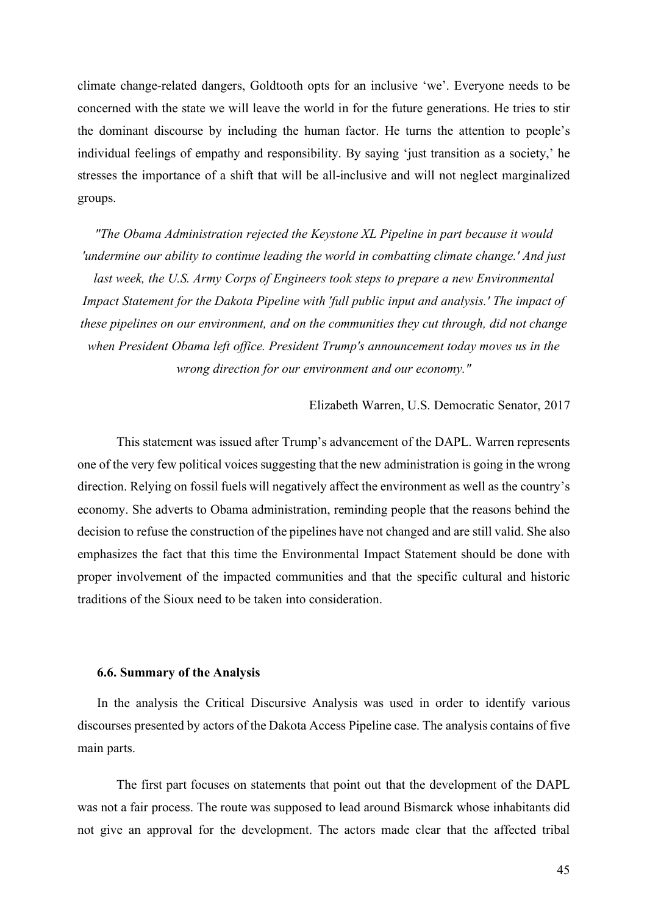climate change-related dangers, Goldtooth opts for an inclusive 'we'. Everyone needs to be concerned with the state we will leave the world in for the future generations. He tries to stir the dominant discourse by including the human factor. He turns the attention to people's individual feelings of empathy and responsibility. By saying 'just transition as a society,' he stresses the importance of a shift that will be all-inclusive and will not neglect marginalized groups.

*"The Obama Administration rejected the Keystone XL Pipeline in part because it would 'undermine our ability to continue leading the world in combatting climate change.' And just last week, the U.S. Army Corps of Engineers took steps to prepare a new Environmental Impact Statement for the Dakota Pipeline with 'full public input and analysis.' The impact of these pipelines on our environment, and on the communities they cut through, did not change when President Obama left office. President Trump's announcement today moves us in the wrong direction for our environment and our economy."*

Elizabeth Warren, U.S. Democratic Senator, 2017

This statement was issued after Trump's advancement of the DAPL. Warren represents one of the very few political voices suggesting that the new administration is going in the wrong direction. Relying on fossil fuels will negatively affect the environment as well as the country's economy. She adverts to Obama administration, reminding people that the reasons behind the decision to refuse the construction of the pipelines have not changed and are still valid. She also emphasizes the fact that this time the Environmental Impact Statement should be done with proper involvement of the impacted communities and that the specific cultural and historic traditions of the Sioux need to be taken into consideration.

### 6.6. Summary of the Analysis

In the analysis the Critical Discursive Analysis was used in order to identify various discourses presented by actors of the Dakota Access Pipeline case. The analysis contains of five main parts.

The first part focuses on statements that point out that the development of the DAPL was not a fair process. The route was supposed to lead around Bismarck whose inhabitants did not give an approval for the development. The actors made clear that the affected tribal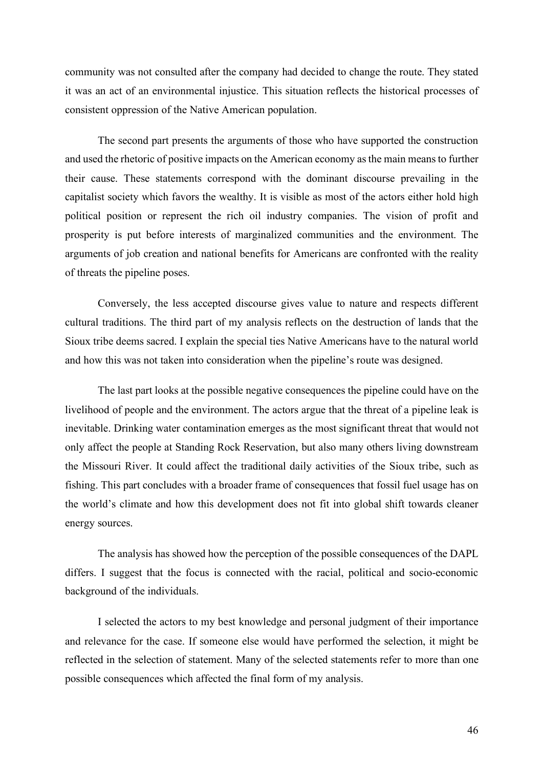community was not consulted after the company had decided to change the route. They stated it was an act of an environmental injustice. This situation reflects the historical processes of consistent oppression of the Native American population.

The second part presents the arguments of those who have supported the construction and used the rhetoric of positive impacts on the American economy as the main means to further their cause. These statements correspond with the dominant discourse prevailing in the capitalist society which favors the wealthy. It is visible as most of the actors either hold high political position or represent the rich oil industry companies. The vision of profit and prosperity is put before interests of marginalized communities and the environment. The arguments of job creation and national benefits for Americans are confronted with the reality of threats the pipeline poses.

Conversely, the less accepted discourse gives value to nature and respects different cultural traditions. The third part of my analysis reflects on the destruction of lands that the Sioux tribe deems sacred. I explain the special ties Native Americans have to the natural world and how this was not taken into consideration when the pipeline's route was designed.

The last part looks at the possible negative consequences the pipeline could have on the livelihood of people and the environment. The actors argue that the threat of a pipeline leak is inevitable. Drinking water contamination emerges as the most significant threat that would not only affect the people at Standing Rock Reservation, but also many others living downstream the Missouri River. It could affect the traditional daily activities of the Sioux tribe, such as fishing. This part concludes with a broader frame of consequences that fossil fuel usage has on the world's climate and how this development does not fit into global shift towards cleaner energy sources.

The analysis has showed how the perception of the possible consequences of the DAPL differs. I suggest that the focus is connected with the racial, political and socio-economic background of the individuals.

I selected the actors to my best knowledge and personal judgment of their importance and relevance for the case. If someone else would have performed the selection, it might be reflected in the selection of statement. Many of the selected statements refer to more than one possible consequences which affected the final form of my analysis.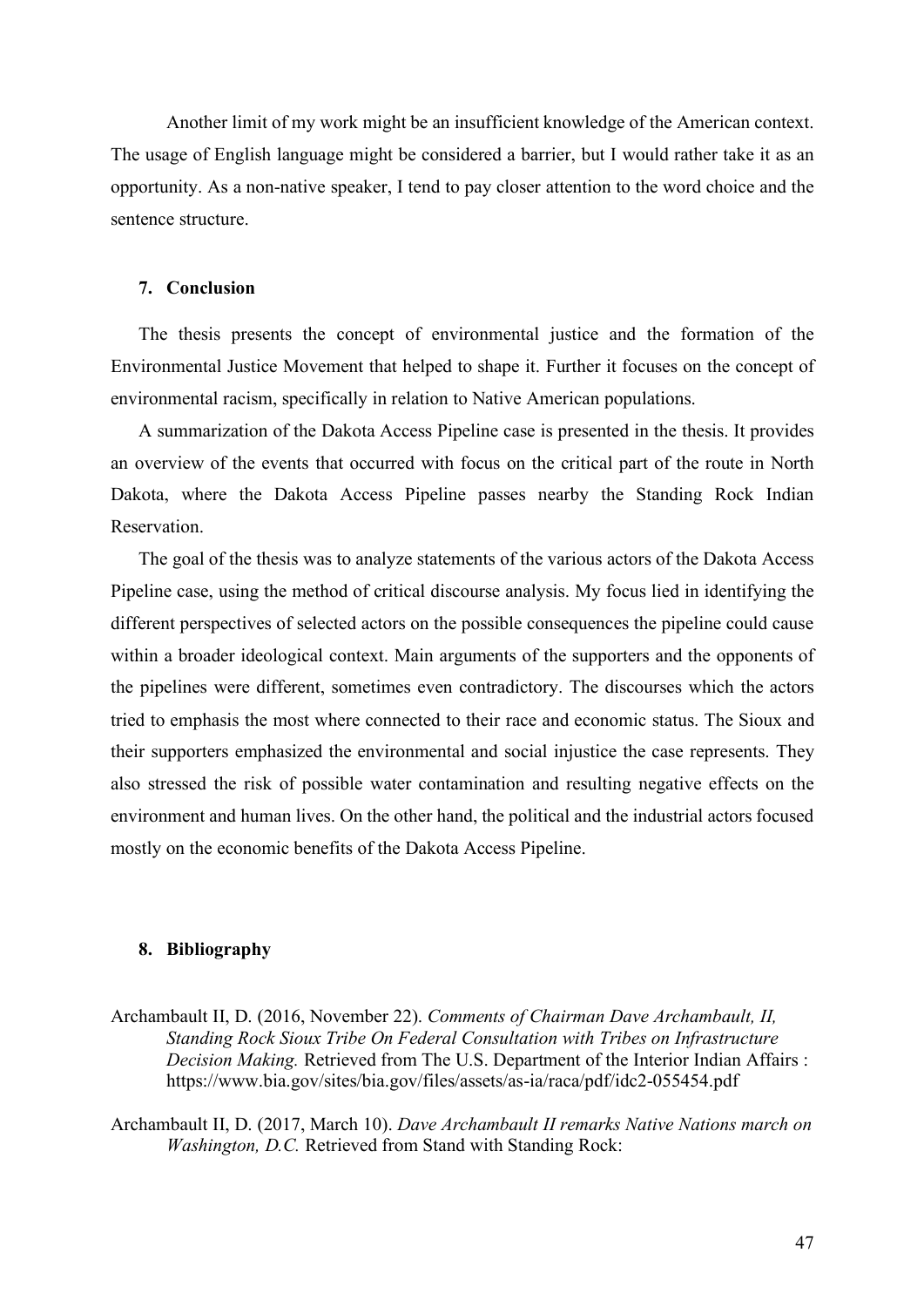Another limit of my work might be an insufficient knowledge of the American context. The usage of English language might be considered a barrier, but I would rather take it as an opportunity. As a non-native speaker, I tend to pay closer attention to the word choice and the sentence structure.

## 7. Conclusion

The thesis presents the concept of environmental justice and the formation of the Environmental Justice Movement that helped to shape it. Further it focuses on the concept of environmental racism, specifically in relation to Native American populations.

A summarization of the Dakota Access Pipeline case is presented in the thesis. It provides an overview of the events that occurred with focus on the critical part of the route in North Dakota, where the Dakota Access Pipeline passes nearby the Standing Rock Indian Reservation.

The goal of the thesis was to analyze statements of the various actors of the Dakota Access Pipeline case, using the method of critical discourse analysis. My focus lied in identifying the different perspectives of selected actors on the possible consequences the pipeline could cause within a broader ideological context. Main arguments of the supporters and the opponents of the pipelines were different, sometimes even contradictory. The discourses which the actors tried to emphasis the most where connected to their race and economic status. The Sioux and their supporters emphasized the environmental and social injustice the case represents. They also stressed the risk of possible water contamination and resulting negative effects on the environment and human lives. On the other hand, the political and the industrial actors focused mostly on the economic benefits of the Dakota Access Pipeline.

## 8. Bibliography

Archambault II, D. (2016, November 22). *Comments of Chairman Dave Archambault, II, Standing Rock Sioux Tribe On Federal Consultation with Tribes on Infrastructure Decision Making.* Retrieved from The U.S. Department of the Interior Indian Affairs : https://www.bia.gov/sites/bia.gov/files/assets/as-ia/raca/pdf/idc2-055454.pdf

Archambault II, D. (2017, March 10). *Dave Archambault II remarks Native Nations march on Washington, D.C.* Retrieved from Stand with Standing Rock: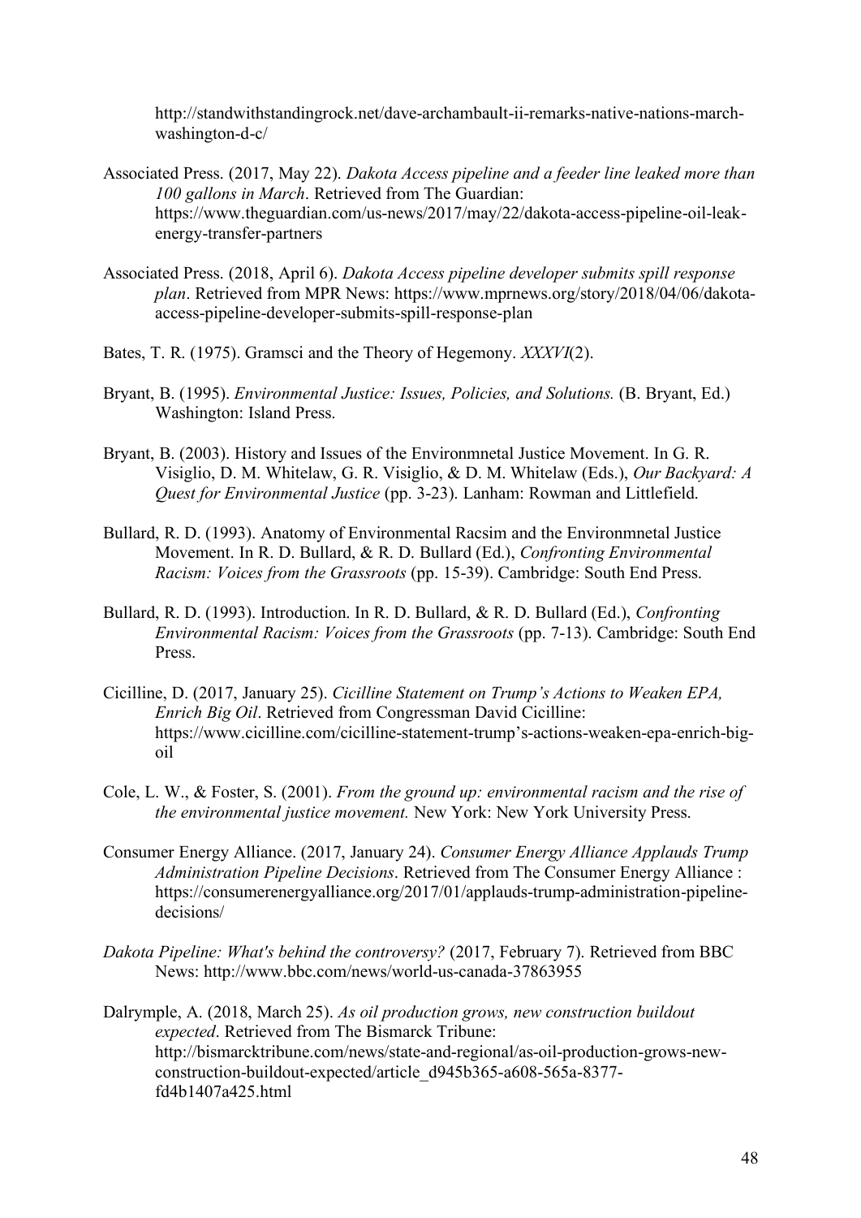http://standwithstandingrock.net/dave-archambault-ii-remarks-native-nations-march-washington-d-c/

Associated Press. (2017, May 22). *Dakota Access pipeline and a feeder line leaked more than 100 gallons in March*. Retrieved from The Guardian: https://www.theguardian.com/us-news/2017/may/22/dakota-access-pipeline-oil-leak-energy-transfer-partners

Associated Press. (2018, April 6). *Dakota Access pipeline developer submits spill response plan*. Retrieved from MPR News: https://www.mprnews.org/story/2018/04/06/dakota-access-pipeline-developer-submits-spill-response-plan

Bates, T. R. (1975). Gramsci and the Theory of Hegemony. *XXXVI*(2).

Bryant, B. (1995). *Environmental Justice: Issues, Policies, and Solutions.* (B. Bryant, Ed.) Washington: Island Press.

Bryant, B. (2003). History and Issues of the Environmnetal Justice Movement. In G. R. Visiglio, D. M. Whitelaw, G. R. Visiglio, & D. M. Whitelaw (Eds.), *Our Backyard: A Quest for Environmental Justice* (pp. 3-23). Lanham: Rowman and Littlefield.

Bullard, R. D. (1993). Anatomy of Environmental Racsim and the Environmnetal Justice Movement. In R. D. Bullard, & R. D. Bullard (Ed.), *Confronting Environmental Racism: Voices from the Grassroots* (pp. 15-39). Cambridge: South End Press.

Bullard, R. D. (1993). Introduction. In R. D. Bullard, & R. D. Bullard (Ed.), *Confronting Environmental Racism: Voices from the Grassroots* (pp. 7-13). Cambridge: South End Press.

Cicilline, D. (2017, January 25). *Cicilline Statement on Trump's Actions to Weaken EPA, Enrich Big Oil*. Retrieved from Congressman David Cicilline: https://www.cicilline.com/cicilline-statement-trump's-actions-weaken-epa-enrich-big-oil

Cole, L. W., & Foster, S. (2001). *From the ground up: environmental racism and the rise of the environmental justice movement.* New York: New York University Press.

Consumer Energy Alliance. (2017, January 24). *Consumer Energy Alliance Applauds Trump Administration Pipeline Decisions*. Retrieved from The Consumer Energy Alliance : https://consumerenergyalliance.org/2017/01/applauds-trump-administration-pipeline-decisions/

*Dakota Pipeline: What's behind the controversy?* (2017, February 7). Retrieved from BBC News: http://www.bbc.com/news/world-us-canada-37863955

Dalrymple, A. (2018, March 25). *As oil production grows, new construction buildout expected*. Retrieved from The Bismarck Tribune: http://bismarcktribune.com/news/state-and-regional/as-oil-production-grows-new-construction-buildout-expected/article_d945b365-a608-565a-8377-fd4b1407a425.html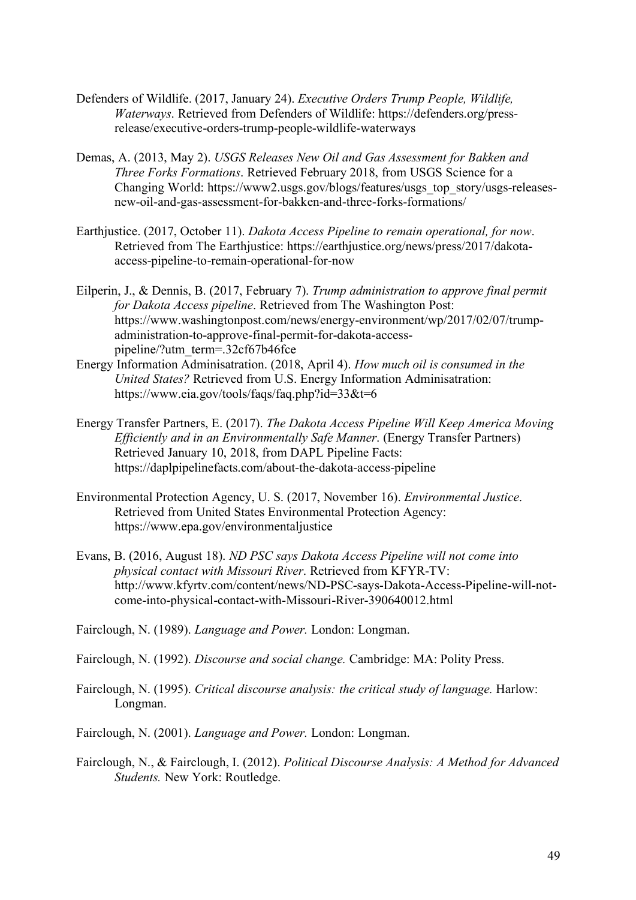Defenders of Wildlife. (2017, January 24). *Executive Orders Trump People, Wildlife, Waterways*. Retrieved from Defenders of Wildlife: https://defenders.org/press-release/executive-orders-trump-people-wildlife-waterways

Demas, A. (2013, May 2). *USGS Releases New Oil and Gas Assessment for Bakken and Three Forks Formations*. Retrieved February 2018, from USGS Science for a Changing World: https://www2.usgs.gov/blogs/features/usgs_top_story/usgs-releases-new-oil-and-gas-assessment-for-bakken-and-three-forks-formations/

Earthjustice. (2017, October 11). *Dakota Access Pipeline to remain operational, for now*. Retrieved from The Earthjustice: https://earthjustice.org/news/press/2017/dakota-access-pipeline-to-remain-operational-for-now

Eilperin, J., & Dennis, B. (2017, February 7). *Trump administration to approve final permit for Dakota Access pipeline*. Retrieved from The Washington Post: https://www.washingtonpost.com/news/energy-environment/wp/2017/02/07/trump-administration-to-approve-final-permit-for-dakota-access-pipeline/?utm_term=.32cf67b46fce

Energy Information Adminisatration. (2018, April 4). *How much oil is consumed in the United States?* Retrieved from U.S. Energy Information Adminisatration: https://www.eia.gov/tools/faqs/faq.php?id=33&t=6

Energy Transfer Partners, E. (2017). *The Dakota Access Pipeline Will Keep America Moving Efficiently and in an Environmentally Safe Manner*. (Energy Transfer Partners) Retrieved January 10, 2018, from DAPL Pipeline Facts: https://daplpipelinefacts.com/about-the-dakota-access-pipeline

Environmental Protection Agency, U. S. (2017, November 16). *Environmental Justice*. Retrieved from United States Environmental Protection Agency: https://www.epa.gov/environmentaljustice

Evans, B. (2016, August 18). *ND PSC says Dakota Access Pipeline will not come into physical contact with Missouri River*. Retrieved from KFYR-TV: http://www.kfyrtv.com/content/news/ND-PSC-says-Dakota-Access-Pipeline-will-not-come-into-physical-contact-with-Missouri-River-390640012.html

Fairclough, N. (1989). *Language and Power.* London: Longman.

Fairclough, N. (1992). *Discourse and social change.* Cambridge: MA: Polity Press.

Fairclough, N. (1995). *Critical discourse analysis: the critical study of language.* Harlow: Longman.

Fairclough, N. (2001). *Language and Power.* London: Longman.

Fairclough, N., & Fairclough, I. (2012). *Political Discourse Analysis: A Method for Advanced Students.* New York: Routledge.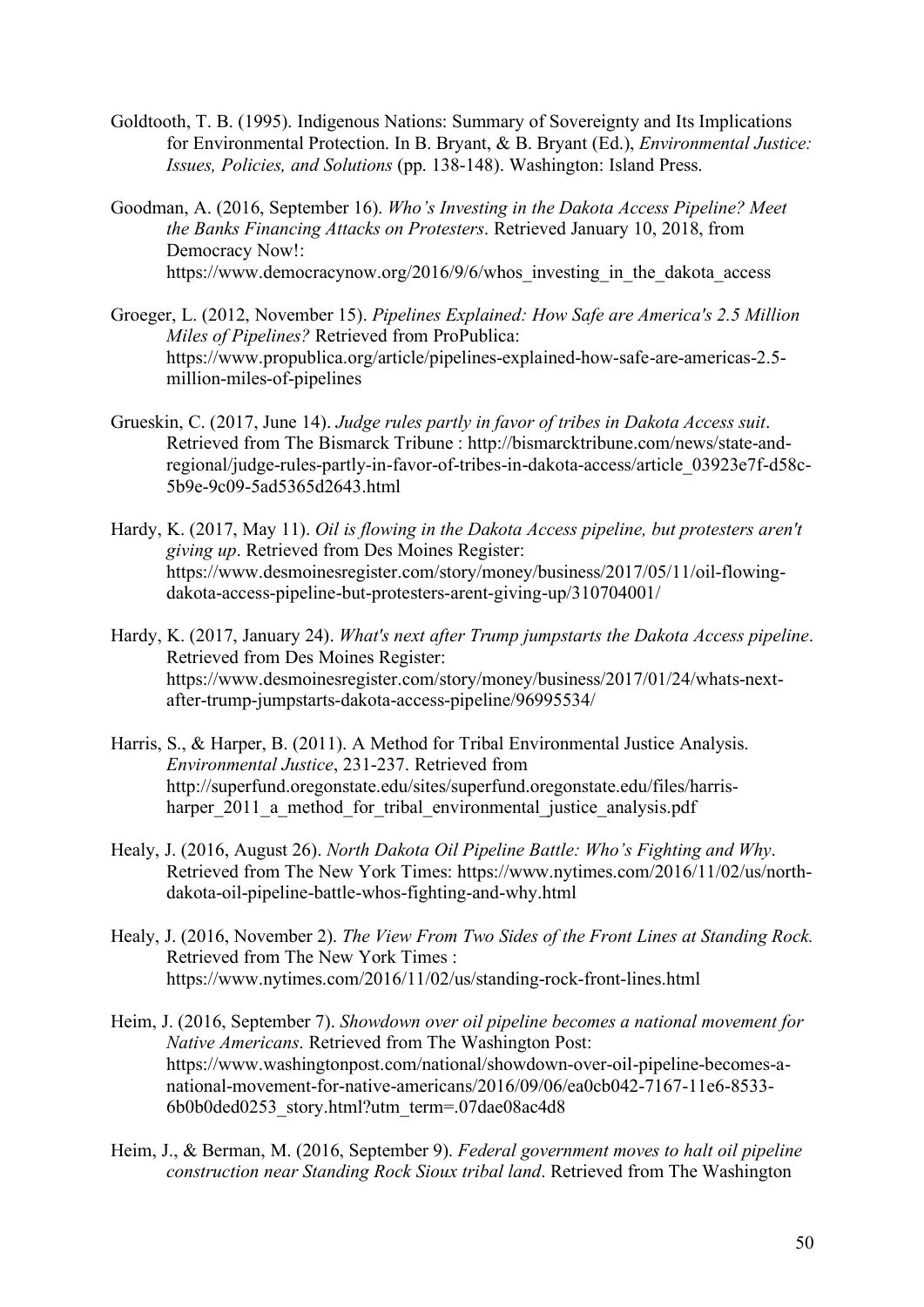Goldtooth, T. B. (1995). Indigenous Nations: Summary of Sovereignty and Its Implications for Environmental Protection. In B. Bryant, & B. Bryant (Ed.), *Environmental Justice: Issues, Policies, and Solutions* (pp. 138-148). Washington: Island Press.

Goodman, A. (2016, September 16). *Who's Investing in the Dakota Access Pipeline? Meet the Banks Financing Attacks on Protesters*. Retrieved January 10, 2018, from Democracy Now!: https://www.democracynow.org/2016/9/6/whos_investing_in_the_dakota_access

Groeger, L. (2012, November 15). *Pipelines Explained: How Safe are America's 2.5 Million Miles of Pipelines?* Retrieved from ProPublica: https://www.propublica.org/article/pipelines-explained-how-safe-are-americas-2.5-million-miles-of-pipelines

Grueskin, C. (2017, June 14). *Judge rules partly in favor of tribes in Dakota Access suit*. Retrieved from The Bismarck Tribune : http://bismarcktribune.com/news/state-and-regional/judge-rules-partly-in-favor-of-tribes-in-dakota-access/article_03923e7f-d58c-5b9e-9c09-5ad5365d2643.html

Hardy, K. (2017, May 11). *Oil is flowing in the Dakota Access pipeline, but protesters aren't giving up*. Retrieved from Des Moines Register: https://www.desmoinesregister.com/story/money/business/2017/05/11/oil-flowing-dakota-access-pipeline-but-protesters-arent-giving-up/310704001/

Hardy, K. (2017, January 24). *What's next after Trump jumpstarts the Dakota Access pipeline*. Retrieved from Des Moines Register: https://www.desmoinesregister.com/story/money/business/2017/01/24/whats-next-after-trump-jumpstarts-dakota-access-pipeline/96995534/

Harris, S., & Harper, B. (2011). A Method for Tribal Environmental Justice Analysis. *Environmental Justice*, 231-237. Retrieved from http://superfund.oregonstate.edu/sites/superfund.oregonstate.edu/files/harris-harper_2011_a_method_for_tribal_environmental_justice_analysis.pdf

Healy, J. (2016, August 26). *North Dakota Oil Pipeline Battle: Who's Fighting and Why*. Retrieved from The New York Times: https://www.nytimes.com/2016/11/02/us/north-dakota-oil-pipeline-battle-whos-fighting-and-why.html

Healy, J. (2016, November 2). *The View From Two Sides of the Front Lines at Standing Rock.* Retrieved from The New York Times : https://www.nytimes.com/2016/11/02/us/standing-rock-front-lines.html

Heim, J. (2016, September 7). *Showdown over oil pipeline becomes a national movement for Native Americans*. Retrieved from The Washington Post: https://www.washingtonpost.com/national/showdown-over-oil-pipeline-becomes-a-national-movement-for-native-americans/2016/09/06/ea0cb042-7167-11e6-8533-6b0b0ded0253_story.html?utm_term=.07dae08ac4d8

Heim, J., & Berman, M. (2016, September 9). *Federal government moves to halt oil pipeline construction near Standing Rock Sioux tribal land*. Retrieved from The Washington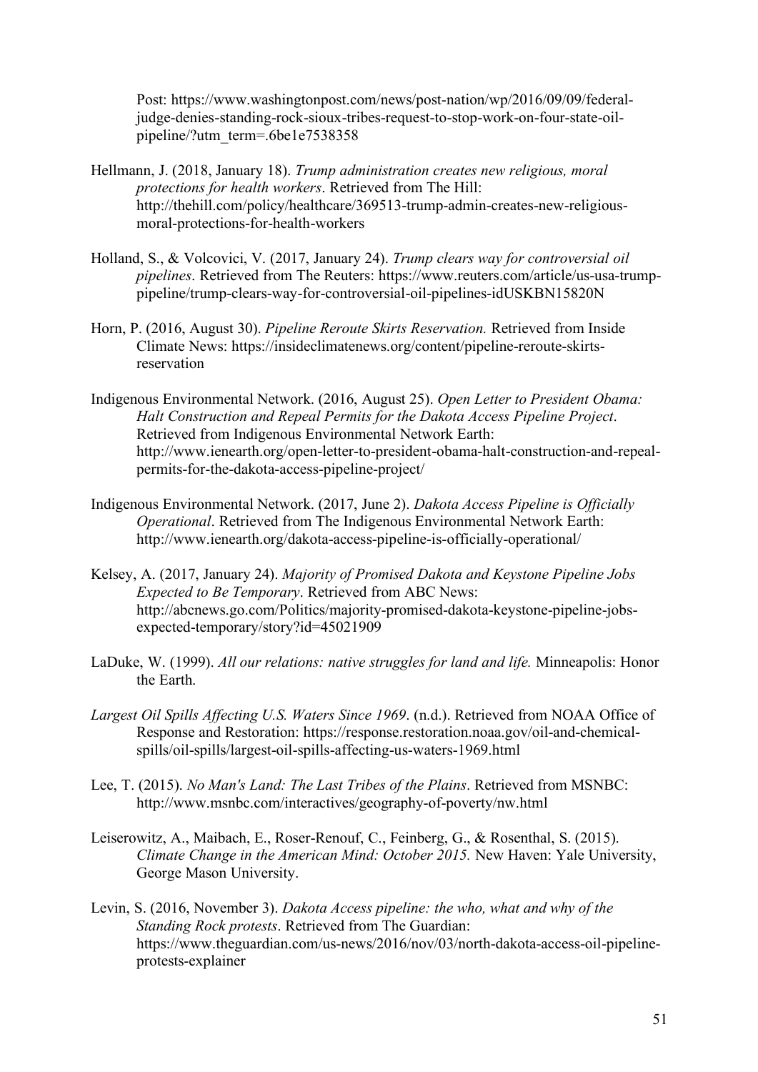Post: https://www.washingtonpost.com/news/post-nation/wp/2016/09/09/federal-judge-denies-standing-rock-sioux-tribes-request-to-stop-work-on-four-state-oil-pipeline/?utm_term=.6be1e7538358

Hellmann, J. (2018, January 18). *Trump administration creates new religious, moral protections for health workers*. Retrieved from The Hill: http://thehill.com/policy/healthcare/369513-trump-admin-creates-new-religious-moral-protections-for-health-workers

Holland, S., & Volcovici, V. (2017, January 24). *Trump clears way for controversial oil pipelines*. Retrieved from The Reuters: https://www.reuters.com/article/us-usa-trump-pipeline/trump-clears-way-for-controversial-oil-pipelines-idUSKBN15820N

Horn, P. (2016, August 30). *Pipeline Reroute Skirts Reservation.* Retrieved from Inside Climate News: https://insideclimatenews.org/content/pipeline-reroute-skirts-reservation

Indigenous Environmental Network. (2016, August 25). *Open Letter to President Obama: Halt Construction and Repeal Permits for the Dakota Access Pipeline Project*. Retrieved from Indigenous Environmental Network Earth: http://www.ienearth.org/open-letter-to-president-obama-halt-construction-and-repeal-permits-for-the-dakota-access-pipeline-project/

Indigenous Environmental Network. (2017, June 2). *Dakota Access Pipeline is Officially Operational*. Retrieved from The Indigenous Environmental Network Earth: http://www.ienearth.org/dakota-access-pipeline-is-officially-operational/

Kelsey, A. (2017, January 24). *Majority of Promised Dakota and Keystone Pipeline Jobs Expected to Be Temporary*. Retrieved from ABC News: http://abcnews.go.com/Politics/majority-promised-dakota-keystone-pipeline-jobs-expected-temporary/story?id=45021909

LaDuke, W. (1999). *All our relations: native struggles for land and life.* Minneapolis: Honor the Earth.

*Largest Oil Spills Affecting U.S. Waters Since 1969*. (n.d.). Retrieved from NOAA Office of Response and Restoration: https://response.restoration.noaa.gov/oil-and-chemical-spills/oil-spills/largest-oil-spills-affecting-us-waters-1969.html

Lee, T. (2015). *No Man's Land: The Last Tribes of the Plains*. Retrieved from MSNBC: http://www.msnbc.com/interactives/geography-of-poverty/nw.html

Leiserowitz, A., Maibach, E., Roser-Renouf, C., Feinberg, G., & Rosenthal, S. (2015). *Climate Change in the American Mind: October 2015.* New Haven: Yale University, George Mason University.

Levin, S. (2016, November 3). *Dakota Access pipeline: the who, what and why of the Standing Rock protests*. Retrieved from The Guardian: https://www.theguardian.com/us-news/2016/nov/03/north-dakota-access-oil-pipeline-protests-explainer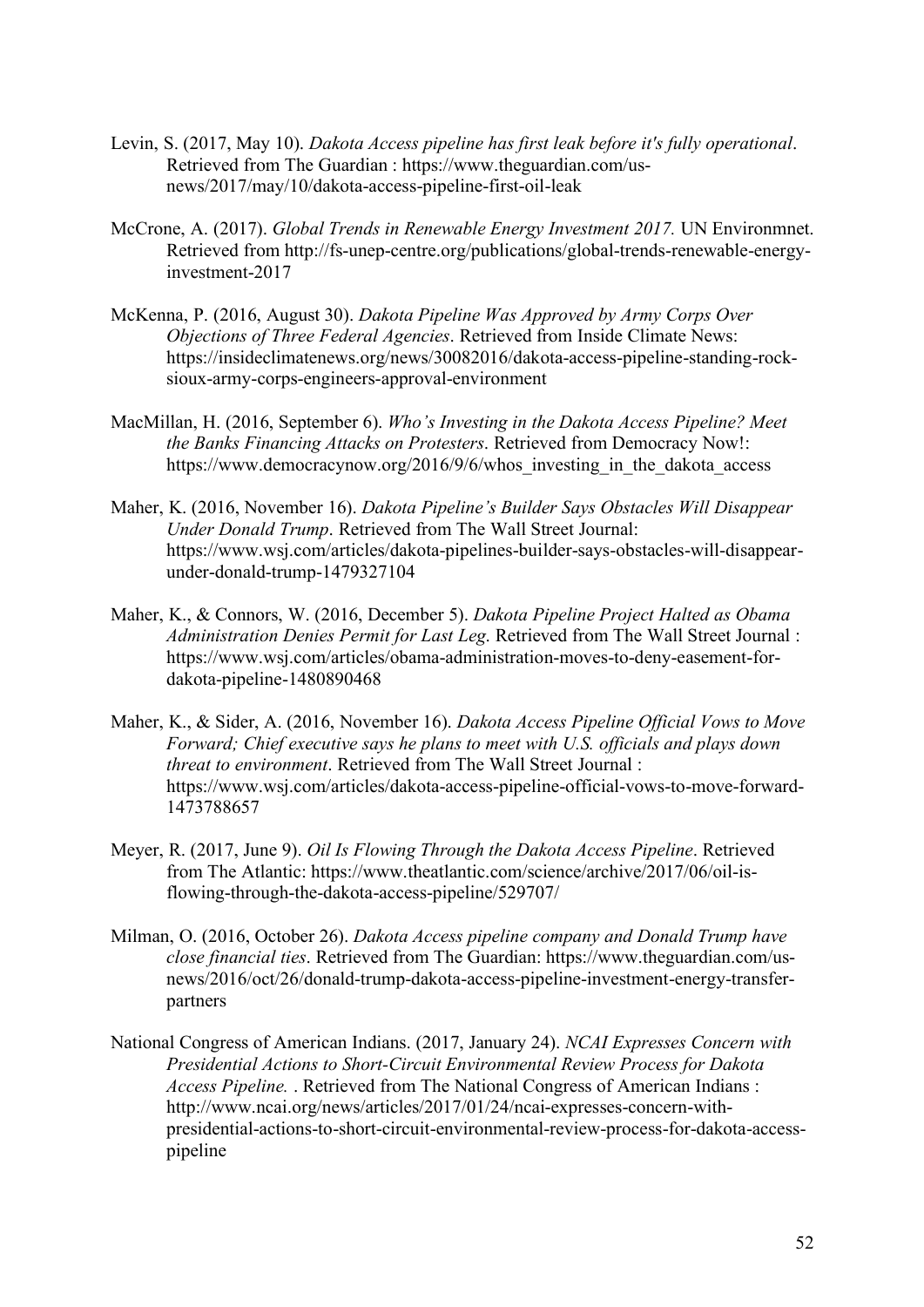Levin, S. (2017, May 10). *Dakota Access pipeline has first leak before it's fully operational*. Retrieved from The Guardian : https://www.theguardian.com/us-news/2017/may/10/dakota-access-pipeline-first-oil-leak

McCrone, A. (2017). *Global Trends in Renewable Energy Investment 2017.* UN Environmnet. Retrieved from http://fs-unep-centre.org/publications/global-trends-renewable-energy-investment-2017

McKenna, P. (2016, August 30). *Dakota Pipeline Was Approved by Army Corps Over Objections of Three Federal Agencies*. Retrieved from Inside Climate News: https://insideclimatenews.org/news/30082016/dakota-access-pipeline-standing-rock-sioux-army-corps-engineers-approval-environment

MacMillan, H. (2016, September 6). *Who's Investing in the Dakota Access Pipeline? Meet the Banks Financing Attacks on Protesters*. Retrieved from Democracy Now!: https://www.democracynow.org/2016/9/6/whos_investing_in_the_dakota_access

Maher, K. (2016, November 16). *Dakota Pipeline's Builder Says Obstacles Will Disappear Under Donald Trump*. Retrieved from The Wall Street Journal: https://www.wsj.com/articles/dakota-pipelines-builder-says-obstacles-will-disappear-under-donald-trump-1479327104

Maher, K., & Connors, W. (2016, December 5). *Dakota Pipeline Project Halted as Obama Administration Denies Permit for Last Leg*. Retrieved from The Wall Street Journal : https://www.wsj.com/articles/obama-administration-moves-to-deny-easement-for-dakota-pipeline-1480890468

Maher, K., & Sider, A. (2016, November 16). *Dakota Access Pipeline Official Vows to Move Forward; Chief executive says he plans to meet with U.S. officials and plays down threat to environment*. Retrieved from The Wall Street Journal : https://www.wsj.com/articles/dakota-access-pipeline-official-vows-to-move-forward-1473788657

Meyer, R. (2017, June 9). *Oil Is Flowing Through the Dakota Access Pipeline*. Retrieved from The Atlantic: https://www.theatlantic.com/science/archive/2017/06/oil-is-flowing-through-the-dakota-access-pipeline/529707/

Milman, O. (2016, October 26). *Dakota Access pipeline company and Donald Trump have close financial ties*. Retrieved from The Guardian: https://www.theguardian.com/us-news/2016/oct/26/donald-trump-dakota-access-pipeline-investment-energy-transfer-partners

National Congress of American Indians. (2017, January 24). *NCAI Expresses Concern with Presidential Actions to Short-Circuit Environmental Review Process for Dakota Access Pipeline.* . Retrieved from The National Congress of American Indians : http://www.ncai.org/news/articles/2017/01/24/ncai-expresses-concern-with-presidential-actions-to-short-circuit-environmental-review-process-for-dakota-access-pipeline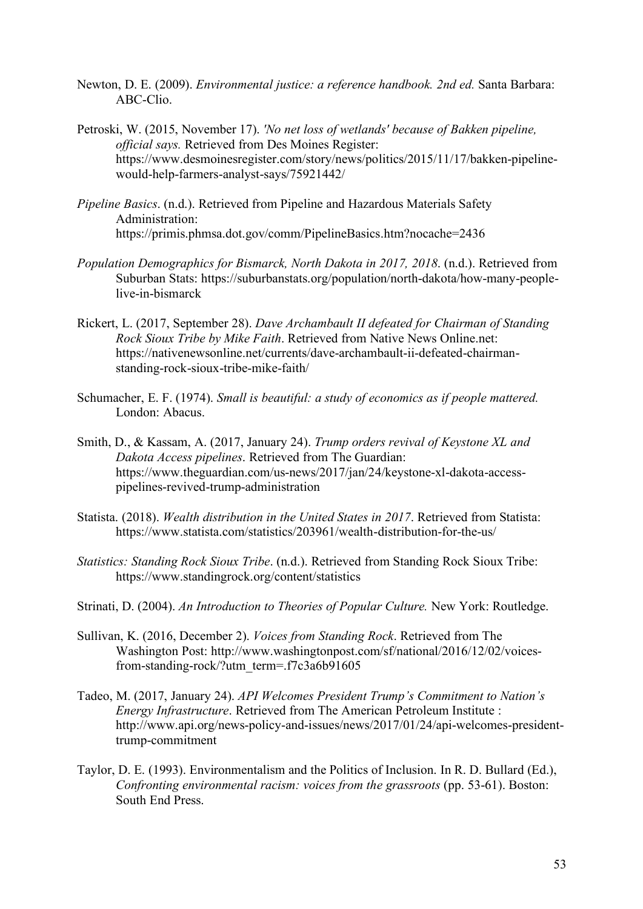Newton, D. E. (2009). *Environmental justice: a reference handbook. 2nd ed.* Santa Barbara: ABC-Clio.

Petroski, W. (2015, November 17). *'No net loss of wetlands' because of Bakken pipeline, official says.* Retrieved from Des Moines Register: https://www.desmoinesregister.com/story/news/politics/2015/11/17/bakken-pipeline-would-help-farmers-analyst-says/75921442/

*Pipeline Basics*. (n.d.). Retrieved from Pipeline and Hazardous Materials Safety Administration: https://primis.phmsa.dot.gov/comm/PipelineBasics.htm?nocache=2436

*Population Demographics for Bismarck, North Dakota in 2017, 2018*. (n.d.). Retrieved from Suburban Stats: https://suburbanstats.org/population/north-dakota/how-many-people-live-in-bismarck

Rickert, L. (2017, September 28). *Dave Archambault II defeated for Chairman of Standing Rock Sioux Tribe by Mike Faith*. Retrieved from Native News Online.net: https://nativenewsonline.net/currents/dave-archambault-ii-defeated-chairman-standing-rock-sioux-tribe-mike-faith/

Schumacher, E. F. (1974). *Small is beautiful: a study of economics as if people mattered.* London: Abacus.

Smith, D., & Kassam, A. (2017, January 24). *Trump orders revival of Keystone XL and Dakota Access pipelines*. Retrieved from The Guardian: https://www.theguardian.com/us-news/2017/jan/24/keystone-xl-dakota-access-pipelines-revived-trump-administration

Statista. (2018). *Wealth distribution in the United States in 2017*. Retrieved from Statista: https://www.statista.com/statistics/203961/wealth-distribution-for-the-us/

*Statistics: Standing Rock Sioux Tribe*. (n.d.). Retrieved from Standing Rock Sioux Tribe: https://www.standingrock.org/content/statistics

Strinati, D. (2004). *An Introduction to Theories of Popular Culture.* New York: Routledge.

Sullivan, K. (2016, December 2). *Voices from Standing Rock*. Retrieved from The Washington Post: http://www.washingtonpost.com/sf/national/2016/12/02/voices-from-standing-rock/?utm_term=.f7c3a6b91605

Tadeo, M. (2017, January 24). *API Welcomes President Trump's Commitment to Nation's Energy Infrastructure*. Retrieved from The American Petroleum Institute : http://www.api.org/news-policy-and-issues/news/2017/01/24/api-welcomes-president-trump-commitment

Taylor, D. E. (1993). Environmentalism and the Politics of Inclusion. In R. D. Bullard (Ed.), *Confronting environmental racism: voices from the grassroots* (pp. 53-61). Boston: South End Press.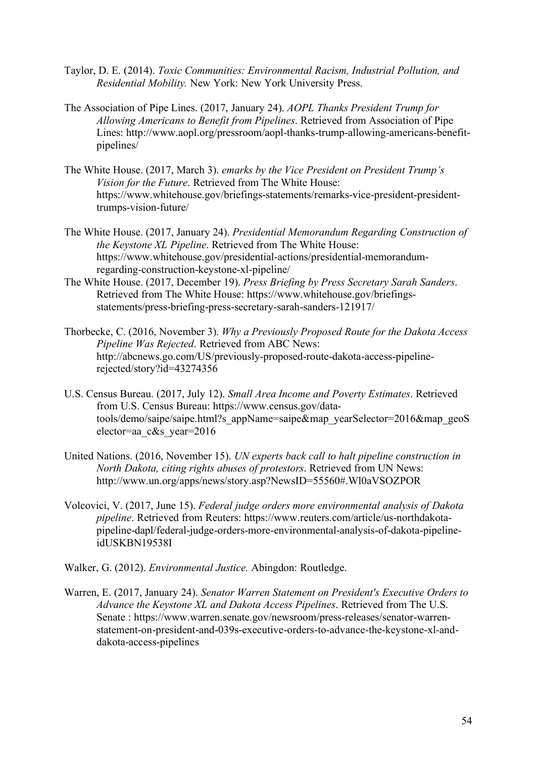Taylor, D. E. (2014). *Toxic Communities: Environmental Racism, Industrial Pollution, and Residential Mobility.* New York: New York University Press.

The Association of Pipe Lines. (2017, January 24). *AOPL Thanks President Trump for Allowing Americans to Benefit from Pipelines*. Retrieved from Association of Pipe Lines: http://www.aopl.org/pressroom/aopl-thanks-trump-allowing-americans-benefit-pipelines/

The White House. (2017, March 3). *emarks by the Vice President on President Trump's Vision for the Future*. Retrieved from The White House: https://www.whitehouse.gov/briefings-statements/remarks-vice-president-president-trumps-vision-future/

The White House. (2017, January 24). *Presidential Memorandum Regarding Construction of the Keystone XL Pipeline*. Retrieved from The White House: https://www.whitehouse.gov/presidential-actions/presidential-memorandum-regarding-construction-keystone-xl-pipeline/

The White House. (2017, December 19). *Press Briefing by Press Secretary Sarah Sanders*. Retrieved from The White House: https://www.whitehouse.gov/briefings-statements/press-briefing-press-secretary-sarah-sanders-121917/

Thorbecke, C. (2016, November 3). *Why a Previously Proposed Route for the Dakota Access Pipeline Was Rejected*. Retrieved from ABC News: http://abcnews.go.com/US/previously-proposed-route-dakota-access-pipeline-rejected/story?id=43274356

U.S. Census Bureau. (2017, July 12). *Small Area Income and Poverty Estimates*. Retrieved from U.S. Census Bureau: https://www.census.gov/data-tools/demo/saipe/saipe.html?s_appName=saipe&map_yearSelector=2016&map_geoSelector=aa_c&s_year=2016

United Nations. (2016, November 15). *UN experts back call to halt pipeline construction in North Dakota, citing rights abuses of protestors*. Retrieved from UN News: http://www.un.org/apps/news/story.asp?NewsID=55560#.Wl0aVSOZPOR

Volcovici, V. (2017, June 15). *Federal judge orders more environmental analysis of Dakota pipeline*. Retrieved from Reuters: https://www.reuters.com/article/us-northdakota-pipeline-dapl/federal-judge-orders-more-environmental-analysis-of-dakota-pipeline-idUSKBN19538I

Walker, G. (2012). *Environmental Justice.* Abingdon: Routledge.

Warren, E. (2017, January 24). *Senator Warren Statement on President's Executive Orders to Advance the Keystone XL and Dakota Access Pipelines*. Retrieved from The U.S. Senate : https://www.warren.senate.gov/newsroom/press-releases/senator-warren-statement-on-president-and-039s-executive-orders-to-advance-the-keystone-xl-and-dakota-access-pipelines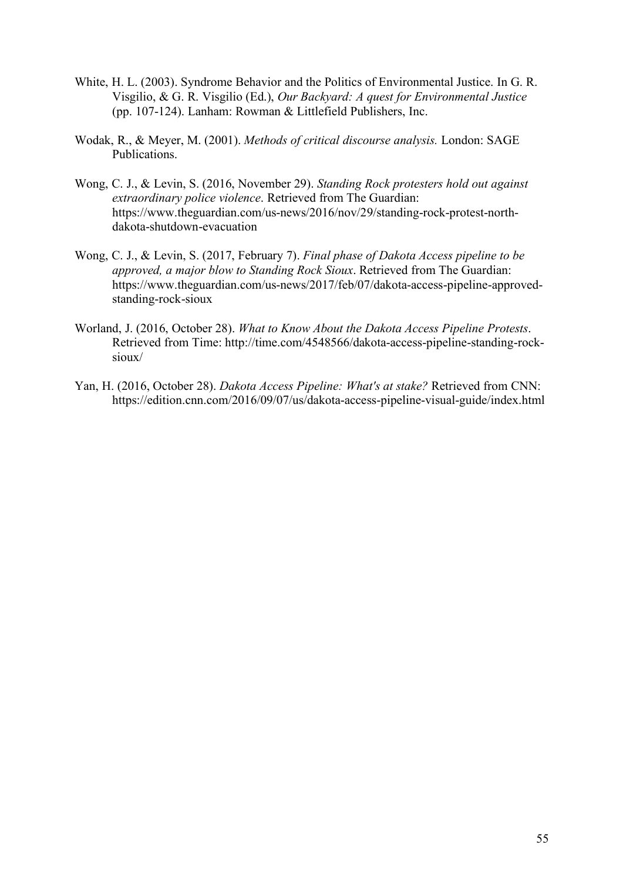White, H. L. (2003). Syndrome Behavior and the Politics of Environmental Justice. In G. R. Visgilio, & G. R. Visgilio (Ed.), *Our Backyard: A quest for Environmental Justice* (pp. 107-124). Lanham: Rowman & Littlefield Publishers, Inc.

Wodak, R., & Meyer, M. (2001). *Methods of critical discourse analysis.* London: SAGE Publications.

Wong, C. J., & Levin, S. (2016, November 29). *Standing Rock protesters hold out against extraordinary police violence*. Retrieved from The Guardian: https://www.theguardian.com/us-news/2016/nov/29/standing-rock-protest-north-dakota-shutdown-evacuation

Wong, C. J., & Levin, S. (2017, February 7). *Final phase of Dakota Access pipeline to be approved, a major blow to Standing Rock Sioux*. Retrieved from The Guardian: https://www.theguardian.com/us-news/2017/feb/07/dakota-access-pipeline-approved-standing-rock-sioux

Worland, J. (2016, October 28). *What to Know About the Dakota Access Pipeline Protests*. Retrieved from Time: http://time.com/4548566/dakota-access-pipeline-standing-rock-sioux/

Yan, H. (2016, October 28). *Dakota Access Pipeline: What's at stake?* Retrieved from CNN: https://edition.cnn.com/2016/09/07/us/dakota-access-pipeline-visual-guide/index.html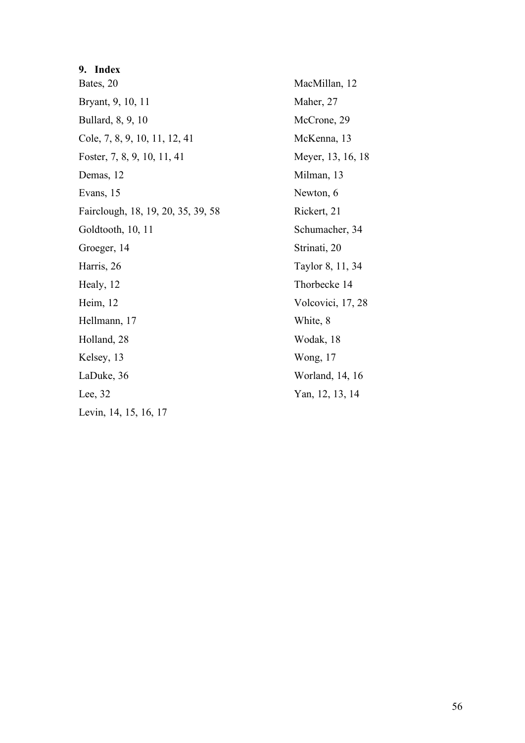## 9. Index

Bates, 20

Bryant, 9, 10, 11

Bullard, 8, 9, 10

Cole, 7, 8, 9, 10, 11, 12, 41

Foster, 7, 8, 9, 10, 11, 41

Demas, 12

Evans, 15

Fairclough, 18, 19, 20, 35, 39, 58

Goldtooth, 10, 11

Groeger, 14

Harris, 26

Healy, 12

Heim, 12

Hellmann, 17

Holland, 28

Kelsey, 13

LaDuke, 36

Lee, 32

Levin, 14, 15, 16, 17

MacMillan, 12

Maher, 27

McCrone, 29

McKenna, 13

Meyer, 13, 16, 18

Milman, 13

Newton, 6

Rickert, 21

Schumacher, 34

Strinati, 20

Taylor 8, 11, 34

Thorbecke 14

Volcovici, 17, 28

White, 8

Wodak, 18

Wong, 17

Worland, 14, 16

Yan, 12, 13, 14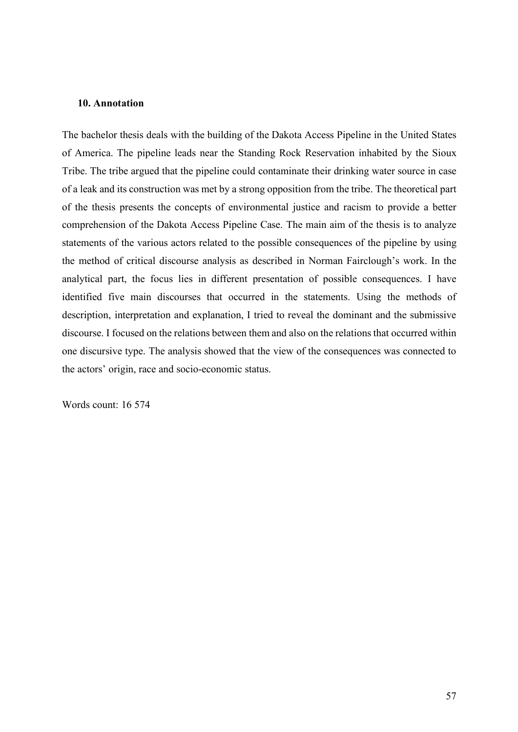## 10. Annotation

The bachelor thesis deals with the building of the Dakota Access Pipeline in the United States of America. The pipeline leads near the Standing Rock Reservation inhabited by the Sioux Tribe. The tribe argued that the pipeline could contaminate their drinking water source in case of a leak and its construction was met by a strong opposition from the tribe. The theoretical part of the thesis presents the concepts of environmental justice and racism to provide a better comprehension of the Dakota Access Pipeline Case. The main aim of the thesis is to analyze statements of the various actors related to the possible consequences of the pipeline by using the method of critical discourse analysis as described in Norman Fairclough's work. In the analytical part, the focus lies in different presentation of possible consequences. I have identified five main discourses that occurred in the statements. Using the methods of description, interpretation and explanation, I tried to reveal the dominant and the submissive discourse. I focused on the relations between them and also on the relations that occurred within one discursive type. The analysis showed that the view of the consequences was connected to the actors' origin, race and socio-economic status.

Words count: 16 574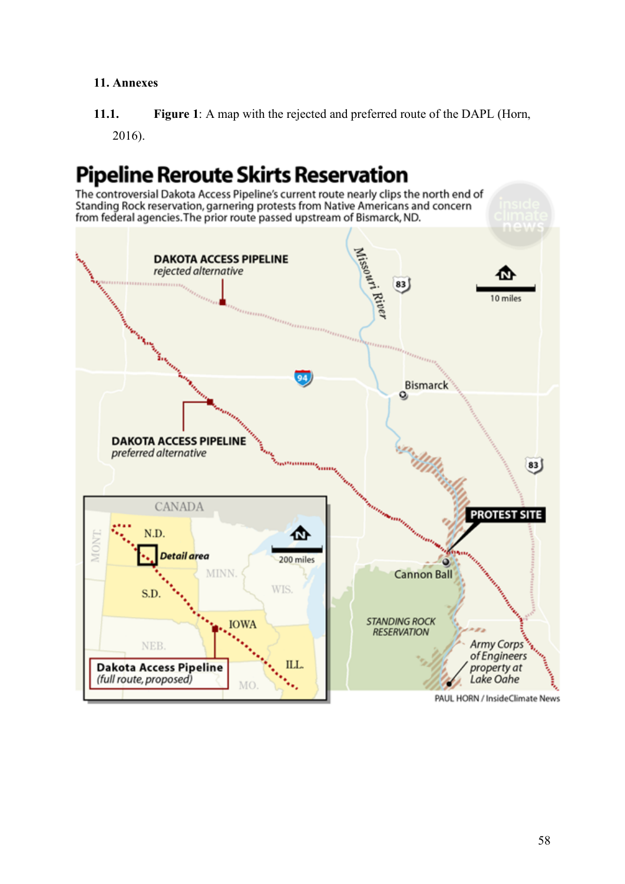## 11. Annexes

**11.1.** **Figure 1**: A map with the rejected and preferred route of the DAPL (Horn, 2016).

# Pipeline Reroute Skirts Reservation

The controversial Dakota Access Pipeline's current route nearly clips the north end of Standing Rock reservation, garnering protests from Native Americans and concern from federal agencies. The prior route passed upstream of Bismarck, ND.

DAKOTA ACCESS PIPELINE *rejected alternative*

DAKOTA ACCESS PIPELINE *preferred alternative*

Missouri River

83

94

Bismarck

10 miles

PROTEST SITE

Cannon Ball

STANDING ROCK RESERVATION

Army Corps of Engineers property at Lake Oahe

CANADA

MONT.

N.D.

Detail area

MINN.

WIS.

S.D.

IOWA

NEB.

ILL.

MO.

200 miles

Dakota Access Pipeline (full route, proposed)

PAUL HORN / InsideClimate News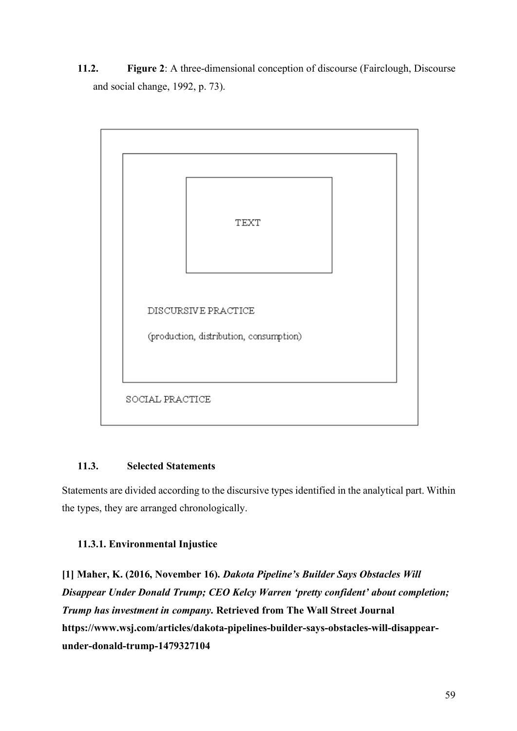**11.2. Figure 2**: A three-dimensional conception of discourse (Fairclough, Discourse and social change, 1992, p. 73).

TEXT

DISCURSIVE PRACTICE

(production, distribution, consumption)

SOCIAL PRACTICE

### 11.3. Selected Statements

Statements are divided according to the discursive types identified in the analytical part. Within the types, they are arranged chronologically.

#### 11.3.1. Environmental Injustice

**[1] Maher, K. (2016, November 16).** ***Dakota Pipeline's Builder Says Obstacles Will Disappear Under Donald Trump; CEO Kelcy Warren 'pretty confident' about completion; Trump has investment in company*****. Retrieved from The Wall Street Journal https://www.wsj.com/articles/dakota-pipelines-builder-says-obstacles-will-disappear-under-donald-trump-1479327104**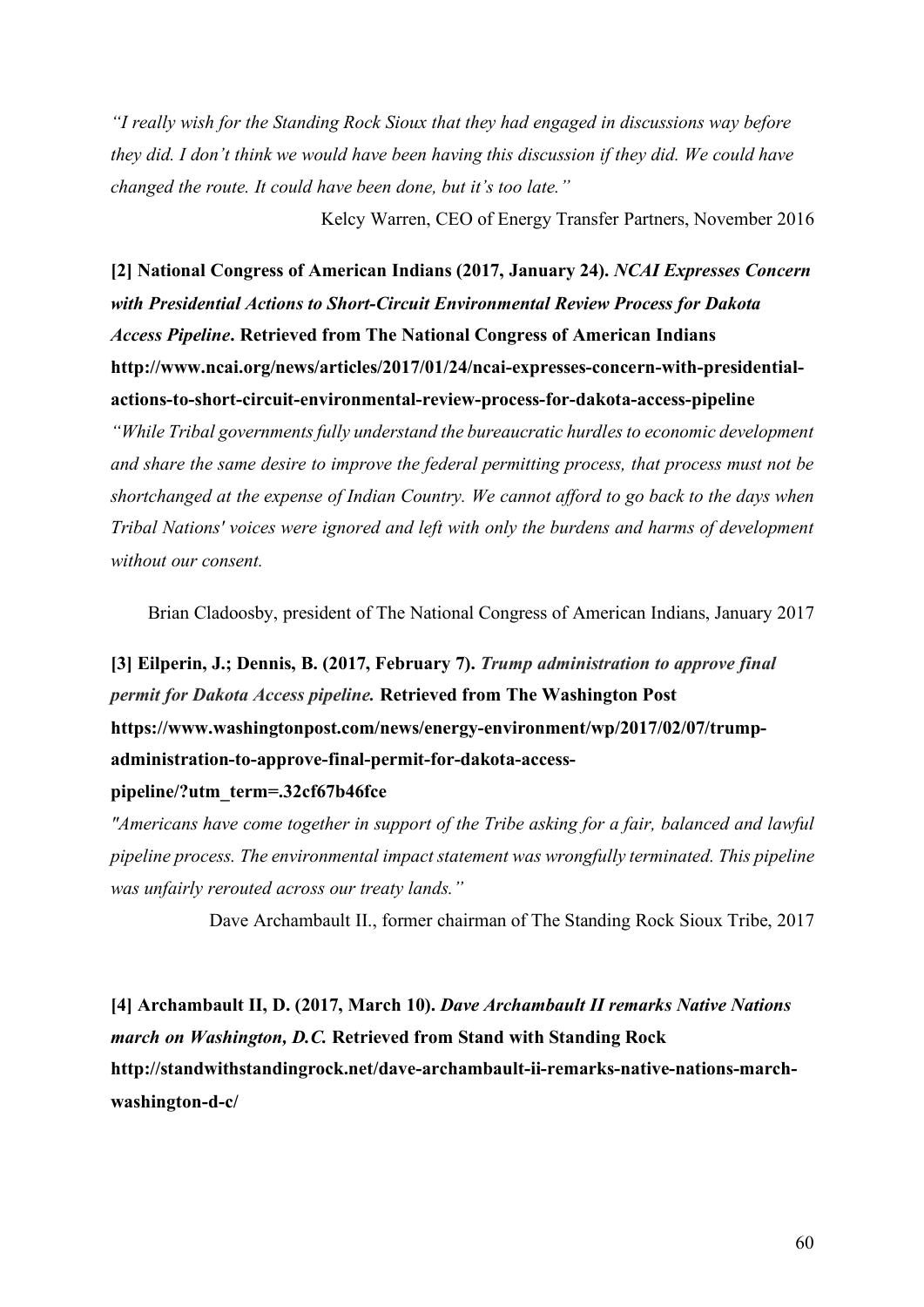*“I really wish for the Standing Rock Sioux that they had engaged in discussions way before they did. I don’t think we would have been having this discussion if they did. We could have changed the route. It could have been done, but it’s too late.”*

Kelcy Warren, CEO of Energy Transfer Partners, November 2016

**[2] National Congress of American Indians (2017, January 24). *NCAI Expresses Concern with Presidential Actions to Short-Circuit Environmental Review Process for Dakota Access Pipeline*. Retrieved from The National Congress of American Indians http://www.ncai.org/news/articles/2017/01/24/ncai-expresses-concern-with-presidential-actions-to-short-circuit-environmental-review-process-for-dakota-access-pipeline**

*“While Tribal governments fully understand the bureaucratic hurdles to economic development and share the same desire to improve the federal permitting process, that process must not be shortchanged at the expense of Indian Country. We cannot afford to go back to the days when Tribal Nations' voices were ignored and left with only the burdens and harms of development without our consent.*

Brian Cladoosby, president of The National Congress of American Indians, January 2017

**[3] Eilperin, J.; Dennis, B. (2017, February 7). *Trump administration to approve final permit for Dakota Access pipeline.* Retrieved from The Washington Post https://www.washingtonpost.com/news/energy-environment/wp/2017/02/07/trump-administration-to-approve-final-permit-for-dakota-access-pipeline/?utm_term=.32cf67b46fce**

*"Americans have come together in support of the Tribe asking for a fair, balanced and lawful pipeline process. The environmental impact statement was wrongfully terminated. This pipeline was unfairly rerouted across our treaty lands."*

Dave Archambault II., former chairman of The Standing Rock Sioux Tribe, 2017

**[4] Archambault II, D. (2017, March 10). *Dave Archambault II remarks Native Nations march on Washington, D.C.* Retrieved from Stand with Standing Rock http://standwithstandingrock.net/dave-archambault-ii-remarks-native-nations-march-washington-d-c/**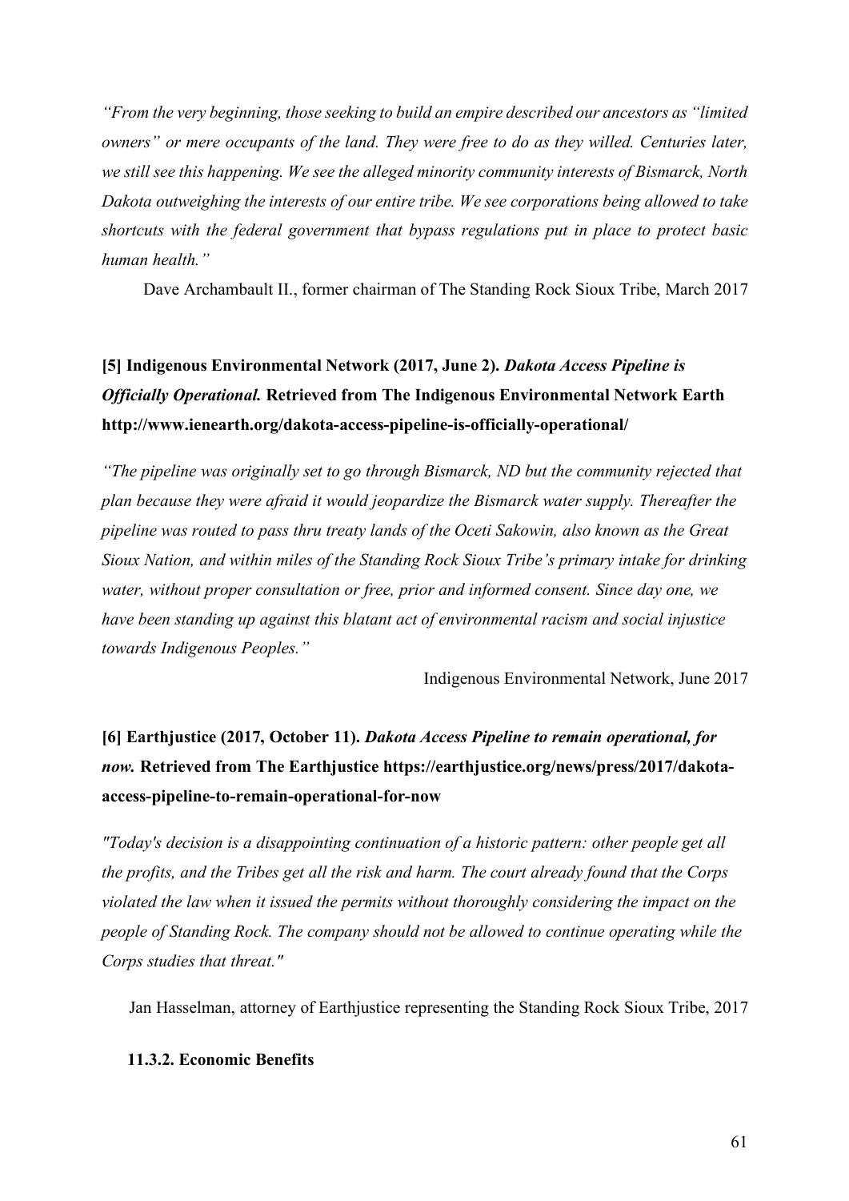*"From the very beginning, those seeking to build an empire described our ancestors as "limited owners" or mere occupants of the land. They were free to do as they willed. Centuries later, we still see this happening. We see the alleged minority community interests of Bismarck, North Dakota outweighing the interests of our entire tribe. We see corporations being allowed to take shortcuts with the federal government that bypass regulations put in place to protect basic human health."*

Dave Archambault II., former chairman of The Standing Rock Sioux Tribe, March 2017

**[5] Indigenous Environmental Network (2017, June 2). *Dakota Access Pipeline is Officially Operational.* Retrieved from The Indigenous Environmental Network Earth http://www.ienearth.org/dakota-access-pipeline-is-officially-operational/**

*"The pipeline was originally set to go through Bismarck, ND but the community rejected that plan because they were afraid it would jeopardize the Bismarck water supply. Thereafter the pipeline was routed to pass thru treaty lands of the Oceti Sakowin, also known as the Great Sioux Nation, and within miles of the Standing Rock Sioux Tribe's primary intake for drinking water, without proper consultation or free, prior and informed consent. Since day one, we have been standing up against this blatant act of environmental racism and social injustice towards Indigenous Peoples."*

Indigenous Environmental Network, June 2017

**[6] Earthjustice (2017, October 11). *Dakota Access Pipeline to remain operational, for now.* Retrieved from The Earthjustice https://earthjustice.org/news/press/2017/dakota-access-pipeline-to-remain-operational-for-now**

*"Today's decision is a disappointing continuation of a historic pattern: other people get all the profits, and the Tribes get all the risk and harm. The court already found that the Corps violated the law when it issued the permits without thoroughly considering the impact on the people of Standing Rock. The company should not be allowed to continue operating while the Corps studies that threat."*

Jan Hasselman, attorney of Earthjustice representing the Standing Rock Sioux Tribe, 2017

### 11.3.2. Economic Benefits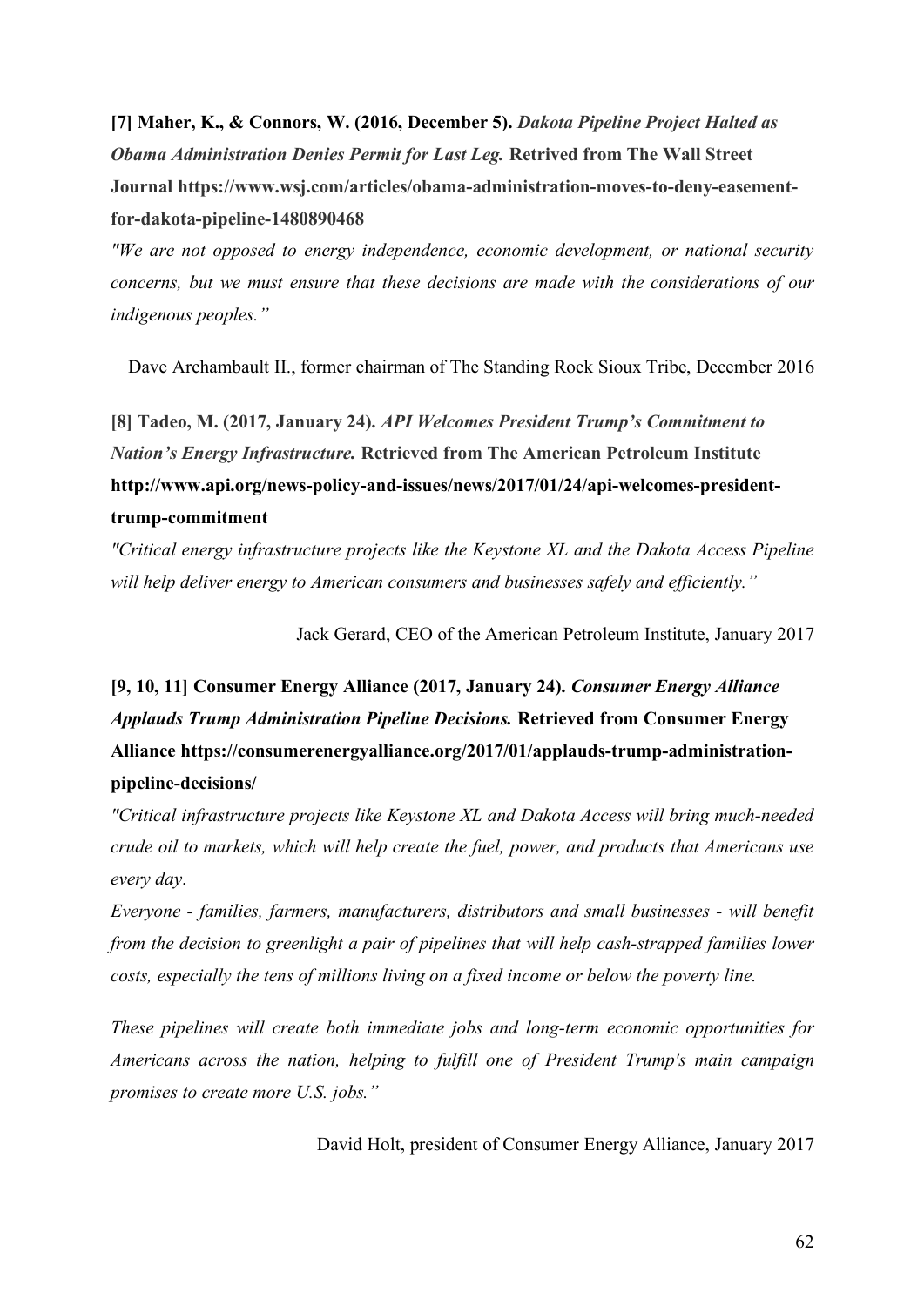**[7] Maher, K., & Connors, W. (2016, December 5).** ***Dakota Pipeline Project Halted as Obama Administration Denies Permit for Last Leg.*** **Retrived from The Wall Street Journal https://www.wsj.com/articles/obama-administration-moves-to-deny-easement-for-dakota-pipeline-1480890468**

*"We are not opposed to energy independence, economic development, or national security concerns, but we must ensure that these decisions are made with the considerations of our indigenous peoples."*

Dave Archambault II., former chairman of The Standing Rock Sioux Tribe, December 2016

**[8] Tadeo, M. (2017, January 24).** ***API Welcomes President Trump's Commitment to Nation's Energy Infrastructure.*** **Retrieved from The American Petroleum Institute http://www.api.org/news-policy-and-issues/news/2017/01/24/api-welcomes-president-trump-commitment**

*"Critical energy infrastructure projects like the Keystone XL and the Dakota Access Pipeline will help deliver energy to American consumers and businesses safely and efficiently."*

Jack Gerard, CEO of the American Petroleum Institute, January 2017

**[9, 10, 11] Consumer Energy Alliance (2017, January 24).** ***Consumer Energy Alliance Applauds Trump Administration Pipeline Decisions.*** **Retrieved from Consumer Energy Alliance https://consumerenergyalliance.org/2017/01/applauds-trump-administration-pipeline-decisions/**

*"Critical infrastructure projects like Keystone XL and Dakota Access will bring much-needed crude oil to markets, which will help create the fuel, power, and products that Americans use every day.*

*Everyone - families, farmers, manufacturers, distributors and small businesses - will benefit from the decision to greenlight a pair of pipelines that will help cash-strapped families lower costs, especially the tens of millions living on a fixed income or below the poverty line.*

*These pipelines will create both immediate jobs and long-term economic opportunities for Americans across the nation, helping to fulfill one of President Trump's main campaign promises to create more U.S. jobs."*

David Holt, president of Consumer Energy Alliance, January 2017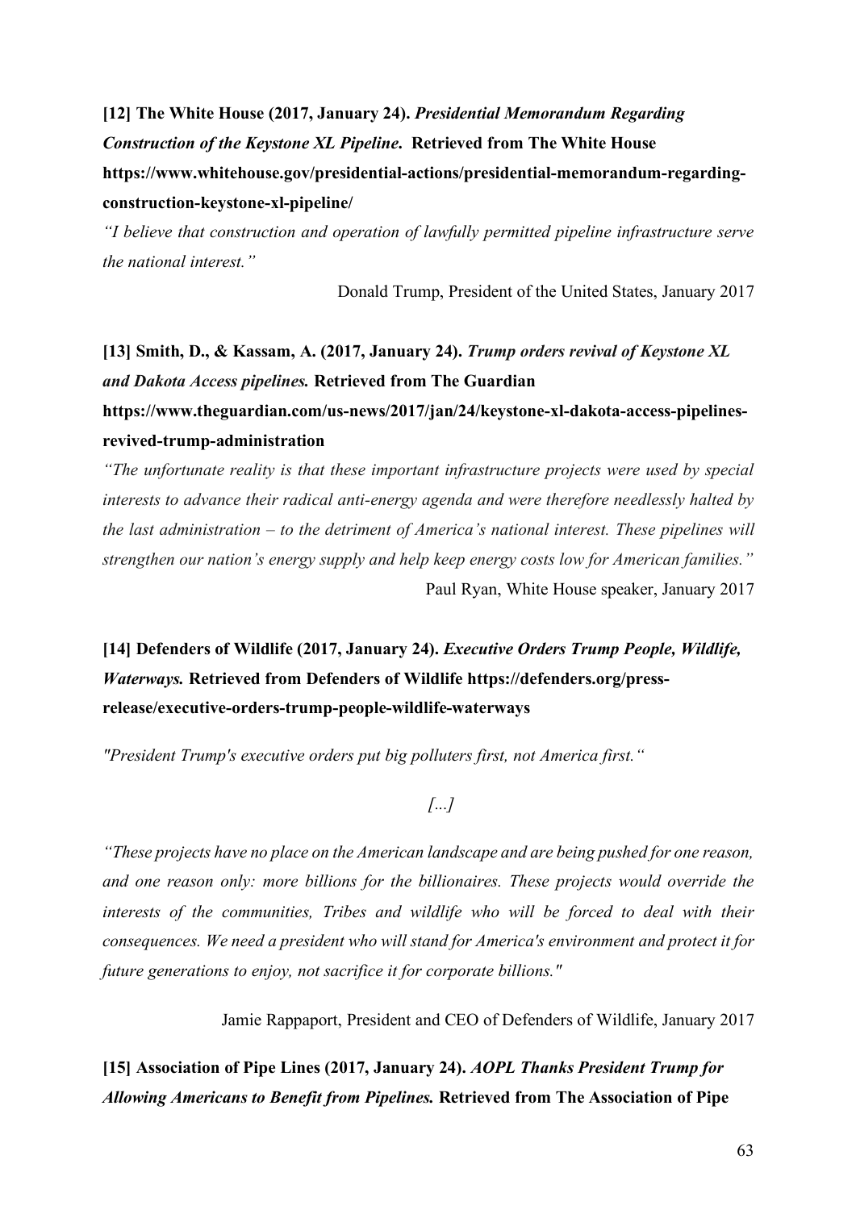**[12] The White House (2017, January 24).** ***Presidential Memorandum Regarding Construction of the Keystone XL Pipeline*****. Retrieved from The White House https://www.whitehouse.gov/presidential-actions/presidential-memorandum-regarding-construction-keystone-xl-pipeline/**

*"I believe that construction and operation of lawfully permitted pipeline infrastructure serve the national interest."*

Donald Trump, President of the United States, January 2017

**[13] Smith, D., & Kassam, A. (2017, January 24).** ***Trump orders revival of Keystone XL and Dakota Access pipelines.*** **Retrieved from The Guardian https://www.theguardian.com/us-news/2017/jan/24/keystone-xl-dakota-access-pipelines-revived-trump-administration**

*"The unfortunate reality is that these important infrastructure projects were used by special interests to advance their radical anti-energy agenda and were therefore needlessly halted by the last administration – to the detriment of America's national interest. These pipelines will strengthen our nation's energy supply and help keep energy costs low for American families."*

Paul Ryan, White House speaker, January 2017

**[14] Defenders of Wildlife (2017, January 24).** ***Executive Orders Trump People, Wildlife, Waterways.*** **Retrieved from Defenders of Wildlife https://defenders.org/press-release/executive-orders-trump-people-wildlife-waterways**

*"President Trump's executive orders put big polluters first, not America first."*

*[...]*

*"These projects have no place on the American landscape and are being pushed for one reason, and one reason only: more billions for the billionaires. These projects would override the interests of the communities, Tribes and wildlife who will be forced to deal with their consequences. We need a president who will stand for America's environment and protect it for future generations to enjoy, not sacrifice it for corporate billions."*

Jamie Rappaport, President and CEO of Defenders of Wildlife, January 2017

**[15] Association of Pipe Lines (2017, January 24).** ***AOPL Thanks President Trump for Allowing Americans to Benefit from Pipelines.*** **Retrieved from The Association of Pipe**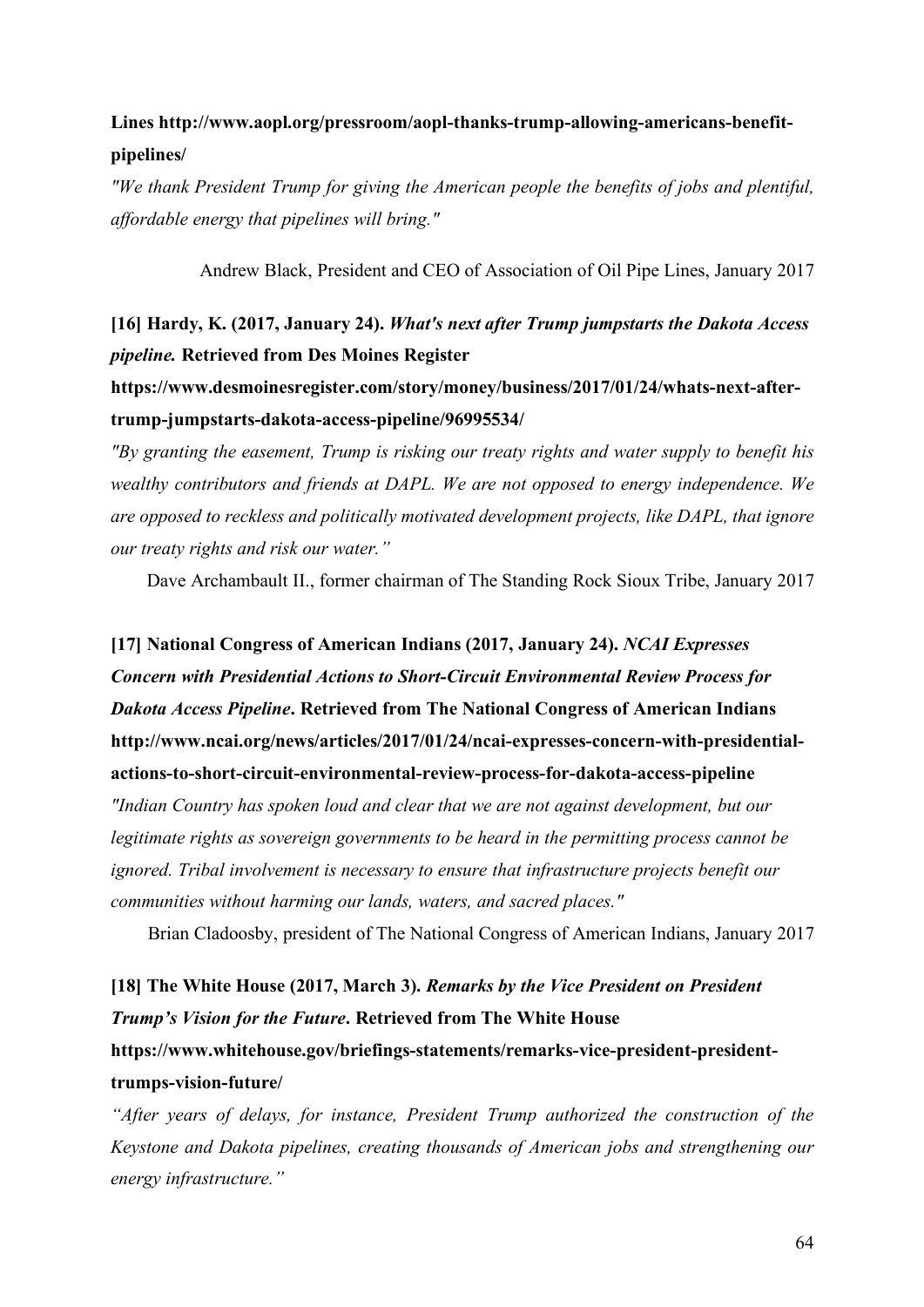**Lines http://www.aopl.org/pressroom/aopl-thanks-trump-allowing-americans-benefit-pipelines/**

*"We thank President Trump for giving the American people the benefits of jobs and plentiful, affordable energy that pipelines will bring."*

Andrew Black, President and CEO of Association of Oil Pipe Lines, January 2017

**[16] Hardy, K. (2017, January 24).** ***What's next after Trump jumpstarts the Dakota Access pipeline.*** **Retrieved from Des Moines Register https://www.desmoinesregister.com/story/money/business/2017/01/24/whats-next-after-trump-jumpstarts-dakota-access-pipeline/96995534/**

*"By granting the easement, Trump is risking our treaty rights and water supply to benefit his wealthy contributors and friends at DAPL. We are not opposed to energy independence. We are opposed to reckless and politically motivated development projects, like DAPL, that ignore our treaty rights and risk our water."*

Dave Archambault II., former chairman of The Standing Rock Sioux Tribe, January 2017

**[17] National Congress of American Indians (2017, January 24).** ***NCAI Expresses Concern with Presidential Actions to Short-Circuit Environmental Review Process for Dakota Access Pipeline*****. Retrieved from The National Congress of American Indians http://www.ncai.org/news/articles/2017/01/24/ncai-expresses-concern-with-presidential-actions-to-short-circuit-environmental-review-process-for-dakota-access-pipeline**

*"Indian Country has spoken loud and clear that we are not against development, but our legitimate rights as sovereign governments to be heard in the permitting process cannot be ignored. Tribal involvement is necessary to ensure that infrastructure projects benefit our communities without harming our lands, waters, and sacred places."*

Brian Cladoosby, president of The National Congress of American Indians, January 2017

**[18] The White House (2017, March 3).** ***Remarks by the Vice President on President Trump's Vision for the Future*****. Retrieved from The White House https://www.whitehouse.gov/briefings-statements/remarks-vice-president-president-trumps-vision-future/**

*"After years of delays, for instance, President Trump authorized the construction of the Keystone and Dakota pipelines, creating thousands of American jobs and strengthening our energy infrastructure."*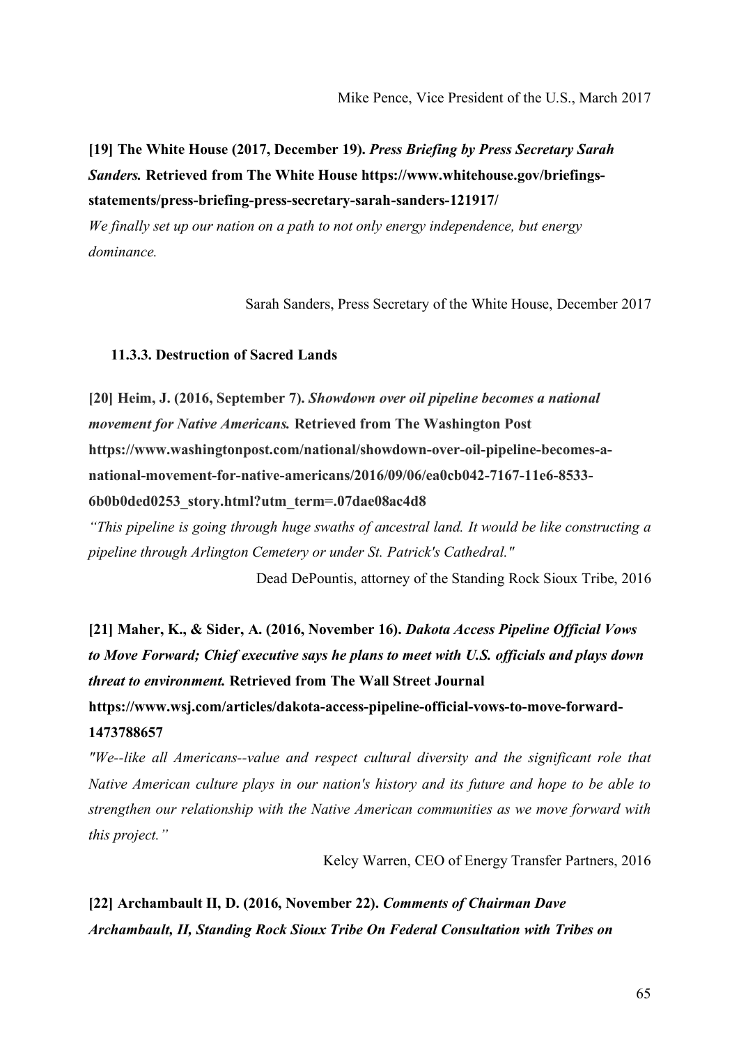Mike Pence, Vice President of the U.S., March 2017

**[19] The White House (2017, December 19).** ***Press Briefing by Press Secretary Sarah Sanders.*** **Retrieved from The White House https://www.whitehouse.gov/briefings-statements/press-briefing-press-secretary-sarah-sanders-121917/**

*We finally set up our nation on a path to not only energy independence, but energy dominance.*

Sarah Sanders, Press Secretary of the White House, December 2017

### 11.3.3. Destruction of Sacred Lands

**[20] Heim, J. (2016, September 7).** ***Showdown over oil pipeline becomes a national movement for Native Americans.*** **Retrieved from The Washington Post https://www.washingtonpost.com/national/showdown-over-oil-pipeline-becomes-a-national-movement-for-native-americans/2016/09/06/ea0cb042-7167-11e6-8533-6b0b0ded0253_story.html?utm_term=.07dae08ac4d8**

*"This pipeline is going through huge swaths of ancestral land. It would be like constructing a pipeline through Arlington Cemetery or under St. Patrick's Cathedral."*

Dead DePountis, attorney of the Standing Rock Sioux Tribe, 2016

**[21] Maher, K., & Sider, A. (2016, November 16).** ***Dakota Access Pipeline Official Vows to Move Forward; Chief executive says he plans to meet with U.S. officials and plays down threat to environment.*** **Retrieved from The Wall Street Journal https://www.wsj.com/articles/dakota-access-pipeline-official-vows-to-move-forward-1473788657**

*"We--like all Americans--value and respect cultural diversity and the significant role that Native American culture plays in our nation's history and its future and hope to be able to strengthen our relationship with the Native American communities as we move forward with this project."*

Kelcy Warren, CEO of Energy Transfer Partners, 2016

**[22] Archambault II, D. (2016, November 22).** ***Comments of Chairman Dave Archambault, II, Standing Rock Sioux Tribe On Federal Consultation with Tribes on***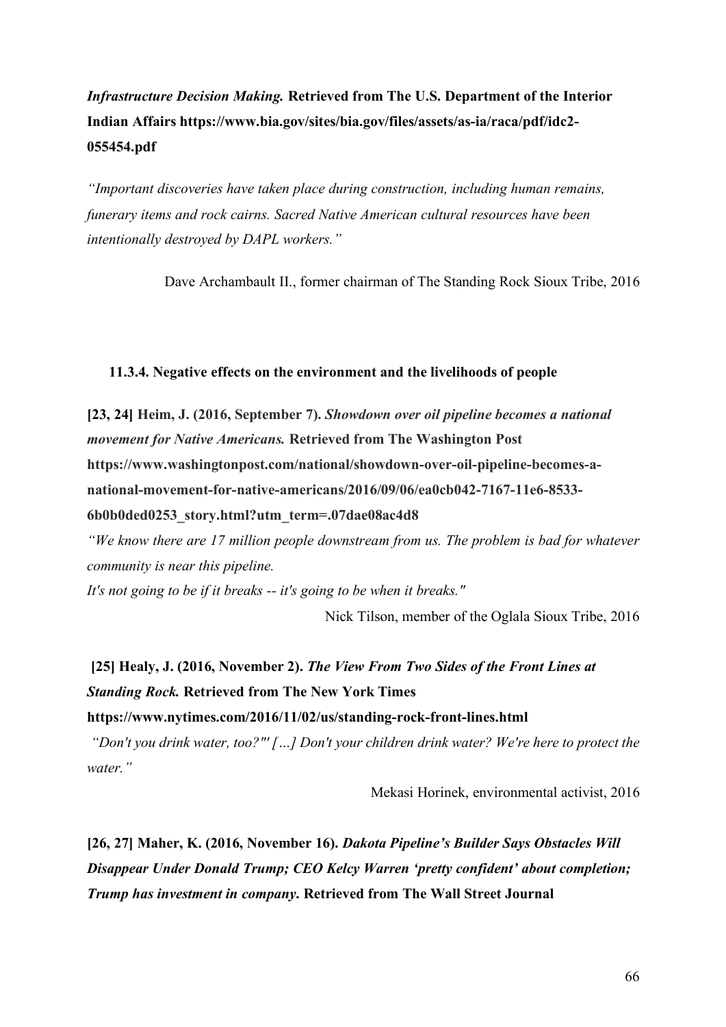***Infrastructure Decision Making.*** **Retrieved from The U.S. Department of the Interior Indian Affairs https://www.bia.gov/sites/bia.gov/files/assets/as-ia/raca/pdf/idc2-055454.pdf**

*"Important discoveries have taken place during construction, including human remains, funerary items and rock cairns. Sacred Native American cultural resources have been intentionally destroyed by DAPL workers."*

Dave Archambault II., former chairman of The Standing Rock Sioux Tribe, 2016

### 11.3.4. Negative effects on the environment and the livelihoods of people

**[23, 24] Heim, J. (2016, September 7). *Showdown over oil pipeline becomes a national movement for Native Americans.* Retrieved from The Washington Post https://www.washingtonpost.com/national/showdown-over-oil-pipeline-becomes-a-national-movement-for-native-americans/2016/09/06/ea0cb042-7167-11e6-8533-6b0b0ded0253_story.html?utm_term=.07dae08ac4d8**

*"We know there are 17 million people downstream from us. The problem is bad for whatever community is near this pipeline.*
*It's not going to be if it breaks -- it's going to be when it breaks."*

Nick Tilson, member of the Oglala Sioux Tribe, 2016

**[25] Healy, J. (2016, November 2). *The View From Two Sides of the Front Lines at Standing Rock.* Retrieved from The New York Times https://www.nytimes.com/2016/11/02/us/standing-rock-front-lines.html**

*"Don't you drink water, too?"' […] Don't your children drink water? We're here to protect the water."*

Mekasi Horinek, environmental activist, 2016

**[26, 27] Maher, K. (2016, November 16). *Dakota Pipeline's Builder Says Obstacles Will Disappear Under Donald Trump; CEO Kelcy Warren 'pretty confident' about completion; Trump has investment in company.* Retrieved from The Wall Street Journal**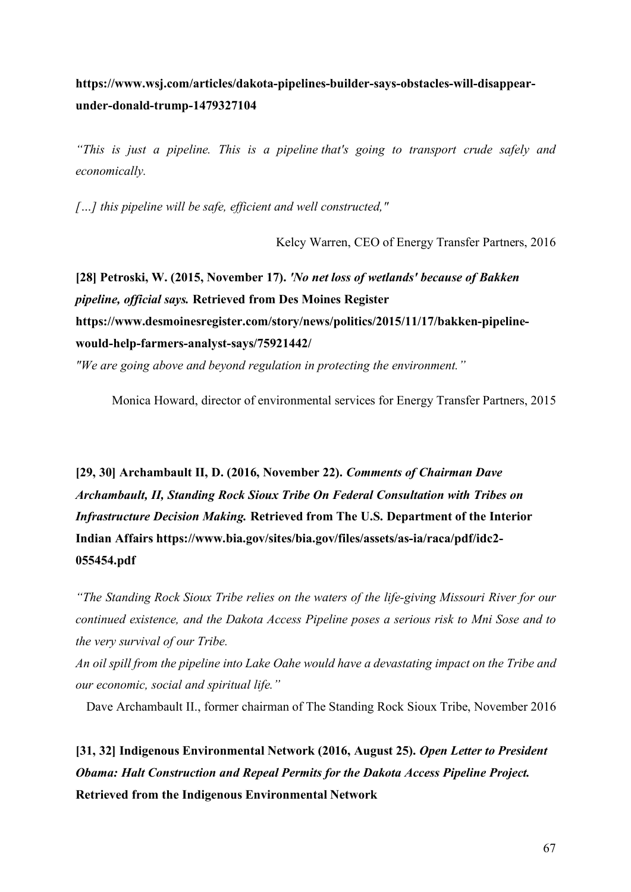**https://www.wsj.com/articles/dakota-pipelines-builder-says-obstacles-will-disappear-under-donald-trump-1479327104**

*"This is just a pipeline. This is a pipeline that's going to transport crude safely and economically.*

*[…] this pipeline will be safe, efficient and well constructed,"*

Kelcy Warren, CEO of Energy Transfer Partners, 2016

**[28] Petroski, W. (2015, November 17).** ***'No net loss of wetlands' because of Bakken pipeline, official says.*** **Retrieved from Des Moines Register https://www.desmoinesregister.com/story/news/politics/2015/11/17/bakken-pipeline-would-help-farmers-analyst-says/75921442/**

*"We are going above and beyond regulation in protecting the environment."*

Monica Howard, director of environmental services for Energy Transfer Partners, 2015

**[29, 30] Archambault II, D. (2016, November 22).** ***Comments of Chairman Dave Archambault, II, Standing Rock Sioux Tribe On Federal Consultation with Tribes on Infrastructure Decision Making.*** **Retrieved from The U.S. Department of the Interior Indian Affairs https://www.bia.gov/sites/bia.gov/files/assets/as-ia/raca/pdf/idc2-055454.pdf**

*"The Standing Rock Sioux Tribe relies on the waters of the life-giving Missouri River for our continued existence, and the Dakota Access Pipeline poses a serious risk to Mni Sose and to the very survival of our Tribe.*

*An oil spill from the pipeline into Lake Oahe would have a devastating impact on the Tribe and our economic, social and spiritual life."*

Dave Archambault II., former chairman of The Standing Rock Sioux Tribe, November 2016

**[31, 32] Indigenous Environmental Network (2016, August 25).** ***Open Letter to President Obama: Halt Construction and Repeal Permits for the Dakota Access Pipeline Project.*** **Retrieved from the Indigenous Environmental Network**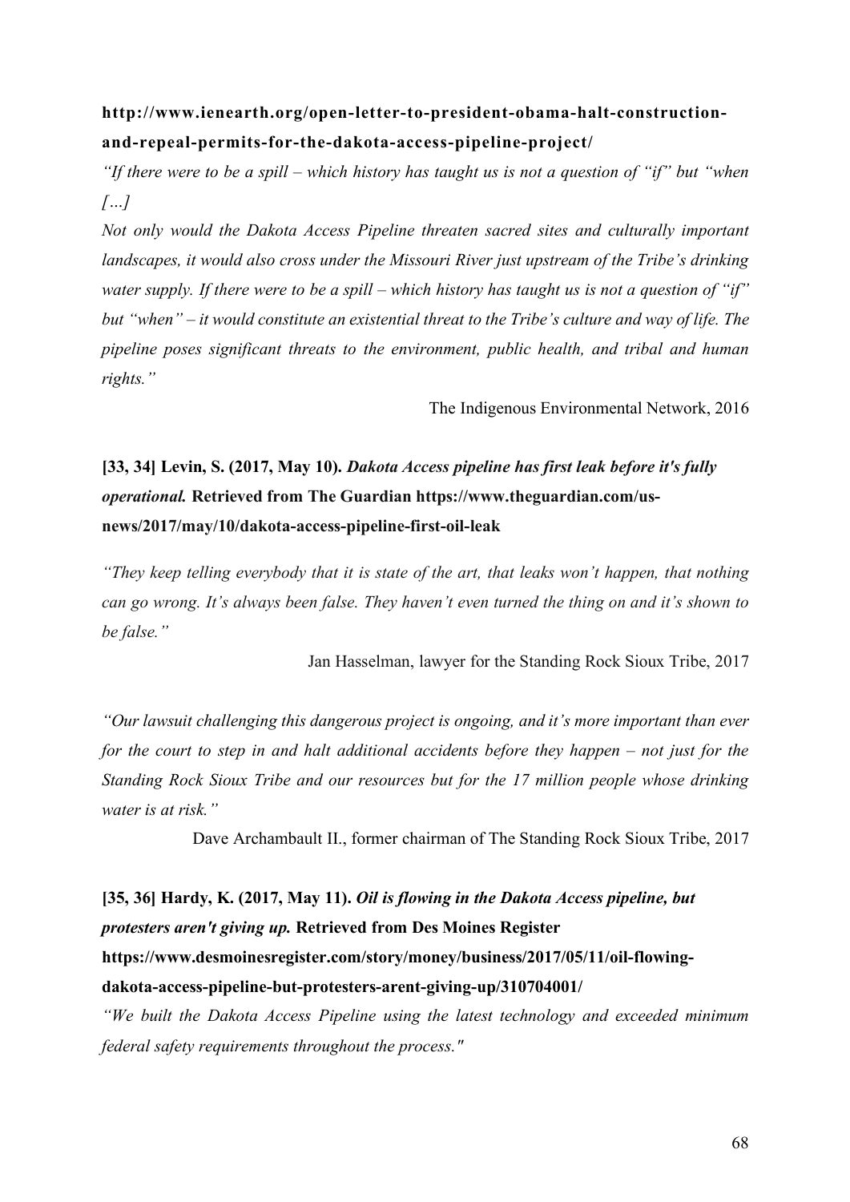**http://www.ienearth.org/open-letter-to-president-obama-halt-construction-and-repeal-permits-for-the-dakota-access-pipeline-project/**

*"If there were to be a spill – which history has taught us is not a question of "if" but "when […]*

*Not only would the Dakota Access Pipeline threaten sacred sites and culturally important landscapes, it would also cross under the Missouri River just upstream of the Tribe's drinking water supply. If there were to be a spill – which history has taught us is not a question of "if" but "when" – it would constitute an existential threat to the Tribe's culture and way of life. The pipeline poses significant threats to the environment, public health, and tribal and human rights."*

The Indigenous Environmental Network, 2016

**[33, 34] Levin, S. (2017, May 10). *Dakota Access pipeline has first leak before it's fully operational.* Retrieved from The Guardian https://www.theguardian.com/us-news/2017/may/10/dakota-access-pipeline-first-oil-leak**

*"They keep telling everybody that it is state of the art, that leaks won't happen, that nothing can go wrong. It's always been false. They haven't even turned the thing on and it's shown to be false."*

Jan Hasselman, lawyer for the Standing Rock Sioux Tribe, 2017

*"Our lawsuit challenging this dangerous project is ongoing, and it's more important than ever for the court to step in and halt additional accidents before they happen – not just for the Standing Rock Sioux Tribe and our resources but for the 17 million people whose drinking water is at risk."*

Dave Archambault II., former chairman of The Standing Rock Sioux Tribe, 2017

**[35, 36] Hardy, K. (2017, May 11). *Oil is flowing in the Dakota Access pipeline, but protesters aren't giving up.* Retrieved from Des Moines Register https://www.desmoinesregister.com/story/money/business/2017/05/11/oil-flowing-dakota-access-pipeline-but-protesters-arent-giving-up/310704001/**

*"We built the Dakota Access Pipeline using the latest technology and exceeded minimum federal safety requirements throughout the process."*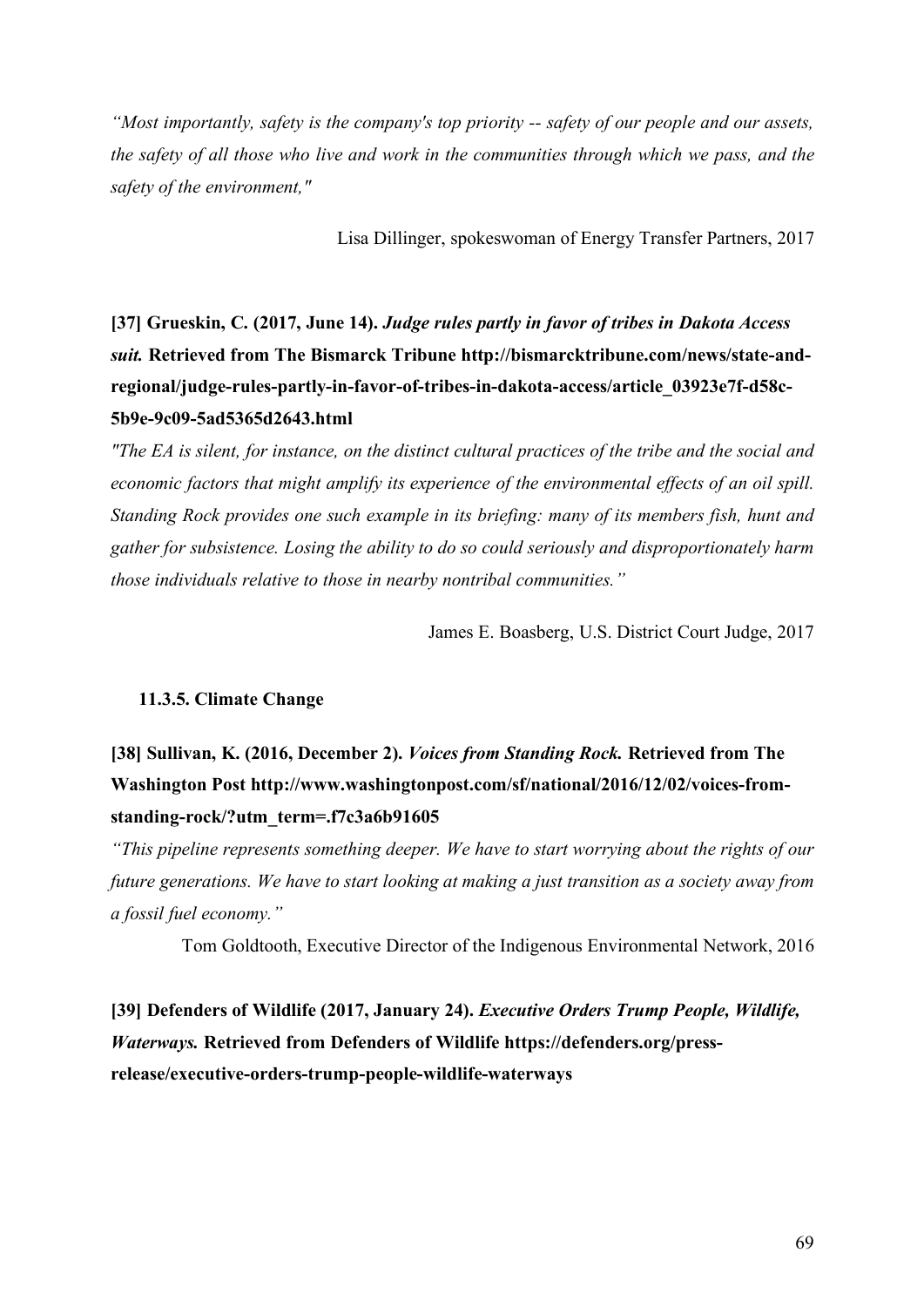*"Most importantly, safety is the company's top priority -- safety of our people and our assets, the safety of all those who live and work in the communities through which we pass, and the safety of the environment,"*

Lisa Dillinger, spokeswoman of Energy Transfer Partners, 2017

**[37] Grueskin, C. (2017, June 14).** ***Judge rules partly in favor of tribes in Dakota Access suit.*** **Retrieved from The Bismarck Tribune http://bismarcktribune.com/news/state-and-regional/judge-rules-partly-in-favor-of-tribes-in-dakota-access/article_03923e7f-d58c-5b9e-9c09-5ad5365d2643.html**

*"The EA is silent, for instance, on the distinct cultural practices of the tribe and the social and economic factors that might amplify its experience of the environmental effects of an oil spill. Standing Rock provides one such example in its briefing: many of its members fish, hunt and gather for subsistence. Losing the ability to do so could seriously and disproportionately harm those individuals relative to those in nearby nontribal communities."*

James E. Boasberg, U.S. District Court Judge, 2017

#### 11.3.5. Climate Change

**[38] Sullivan, K. (2016, December 2).** ***Voices from Standing Rock.*** **Retrieved from The Washington Post http://www.washingtonpost.com/sf/national/2016/12/02/voices-from-standing-rock/?utm_term=.f7c3a6b91605**

*"This pipeline represents something deeper. We have to start worrying about the rights of our future generations. We have to start looking at making a just transition as a society away from a fossil fuel economy."*

Tom Goldtooth, Executive Director of the Indigenous Environmental Network, 2016

**[39] Defenders of Wildlife (2017, January 24).** ***Executive Orders Trump People, Wildlife, Waterways.*** **Retrieved from Defenders of Wildlife https://defenders.org/press-release/executive-orders-trump-people-wildlife-waterways**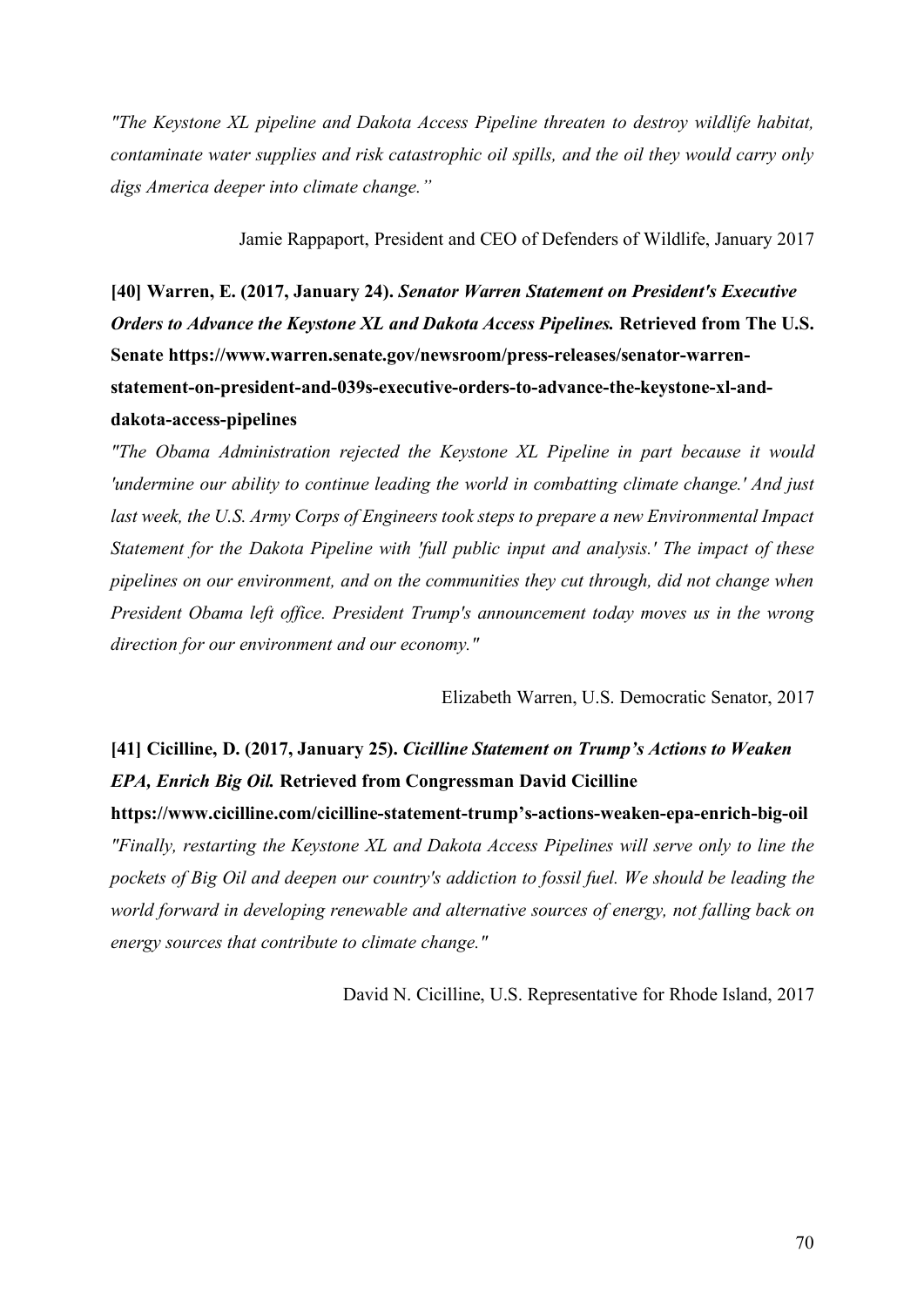*"The Keystone XL pipeline and Dakota Access Pipeline threaten to destroy wildlife habitat, contaminate water supplies and risk catastrophic oil spills, and the oil they would carry only digs America deeper into climate change."*

Jamie Rappaport, President and CEO of Defenders of Wildlife, January 2017

**[40] Warren, E. (2017, January 24). *Senator Warren Statement on President's Executive Orders to Advance the Keystone XL and Dakota Access Pipelines.* Retrieved from The U.S. Senate https://www.warren.senate.gov/newsroom/press-releases/senator-warren-statement-on-president-and-039s-executive-orders-to-advance-the-keystone-xl-and-dakota-access-pipelines**

*"The Obama Administration rejected the Keystone XL Pipeline in part because it would 'undermine our ability to continue leading the world in combatting climate change.' And just last week, the U.S. Army Corps of Engineers took steps to prepare a new Environmental Impact Statement for the Dakota Pipeline with 'full public input and analysis.' The impact of these pipelines on our environment, and on the communities they cut through, did not change when President Obama left office. President Trump's announcement today moves us in the wrong direction for our environment and our economy."*

Elizabeth Warren, U.S. Democratic Senator, 2017

**[41] Cicilline, D. (2017, January 25). *Cicilline Statement on Trump's Actions to Weaken EPA, Enrich Big Oil.* Retrieved from Congressman David Cicilline https://www.cicilline.com/cicilline-statement-trump's-actions-weaken-epa-enrich-big-oil**

*"Finally, restarting the Keystone XL and Dakota Access Pipelines will serve only to line the pockets of Big Oil and deepen our country's addiction to fossil fuel. We should be leading the world forward in developing renewable and alternative sources of energy, not falling back on energy sources that contribute to climate change."*

David N. Cicilline, U.S. Representative for Rhode Island, 2017